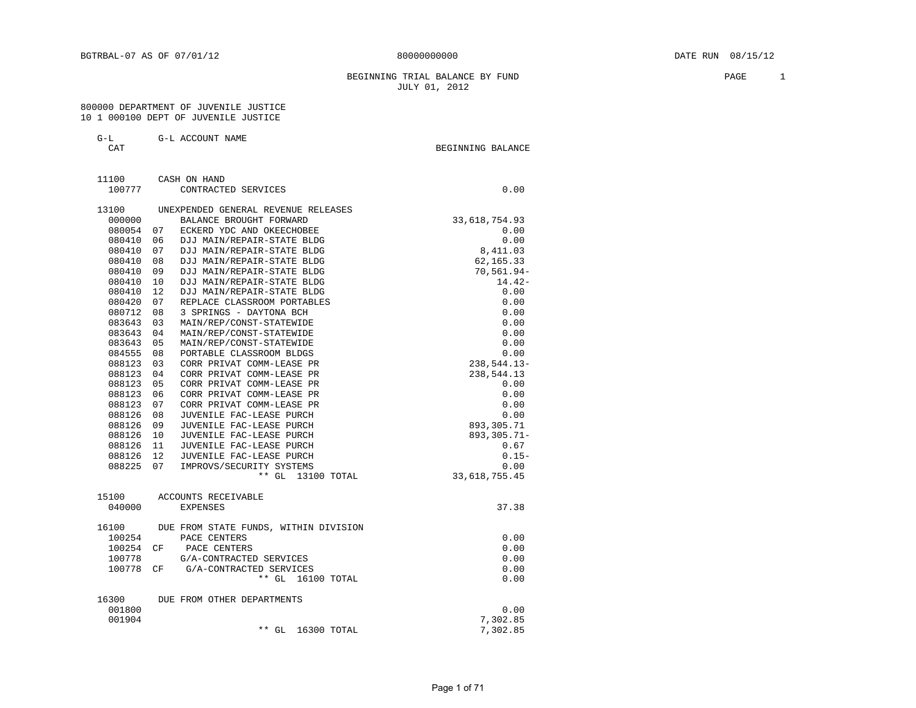BGTRBAL-07 AS OF 07/01/12 80000000000 DATE RUN 08/15/12

# BEGINNING TRIAL BALANCE BY FUND
## JULY 01, 2012

800000 DEPARTMENT OF JUVENILE JUSTICE
10 1 000100 DEPT OF JUVENILE JUSTICE

| G-L CAT | | G-L ACCOUNT NAME | BEGINNING BALANCE |
|---|---|---|---|
| 11100 | | CASH ON HAND | |
| 100777 | | CONTRACTED SERVICES | 0.00 |
| 13100 | | UNEXPENDED GENERAL REVENUE RELEASES | |
| 000000 | | BALANCE BROUGHT FORWARD | 33,618,754.93 |
| 080054 | 07 | ECKERD YDC AND OKEECHOBEE | 0.00 |
| 080410 | 06 | DJJ MAIN/REPAIR-STATE BLDG | 0.00 |
| 080410 | 07 | DJJ MAIN/REPAIR-STATE BLDG | 8,411.03 |
| 080410 | 08 | DJJ MAIN/REPAIR-STATE BLDG | 62,165.33 |
| 080410 | 09 | DJJ MAIN/REPAIR-STATE BLDG | 70,561.94- |
| 080410 | 10 | DJJ MAIN/REPAIR-STATE BLDG | 14.42- |
| 080410 | 12 | DJJ MAIN/REPAIR-STATE BLDG | 0.00 |
| 080420 | 07 | REPLACE CLASSROOM PORTABLES | 0.00 |
| 080712 | 08 | 3 SPRINGS - DAYTONA BCH | 0.00 |
| 083643 | 03 | MAIN/REP/CONST-STATEWIDE | 0.00 |
| 083643 | 04 | MAIN/REP/CONST-STATEWIDE | 0.00 |
| 083643 | 05 | MAIN/REP/CONST-STATEWIDE | 0.00 |
| 084555 | 08 | PORTABLE CLASSROOM BLDGS | 0.00 |
| 088123 | 03 | CORR PRIVAT COMM-LEASE PR | 238,544.13- |
| 088123 | 04 | CORR PRIVAT COMM-LEASE PR | 238,544.13 |
| 088123 | 05 | CORR PRIVAT COMM-LEASE PR | 0.00 |
| 088123 | 06 | CORR PRIVAT COMM-LEASE PR | 0.00 |
| 088123 | 07 | CORR PRIVAT COMM-LEASE PR | 0.00 |
| 088126 | 08 | JUVENILE FAC-LEASE PURCH | 0.00 |
| 088126 | 09 | JUVENILE FAC-LEASE PURCH | 893,305.71 |
| 088126 | 10 | JUVENILE FAC-LEASE PURCH | 893,305.71- |
| 088126 | 11 | JUVENILE FAC-LEASE PURCH | 0.67 |
| 088126 | 12 | JUVENILE FAC-LEASE PURCH | 0.15- |
| 088225 | 07 | IMPROVS/SECURITY SYSTEMS | 0.00 |
| | | ** GL 13100 TOTAL | 33,618,755.45 |
| 15100 | | ACCOUNTS RECEIVABLE | |
| 040000 | | EXPENSES | 37.38 |
| 16100 | | DUE FROM STATE FUNDS, WITHIN DIVISION | |
| 100254 | | PACE CENTERS | 0.00 |
| 100254 | CF | PACE CENTERS | 0.00 |
| 100778 | | G/A-CONTRACTED SERVICES | 0.00 |
| 100778 | CF | G/A-CONTRACTED SERVICES | 0.00 |
| | | ** GL 16100 TOTAL | 0.00 |
| 16300 | | DUE FROM OTHER DEPARTMENTS | |
| 001800 | | | 0.00 |
| 001904 | | | 7,302.85 |
| | | ** GL 16300 TOTAL | 7,302.85 |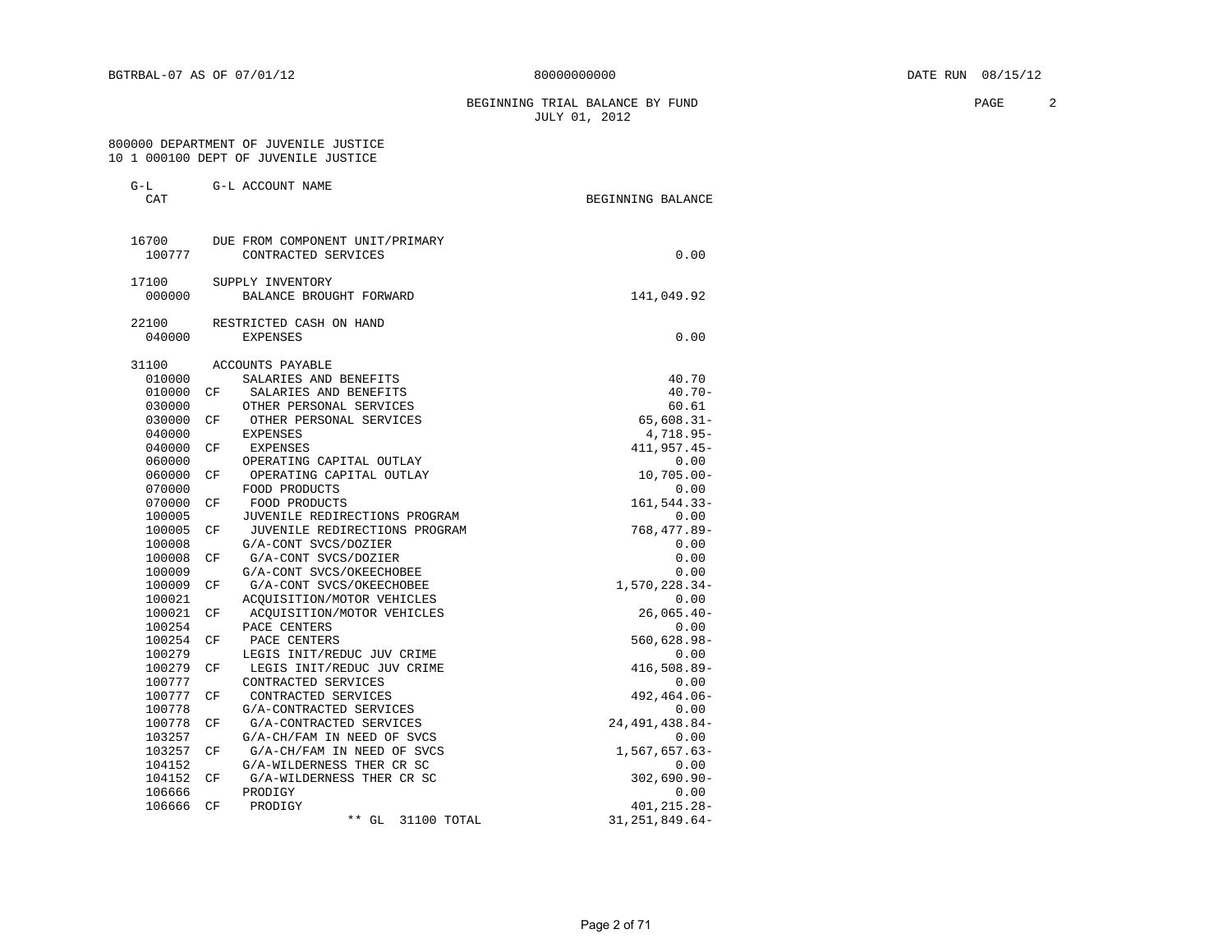BGTRBAL-07 AS OF 07/01/12 80000000000 DATE RUN 08/15/12

BEGINNING TRIAL BALANCE BY FUND
JULY 01, 2012

800000 DEPARTMENT OF JUVENILE JUSTICE
10 1 000100 DEPT OF JUVENILE JUSTICE

| G-L CAT | | G-L ACCOUNT NAME | BEGINNING BALANCE |
|---|---|---|---|
| 16700 | | DUE FROM COMPONENT UNIT/PRIMARY | |
| 100777 | | CONTRACTED SERVICES | 0.00 |
| 17100 | | SUPPLY INVENTORY | |
| 000000 | | BALANCE BROUGHT FORWARD | 141,049.92 |
| 22100 | | RESTRICTED CASH ON HAND | |
| 040000 | | EXPENSES | 0.00 |
| 31100 | | ACCOUNTS PAYABLE | |
| 010000 | | SALARIES AND BENEFITS | 40.70 |
| 010000 | CF | SALARIES AND BENEFITS | 40.70- |
| 030000 | | OTHER PERSONAL SERVICES | 60.61 |
| 030000 | CF | OTHER PERSONAL SERVICES | 65,608.31- |
| 040000 | | EXPENSES | 4,718.95- |
| 040000 | CF | EXPENSES | 411,957.45- |
| 060000 | | OPERATING CAPITAL OUTLAY | 0.00 |
| 060000 | CF | OPERATING CAPITAL OUTLAY | 10,705.00- |
| 070000 | | FOOD PRODUCTS | 0.00 |
| 070000 | CF | FOOD PRODUCTS | 161,544.33- |
| 100005 | | JUVENILE REDIRECTIONS PROGRAM | 0.00 |
| 100005 | CF | JUVENILE REDIRECTIONS PROGRAM | 768,477.89- |
| 100008 | | G/A-CONT SVCS/DOZIER | 0.00 |
| 100008 | CF | G/A-CONT SVCS/DOZIER | 0.00 |
| 100009 | | G/A-CONT SVCS/OKEECHOBEE | 0.00 |
| 100009 | CF | G/A-CONT SVCS/OKEECHOBEE | 1,570,228.34- |
| 100021 | | ACQUISITION/MOTOR VEHICLES | 0.00 |
| 100021 | CF | ACQUISITION/MOTOR VEHICLES | 26,065.40- |
| 100254 | | PACE CENTERS | 0.00 |
| 100254 | CF | PACE CENTERS | 560,628.98- |
| 100279 | | LEGIS INIT/REDUC JUV CRIME | 0.00 |
| 100279 | CF | LEGIS INIT/REDUC JUV CRIME | 416,508.89- |
| 100777 | | CONTRACTED SERVICES | 0.00 |
| 100777 | CF | CONTRACTED SERVICES | 492,464.06- |
| 100778 | | G/A-CONTRACTED SERVICES | 0.00 |
| 100778 | CF | G/A-CONTRACTED SERVICES | 24,491,438.84- |
| 103257 | | G/A-CH/FAM IN NEED OF SVCS | 0.00 |
| 103257 | CF | G/A-CH/FAM IN NEED OF SVCS | 1,567,657.63- |
| 104152 | | G/A-WILDERNESS THER CR SC | 0.00 |
| 104152 | CF | G/A-WILDERNESS THER CR SC | 302,690.90- |
| 106666 | | PRODIGY | 0.00 |
| 106666 | CF | PRODIGY | 401,215.28- |
| | | ** GL 31100 TOTAL | 31,251,849.64- |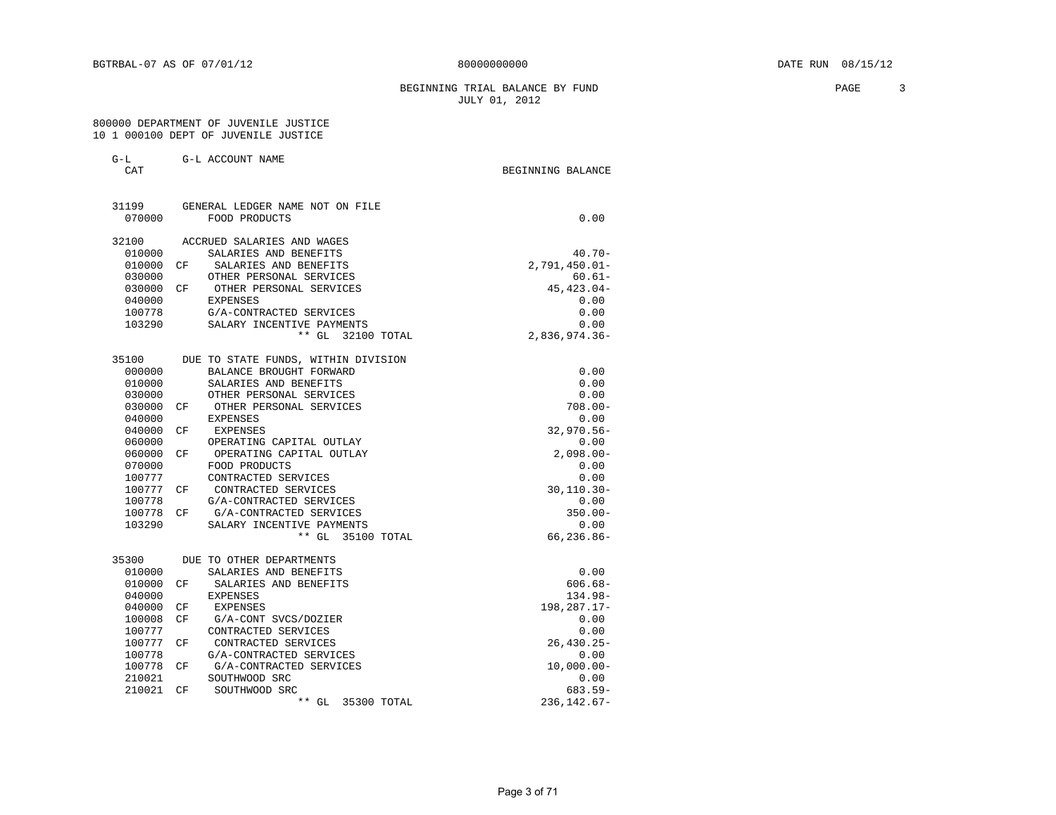BGTRBAL-07 AS OF 07/01/12 &nbsp;&nbsp;&nbsp;&nbsp; 80000000000 &nbsp;&nbsp;&nbsp;&nbsp; DATE RUN 08/15/12

BEGINNING TRIAL BALANCE BY FUND
JULY 01, 2012

800000 DEPARTMENT OF JUVENILE JUSTICE
10 1 000100 DEPT OF JUVENILE JUSTICE

| G-L CAT | | G-L ACCOUNT NAME | BEGINNING BALANCE |
|---|---|---|---|
| 31199 | | GENERAL LEDGER NAME NOT ON FILE | |
| 070000 | | FOOD PRODUCTS | 0.00 |
| 32100 | | ACCRUED SALARIES AND WAGES | |
| 010000 | | SALARIES AND BENEFITS | 40.70- |
| 010000 | CF | SALARIES AND BENEFITS | 2,791,450.01- |
| 030000 | | OTHER PERSONAL SERVICES | 60.61- |
| 030000 | CF | OTHER PERSONAL SERVICES | 45,423.04- |
| 040000 | | EXPENSES | 0.00 |
| 100778 | | G/A-CONTRACTED SERVICES | 0.00 |
| 103290 | | SALARY INCENTIVE PAYMENTS | 0.00 |
| | | ** GL 32100 TOTAL | 2,836,974.36- |
| 35100 | | DUE TO STATE FUNDS, WITHIN DIVISION | |
| 000000 | | BALANCE BROUGHT FORWARD | 0.00 |
| 010000 | | SALARIES AND BENEFITS | 0.00 |
| 030000 | | OTHER PERSONAL SERVICES | 0.00 |
| 030000 | CF | OTHER PERSONAL SERVICES | 708.00- |
| 040000 | | EXPENSES | 0.00 |
| 040000 | CF | EXPENSES | 32,970.56- |
| 060000 | | OPERATING CAPITAL OUTLAY | 0.00 |
| 060000 | CF | OPERATING CAPITAL OUTLAY | 2,098.00- |
| 070000 | | FOOD PRODUCTS | 0.00 |
| 100777 | | CONTRACTED SERVICES | 0.00 |
| 100777 | CF | CONTRACTED SERVICES | 30,110.30- |
| 100778 | | G/A-CONTRACTED SERVICES | 0.00 |
| 100778 | CF | G/A-CONTRACTED SERVICES | 350.00- |
| 103290 | | SALARY INCENTIVE PAYMENTS | 0.00 |
| | | ** GL 35100 TOTAL | 66,236.86- |
| 35300 | | DUE TO OTHER DEPARTMENTS | |
| 010000 | | SALARIES AND BENEFITS | 0.00 |
| 010000 | CF | SALARIES AND BENEFITS | 606.68- |
| 040000 | | EXPENSES | 134.98- |
| 040000 | CF | EXPENSES | 198,287.17- |
| 100008 | CF | G/A-CONT SVCS/DOZIER | 0.00 |
| 100777 | | CONTRACTED SERVICES | 0.00 |
| 100777 | CF | CONTRACTED SERVICES | 26,430.25- |
| 100778 | | G/A-CONTRACTED SERVICES | 0.00 |
| 100778 | CF | G/A-CONTRACTED SERVICES | 10,000.00- |
| 210021 | | SOUTHWOOD SRC | 0.00 |
| 210021 | CF | SOUTHWOOD SRC | 683.59- |
| | | ** GL 35300 TOTAL | 236,142.67- |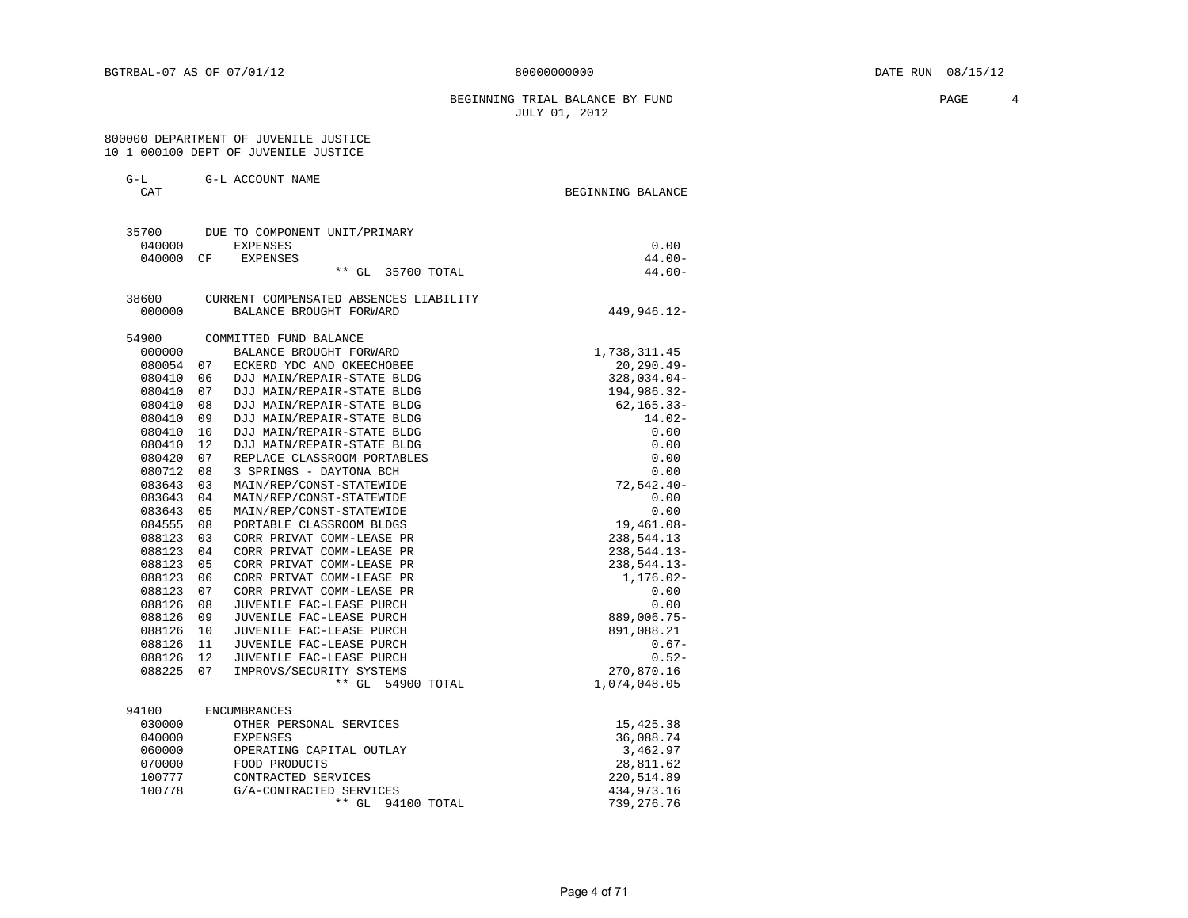BGTRBAL-07 AS OF 07/01/12 80000000000 DATE RUN 08/15/12

# BEGINNING TRIAL BALANCE BY FUND
JULY 01, 2012

800000 DEPARTMENT OF JUVENILE JUSTICE
10 1 000100 DEPT OF JUVENILE JUSTICE

| G-L CAT | | G-L ACCOUNT NAME | BEGINNING BALANCE |
|---|---|---|---|
| 35700 | | DUE TO COMPONENT UNIT/PRIMARY | |
| 040000 | | EXPENSES | 0.00 |
| 040000 | CF | EXPENSES | 44.00- |
| | | ** GL 35700 TOTAL | 44.00- |
| 38600 | | CURRENT COMPENSATED ABSENCES LIABILITY | |
| 000000 | | BALANCE BROUGHT FORWARD | 449,946.12- |
| 54900 | | COMMITTED FUND BALANCE | |
| 000000 | | BALANCE BROUGHT FORWARD | 1,738,311.45 |
| 080054 | 07 | ECKERD YDC AND OKEECHOBEE | 20,290.49- |
| 080410 | 06 | DJJ MAIN/REPAIR-STATE BLDG | 328,034.04- |
| 080410 | 07 | DJJ MAIN/REPAIR-STATE BLDG | 194,986.32- |
| 080410 | 08 | DJJ MAIN/REPAIR-STATE BLDG | 62,165.33- |
| 080410 | 09 | DJJ MAIN/REPAIR-STATE BLDG | 14.02- |
| 080410 | 10 | DJJ MAIN/REPAIR-STATE BLDG | 0.00 |
| 080410 | 12 | DJJ MAIN/REPAIR-STATE BLDG | 0.00 |
| 080420 | 07 | REPLACE CLASSROOM PORTABLES | 0.00 |
| 080712 | 08 | 3 SPRINGS - DAYTONA BCH | 0.00 |
| 083643 | 03 | MAIN/REP/CONST-STATEWIDE | 72,542.40- |
| 083643 | 04 | MAIN/REP/CONST-STATEWIDE | 0.00 |
| 083643 | 05 | MAIN/REP/CONST-STATEWIDE | 0.00 |
| 084555 | 08 | PORTABLE CLASSROOM BLDGS | 19,461.08- |
| 088123 | 03 | CORR PRIVAT COMM-LEASE PR | 238,544.13 |
| 088123 | 04 | CORR PRIVAT COMM-LEASE PR | 238,544.13- |
| 088123 | 05 | CORR PRIVAT COMM-LEASE PR | 238,544.13- |
| 088123 | 06 | CORR PRIVAT COMM-LEASE PR | 1,176.02- |
| 088123 | 07 | CORR PRIVAT COMM-LEASE PR | 0.00 |
| 088126 | 08 | JUVENILE FAC-LEASE PURCH | 0.00 |
| 088126 | 09 | JUVENILE FAC-LEASE PURCH | 889,006.75- |
| 088126 | 10 | JUVENILE FAC-LEASE PURCH | 891,088.21 |
| 088126 | 11 | JUVENILE FAC-LEASE PURCH | 0.67- |
| 088126 | 12 | JUVENILE FAC-LEASE PURCH | 0.52- |
| 088225 | 07 | IMPROVS/SECURITY SYSTEMS | 270,870.16 |
| | | ** GL 54900 TOTAL | 1,074,048.05 |
| 94100 | | ENCUMBRANCES | |
| 030000 | | OTHER PERSONAL SERVICES | 15,425.38 |
| 040000 | | EXPENSES | 36,088.74 |
| 060000 | | OPERATING CAPITAL OUTLAY | 3,462.97 |
| 070000 | | FOOD PRODUCTS | 28,811.62 |
| 100777 | | CONTRACTED SERVICES | 220,514.89 |
| 100778 | | G/A-CONTRACTED SERVICES | 434,973.16 |
| | | ** GL 94100 TOTAL | 739,276.76 |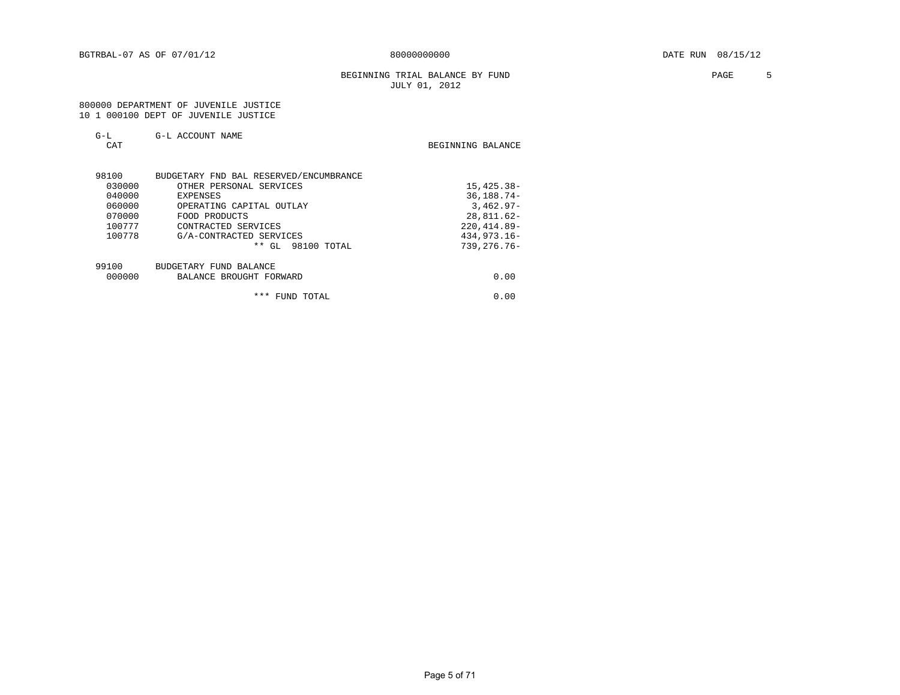BGTRBAL-07 AS OF 07/01/12 80000000000 DATE RUN 08/15/12

BEGINNING TRIAL BALANCE BY FUND
JULY 01, 2012

800000 DEPARTMENT OF JUVENILE JUSTICE
10 1 000100 DEPT OF JUVENILE JUSTICE

| G-L CAT | G-L ACCOUNT NAME | BEGINNING BALANCE |
|---|---|---|
| 98100 | BUDGETARY FND BAL RESERVED/ENCUMBRANCE | |
| 030000 | OTHER PERSONAL SERVICES | 15,425.38- |
| 040000 | EXPENSES | 36,188.74- |
| 060000 | OPERATING CAPITAL OUTLAY | 3,462.97- |
| 070000 | FOOD PRODUCTS | 28,811.62- |
| 100777 | CONTRACTED SERVICES | 220,414.89- |
| 100778 | G/A-CONTRACTED SERVICES | 434,973.16- |
| | ** GL 98100 TOTAL | 739,276.76- |
| 99100 | BUDGETARY FUND BALANCE | |
| 000000 | BALANCE BROUGHT FORWARD | 0.00 |
| | *** FUND TOTAL | 0.00 |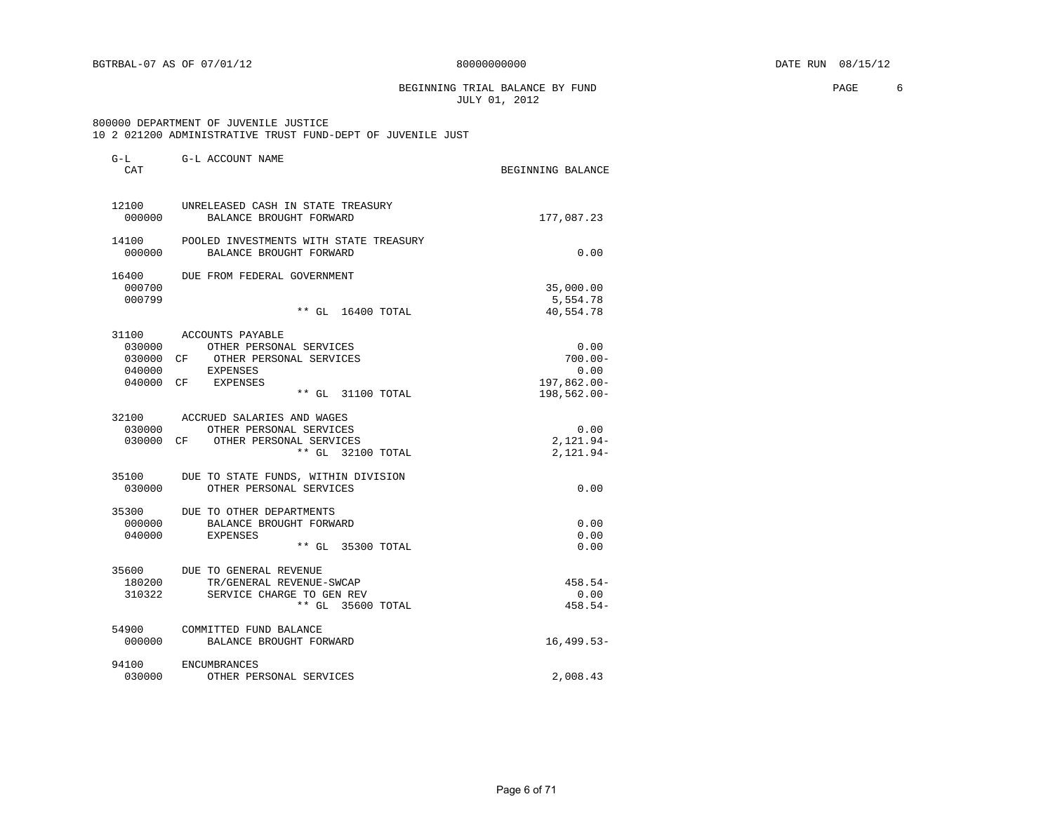BGTRBAL-07 AS OF 07/01/12 80000000000 DATE RUN 08/15/12

BEGINNING TRIAL BALANCE BY FUND
JULY 01, 2012

800000 DEPARTMENT OF JUVENILE JUSTICE
10 2 021200 ADMINISTRATIVE TRUST FUND-DEPT OF JUVENILE JUST

| G-L CAT | | G-L ACCOUNT NAME | BEGINNING BALANCE |
|---|---|---|---|
| 12100 | | UNRELEASED CASH IN STATE TREASURY | |
| 000000 | | BALANCE BROUGHT FORWARD | 177,087.23 |
| 14100 | | POOLED INVESTMENTS WITH STATE TREASURY | |
| 000000 | | BALANCE BROUGHT FORWARD | 0.00 |
| 16400 | | DUE FROM FEDERAL GOVERNMENT | |
| 000700 | | | 35,000.00 |
| 000799 | | | 5,554.78 |
| | | ** GL 16400 TOTAL | 40,554.78 |
| 31100 | | ACCOUNTS PAYABLE | |
| 030000 | | OTHER PERSONAL SERVICES | 0.00 |
| 030000 | CF | OTHER PERSONAL SERVICES | 700.00- |
| 040000 | | EXPENSES | 0.00 |
| 040000 | CF | EXPENSES | 197,862.00- |
| | | ** GL 31100 TOTAL | 198,562.00- |
| 32100 | | ACCRUED SALARIES AND WAGES | |
| 030000 | | OTHER PERSONAL SERVICES | 0.00 |
| 030000 | CF | OTHER PERSONAL SERVICES | 2,121.94- |
| | | ** GL 32100 TOTAL | 2,121.94- |
| 35100 | | DUE TO STATE FUNDS, WITHIN DIVISION | |
| 030000 | | OTHER PERSONAL SERVICES | 0.00 |
| 35300 | | DUE TO OTHER DEPARTMENTS | |
| 000000 | | BALANCE BROUGHT FORWARD | 0.00 |
| 040000 | | EXPENSES | 0.00 |
| | | ** GL 35300 TOTAL | 0.00 |
| 35600 | | DUE TO GENERAL REVENUE | |
| 180200 | | TR/GENERAL REVENUE-SWCAP | 458.54- |
| 310322 | | SERVICE CHARGE TO GEN REV | 0.00 |
| | | ** GL 35600 TOTAL | 458.54- |
| 54900 | | COMMITTED FUND BALANCE | |
| 000000 | | BALANCE BROUGHT FORWARD | 16,499.53- |
| 94100 | | ENCUMBRANCES | |
| 030000 | | OTHER PERSONAL SERVICES | 2,008.43 |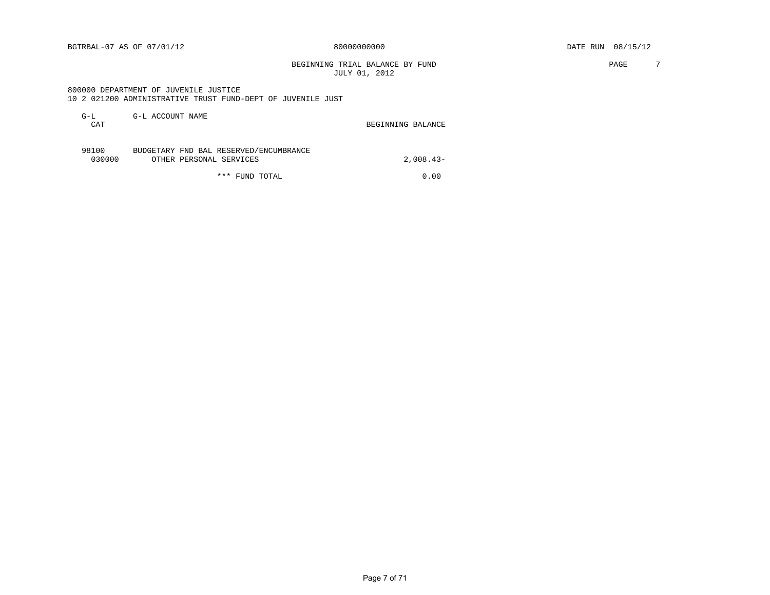BGTRBAL-07 AS OF 07/01/12 80000000000 DATE RUN 08/15/12

BEGINNING TRIAL BALANCE BY FUND
JULY 01, 2012

800000 DEPARTMENT OF JUVENILE JUSTICE
10 2 021200 ADMINISTRATIVE TRUST FUND-DEPT OF JUVENILE JUST

| G-L CAT | G-L ACCOUNT NAME | BEGINNING BALANCE |
|---|---|---|
| 98100 | BUDGETARY FND BAL RESERVED/ENCUMBRANCE | |
| 030000 | OTHER PERSONAL SERVICES | 2,008.43- |
| | *** FUND TOTAL | 0.00 |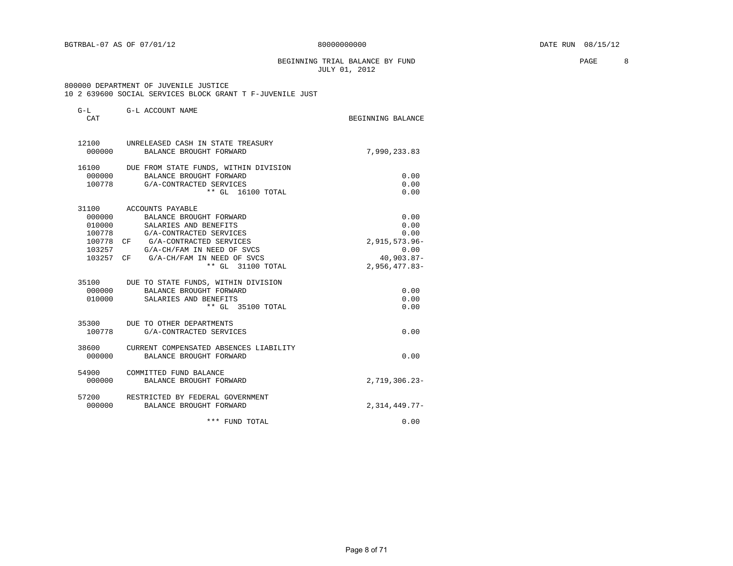BGTRBAL-07 AS OF 07/01/12 80000000000 DATE RUN 08/15/12

# BEGINNING TRIAL BALANCE BY FUND
JULY 01, 2012

800000 DEPARTMENT OF JUVENILE JUSTICE
10 2 639600 SOCIAL SERVICES BLOCK GRANT T F-JUVENILE JUST

| G-L CAT | | G-L ACCOUNT NAME | BEGINNING BALANCE |
|---|---|---|---|
| 12100 | | UNRELEASED CASH IN STATE TREASURY | |
| 000000 | | BALANCE BROUGHT FORWARD | 7,990,233.83 |
| 16100 | | DUE FROM STATE FUNDS, WITHIN DIVISION | |
| 000000 | | BALANCE BROUGHT FORWARD | 0.00 |
| 100778 | | G/A-CONTRACTED SERVICES | 0.00 |
| | | ** GL 16100 TOTAL | 0.00 |
| 31100 | | ACCOUNTS PAYABLE | |
| 000000 | | BALANCE BROUGHT FORWARD | 0.00 |
| 010000 | | SALARIES AND BENEFITS | 0.00 |
| 100778 | | G/A-CONTRACTED SERVICES | 0.00 |
| 100778 | CF | G/A-CONTRACTED SERVICES | 2,915,573.96- |
| 103257 | | G/A-CH/FAM IN NEED OF SVCS | 0.00 |
| 103257 | CF | G/A-CH/FAM IN NEED OF SVCS | 40,903.87- |
| | | ** GL 31100 TOTAL | 2,956,477.83- |
| 35100 | | DUE TO STATE FUNDS, WITHIN DIVISION | |
| 000000 | | BALANCE BROUGHT FORWARD | 0.00 |
| 010000 | | SALARIES AND BENEFITS | 0.00 |
| | | ** GL 35100 TOTAL | 0.00 |
| 35300 | | DUE TO OTHER DEPARTMENTS | |
| 100778 | | G/A-CONTRACTED SERVICES | 0.00 |
| 38600 | | CURRENT COMPENSATED ABSENCES LIABILITY | |
| 000000 | | BALANCE BROUGHT FORWARD | 0.00 |
| 54900 | | COMMITTED FUND BALANCE | |
| 000000 | | BALANCE BROUGHT FORWARD | 2,719,306.23- |
| 57200 | | RESTRICTED BY FEDERAL GOVERNMENT | |
| 000000 | | BALANCE BROUGHT FORWARD | 2,314,449.77- |
| | | *** FUND TOTAL | 0.00 |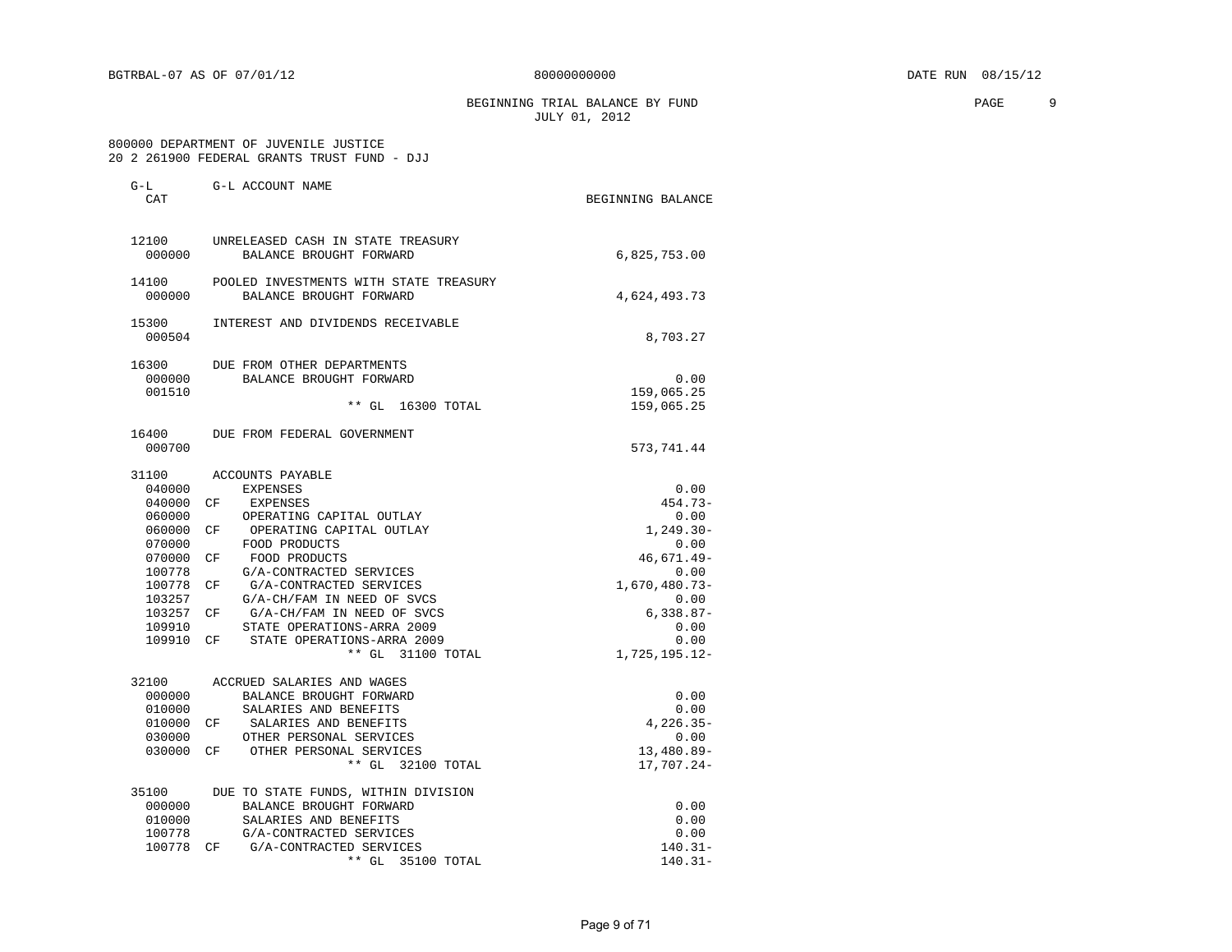BGTRBAL-07 AS OF 07/01/12 80000000000 DATE RUN 08/15/12

# BEGINNING TRIAL BALANCE BY FUND
JULY 01, 2012

800000 DEPARTMENT OF JUVENILE JUSTICE
20 2 261900 FEDERAL GRANTS TRUST FUND - DJJ

| G-L CAT | | G-L ACCOUNT NAME | BEGINNING BALANCE |
|---|---|---|---|
| 12100 | | UNRELEASED CASH IN STATE TREASURY | |
| 000000 | | BALANCE BROUGHT FORWARD | 6,825,753.00 |
| 14100 | | POOLED INVESTMENTS WITH STATE TREASURY | |
| 000000 | | BALANCE BROUGHT FORWARD | 4,624,493.73 |
| 15300 | | INTEREST AND DIVIDENDS RECEIVABLE | |
| 000504 | | | 8,703.27 |
| 16300 | | DUE FROM OTHER DEPARTMENTS | |
| 000000 | | BALANCE BROUGHT FORWARD | 0.00 |
| 001510 | | | 159,065.25 |
| | | ** GL 16300 TOTAL | 159,065.25 |
| 16400 | | DUE FROM FEDERAL GOVERNMENT | |
| 000700 | | | 573,741.44 |
| 31100 | | ACCOUNTS PAYABLE | |
| 040000 | | EXPENSES | 0.00 |
| 040000 | CF | EXPENSES | 454.73- |
| 060000 | | OPERATING CAPITAL OUTLAY | 0.00 |
| 060000 | CF | OPERATING CAPITAL OUTLAY | 1,249.30- |
| 070000 | | FOOD PRODUCTS | 0.00 |
| 070000 | CF | FOOD PRODUCTS | 46,671.49- |
| 100778 | | G/A-CONTRACTED SERVICES | 0.00 |
| 100778 | CF | G/A-CONTRACTED SERVICES | 1,670,480.73- |
| 103257 | | G/A-CH/FAM IN NEED OF SVCS | 0.00 |
| 103257 | CF | G/A-CH/FAM IN NEED OF SVCS | 6,338.87- |
| 109910 | | STATE OPERATIONS-ARRA 2009 | 0.00 |
| 109910 | CF | STATE OPERATIONS-ARRA 2009 | 0.00 |
| | | ** GL 31100 TOTAL | 1,725,195.12- |
| 32100 | | ACCRUED SALARIES AND WAGES | |
| 000000 | | BALANCE BROUGHT FORWARD | 0.00 |
| 010000 | | SALARIES AND BENEFITS | 0.00 |
| 010000 | CF | SALARIES AND BENEFITS | 4,226.35- |
| 030000 | | OTHER PERSONAL SERVICES | 0.00 |
| 030000 | CF | OTHER PERSONAL SERVICES | 13,480.89- |
| | | ** GL 32100 TOTAL | 17,707.24- |
| 35100 | | DUE TO STATE FUNDS, WITHIN DIVISION | |
| 000000 | | BALANCE BROUGHT FORWARD | 0.00 |
| 010000 | | SALARIES AND BENEFITS | 0.00 |
| 100778 | | G/A-CONTRACTED SERVICES | 0.00 |
| 100778 | CF | G/A-CONTRACTED SERVICES | 140.31- |
| | | ** GL 35100 TOTAL | 140.31- |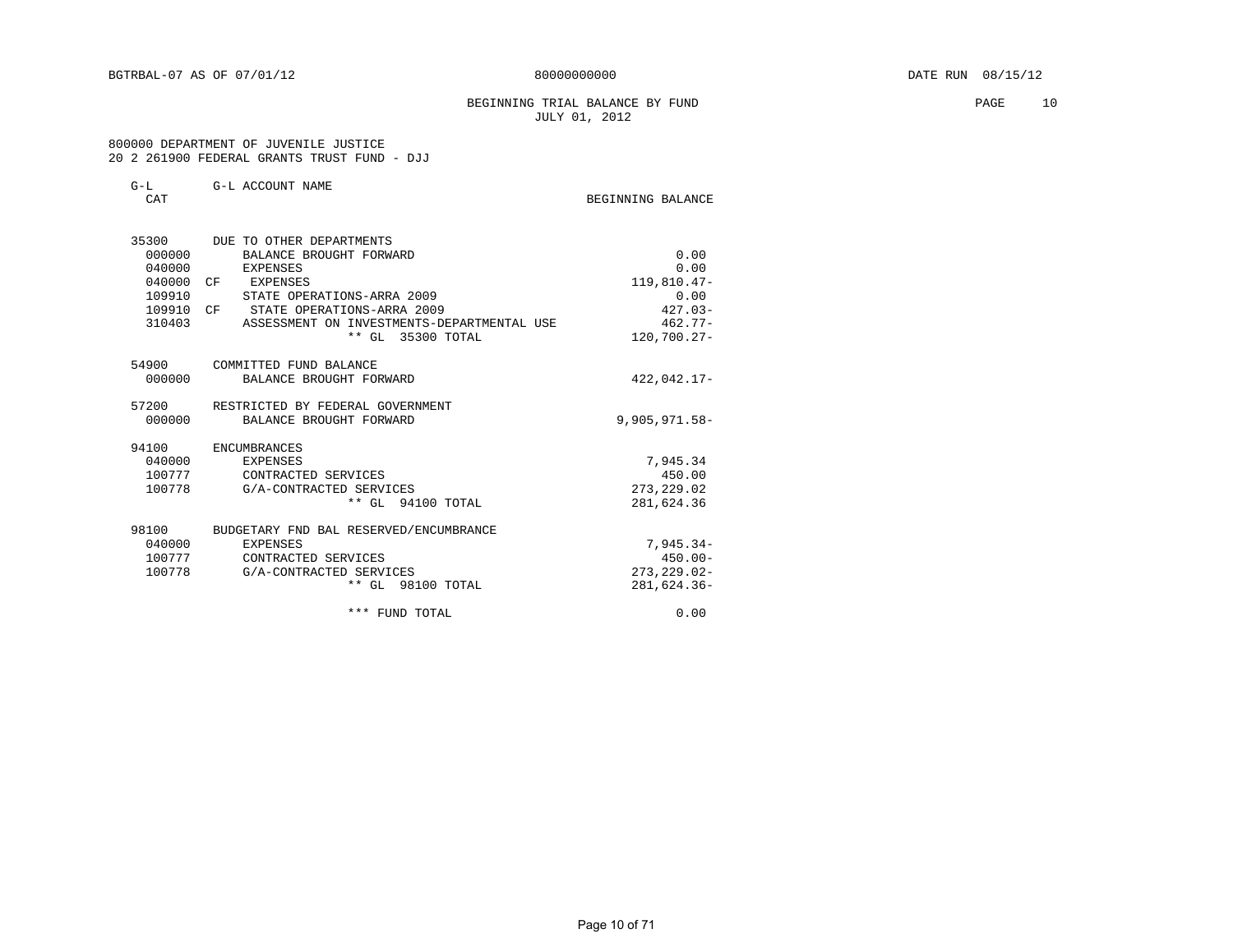BGTRBAL-07 AS OF 07/01/12 80000000000 DATE RUN 08/15/12

BEGINNING TRIAL BALANCE BY FUND
JULY 01, 2012

800000 DEPARTMENT OF JUVENILE JUSTICE
20 2 261900 FEDERAL GRANTS TRUST FUND - DJJ

| G-L CAT | | G-L ACCOUNT NAME | BEGINNING BALANCE |
|---|---|---|---|
| 35300 | | DUE TO OTHER DEPARTMENTS | |
| 000000 | | BALANCE BROUGHT FORWARD | 0.00 |
| 040000 | | EXPENSES | 0.00 |
| 040000 | CF | EXPENSES | 119,810.47- |
| 109910 | | STATE OPERATIONS-ARRA 2009 | 0.00 |
| 109910 | CF | STATE OPERATIONS-ARRA 2009 | 427.03- |
| 310403 | | ASSESSMENT ON INVESTMENTS-DEPARTMENTAL USE | 462.77- |
| | | ** GL 35300 TOTAL | 120,700.27- |
| 54900 | | COMMITTED FUND BALANCE | |
| 000000 | | BALANCE BROUGHT FORWARD | 422,042.17- |
| 57200 | | RESTRICTED BY FEDERAL GOVERNMENT | |
| 000000 | | BALANCE BROUGHT FORWARD | 9,905,971.58- |
| 94100 | | ENCUMBRANCES | |
| 040000 | | EXPENSES | 7,945.34 |
| 100777 | | CONTRACTED SERVICES | 450.00 |
| 100778 | | G/A-CONTRACTED SERVICES | 273,229.02 |
| | | ** GL 94100 TOTAL | 281,624.36 |
| 98100 | | BUDGETARY FND BAL RESERVED/ENCUMBRANCE | |
| 040000 | | EXPENSES | 7,945.34- |
| 100777 | | CONTRACTED SERVICES | 450.00- |
| 100778 | | G/A-CONTRACTED SERVICES | 273,229.02- |
| | | ** GL 98100 TOTAL | 281,624.36- |
| | | *** FUND TOTAL | 0.00 |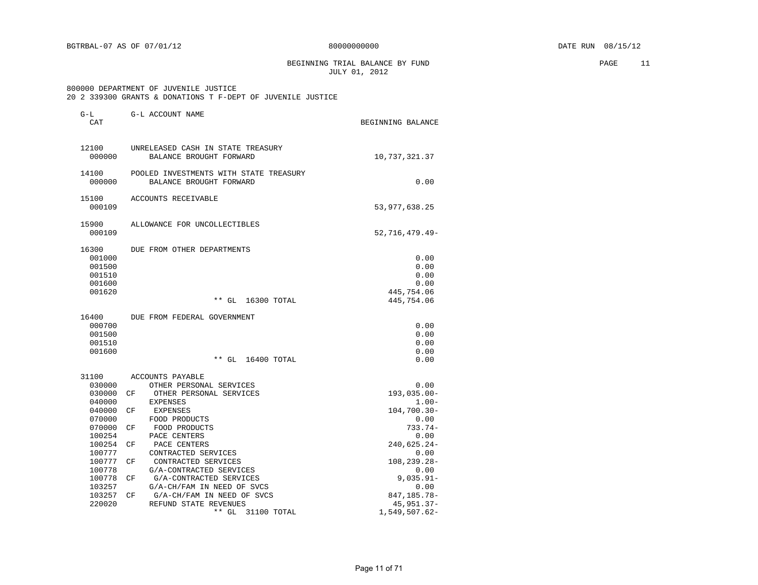BGTRBAL-07 AS OF 07/01/12 80000000000 DATE RUN 08/15/12

# BEGINNING TRIAL BALANCE BY FUND
JULY 01, 2012

800000 DEPARTMENT OF JUVENILE JUSTICE
20 2 339300 GRANTS & DONATIONS T F-DEPT OF JUVENILE JUSTICE

| G-L CAT | | G-L ACCOUNT NAME | BEGINNING BALANCE |
|---|---|---|---|
| 12100 | | UNRELEASED CASH IN STATE TREASURY | |
| 000000 | | BALANCE BROUGHT FORWARD | 10,737,321.37 |
| 14100 | | POOLED INVESTMENTS WITH STATE TREASURY | |
| 000000 | | BALANCE BROUGHT FORWARD | 0.00 |
| 15100 | | ACCOUNTS RECEIVABLE | |
| 000109 | | | 53,977,638.25 |
| 15900 | | ALLOWANCE FOR UNCOLLECTIBLES | |
| 000109 | | | 52,716,479.49- |
| 16300 | | DUE FROM OTHER DEPARTMENTS | |
| 001000 | | | 0.00 |
| 001500 | | | 0.00 |
| 001510 | | | 0.00 |
| 001600 | | | 0.00 |
| 001620 | | | 445,754.06 |
| | | ** GL 16300 TOTAL | 445,754.06 |
| 16400 | | DUE FROM FEDERAL GOVERNMENT | |
| 000700 | | | 0.00 |
| 001500 | | | 0.00 |
| 001510 | | | 0.00 |
| 001600 | | | 0.00 |
| | | ** GL 16400 TOTAL | 0.00 |
| 31100 | | ACCOUNTS PAYABLE | |
| 030000 | | OTHER PERSONAL SERVICES | 0.00 |
| 030000 | CF | OTHER PERSONAL SERVICES | 193,035.00- |
| 040000 | | EXPENSES | 1.00- |
| 040000 | CF | EXPENSES | 104,700.30- |
| 070000 | | FOOD PRODUCTS | 0.00 |
| 070000 | CF | FOOD PRODUCTS | 733.74- |
| 100254 | | PACE CENTERS | 0.00 |
| 100254 | CF | PACE CENTERS | 240,625.24- |
| 100777 | | CONTRACTED SERVICES | 0.00 |
| 100777 | CF | CONTRACTED SERVICES | 108,239.28- |
| 100778 | | G/A-CONTRACTED SERVICES | 0.00 |
| 100778 | CF | G/A-CONTRACTED SERVICES | 9,035.91- |
| 103257 | | G/A-CH/FAM IN NEED OF SVCS | 0.00 |
| 103257 | CF | G/A-CH/FAM IN NEED OF SVCS | 847,185.78- |
| 220020 | | REFUND STATE REVENUES | 45,951.37- |
| | | ** GL 31100 TOTAL | 1,549,507.62- |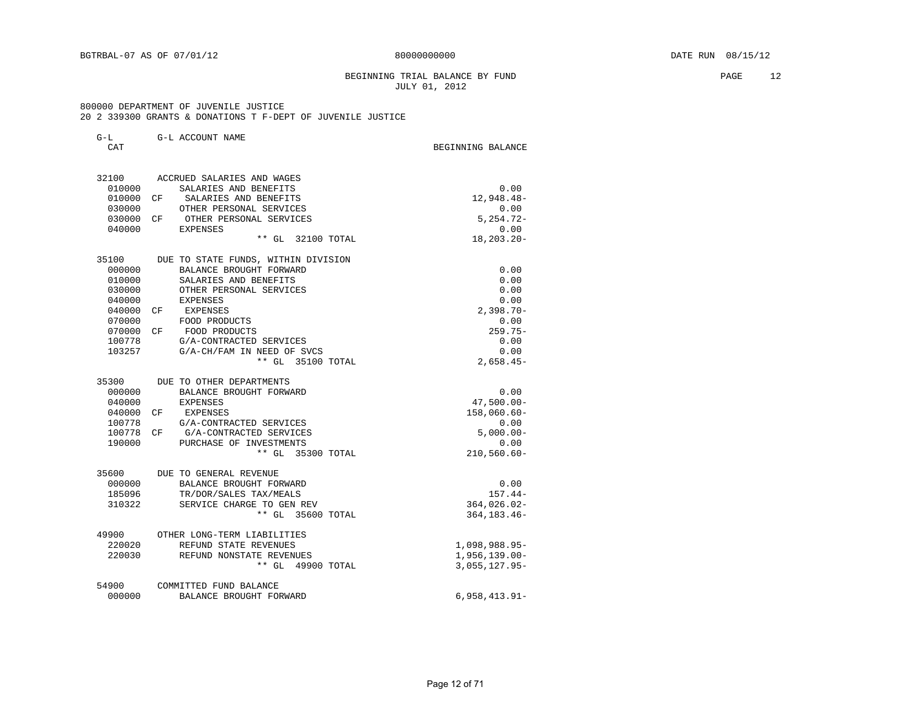BGTRBAL-07 AS OF 07/01/12 80000000000 DATE RUN 08/15/12

# BEGINNING TRIAL BALANCE BY FUND
JULY 01, 2012

800000 DEPARTMENT OF JUVENILE JUSTICE
20 2 339300 GRANTS & DONATIONS T F-DEPT OF JUVENILE JUSTICE

| G-L CAT | | G-L ACCOUNT NAME | BEGINNING BALANCE |
|---|---|---|---|
| 32100 | | ACCRUED SALARIES AND WAGES | |
| 010000 | | SALARIES AND BENEFITS | 0.00 |
| 010000 | CF | SALARIES AND BENEFITS | 12,948.48- |
| 030000 | | OTHER PERSONAL SERVICES | 0.00 |
| 030000 | CF | OTHER PERSONAL SERVICES | 5,254.72- |
| 040000 | | EXPENSES | 0.00 |
| | | ** GL 32100 TOTAL | 18,203.20- |
| 35100 | | DUE TO STATE FUNDS, WITHIN DIVISION | |
| 000000 | | BALANCE BROUGHT FORWARD | 0.00 |
| 010000 | | SALARIES AND BENEFITS | 0.00 |
| 030000 | | OTHER PERSONAL SERVICES | 0.00 |
| 040000 | | EXPENSES | 0.00 |
| 040000 | CF | EXPENSES | 2,398.70- |
| 070000 | | FOOD PRODUCTS | 0.00 |
| 070000 | CF | FOOD PRODUCTS | 259.75- |
| 100778 | | G/A-CONTRACTED SERVICES | 0.00 |
| 103257 | | G/A-CH/FAM IN NEED OF SVCS | 0.00 |
| | | ** GL 35100 TOTAL | 2,658.45- |
| 35300 | | DUE TO OTHER DEPARTMENTS | |
| 000000 | | BALANCE BROUGHT FORWARD | 0.00 |
| 040000 | | EXPENSES | 47,500.00- |
| 040000 | CF | EXPENSES | 158,060.60- |
| 100778 | | G/A-CONTRACTED SERVICES | 0.00 |
| 100778 | CF | G/A-CONTRACTED SERVICES | 5,000.00- |
| 190000 | | PURCHASE OF INVESTMENTS | 0.00 |
| | | ** GL 35300 TOTAL | 210,560.60- |
| 35600 | | DUE TO GENERAL REVENUE | |
| 000000 | | BALANCE BROUGHT FORWARD | 0.00 |
| 185096 | | TR/DOR/SALES TAX/MEALS | 157.44- |
| 310322 | | SERVICE CHARGE TO GEN REV | 364,026.02- |
| | | ** GL 35600 TOTAL | 364,183.46- |
| 49900 | | OTHER LONG-TERM LIABILITIES | |
| 220020 | | REFUND STATE REVENUES | 1,098,988.95- |
| 220030 | | REFUND NONSTATE REVENUES | 1,956,139.00- |
| | | ** GL 49900 TOTAL | 3,055,127.95- |
| 54900 | | COMMITTED FUND BALANCE | |
| 000000 | | BALANCE BROUGHT FORWARD | 6,958,413.91- |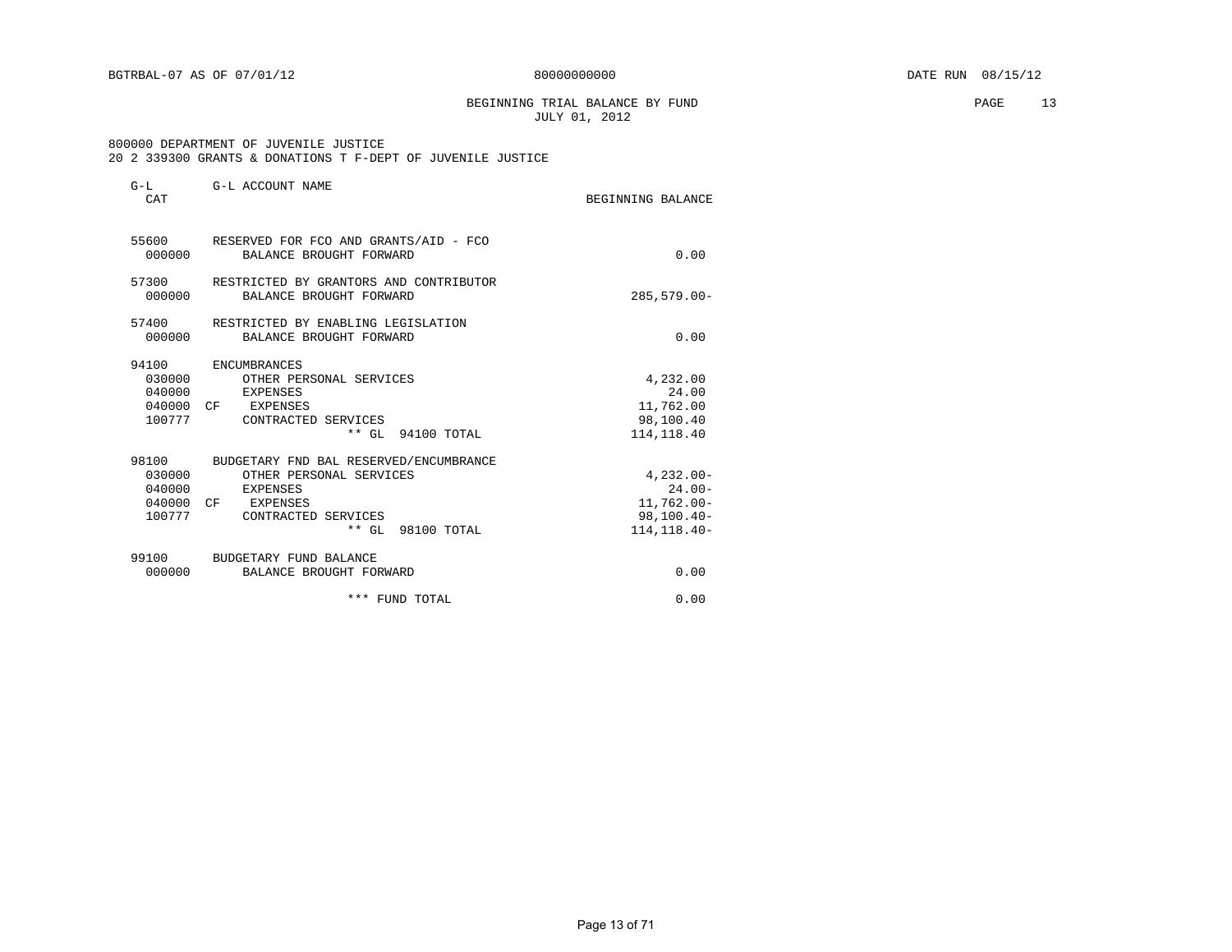BGTRBAL-07 AS OF 07/01/12 | 80000000000 | DATE RUN 08/15/12

BEGINNING TRIAL BALANCE BY FUND
JULY 01, 2012

800000 DEPARTMENT OF JUVENILE JUSTICE
20 2 339300 GRANTS & DONATIONS T F-DEPT OF JUVENILE JUSTICE

| G-L CAT | | G-L ACCOUNT NAME | BEGINNING BALANCE |
|---|---|---|---|
| 55600 | | RESERVED FOR FCO AND GRANTS/AID - FCO | |
| 000000 | | BALANCE BROUGHT FORWARD | 0.00 |
| 57300 | | RESTRICTED BY GRANTORS AND CONTRIBUTOR | |
| 000000 | | BALANCE BROUGHT FORWARD | 285,579.00- |
| 57400 | | RESTRICTED BY ENABLING LEGISLATION | |
| 000000 | | BALANCE BROUGHT FORWARD | 0.00 |
| 94100 | | ENCUMBRANCES | |
| 030000 | | OTHER PERSONAL SERVICES | 4,232.00 |
| 040000 | | EXPENSES | 24.00 |
| 040000 | CF | EXPENSES | 11,762.00 |
| 100777 | | CONTRACTED SERVICES | 98,100.40 |
| | | ** GL 94100 TOTAL | 114,118.40 |
| 98100 | | BUDGETARY FND BAL RESERVED/ENCUMBRANCE | |
| 030000 | | OTHER PERSONAL SERVICES | 4,232.00- |
| 040000 | | EXPENSES | 24.00- |
| 040000 | CF | EXPENSES | 11,762.00- |
| 100777 | | CONTRACTED SERVICES | 98,100.40- |
| | | ** GL 98100 TOTAL | 114,118.40- |
| 99100 | | BUDGETARY FUND BALANCE | |
| 000000 | | BALANCE BROUGHT FORWARD | 0.00 |
| | | *** FUND TOTAL | 0.00 |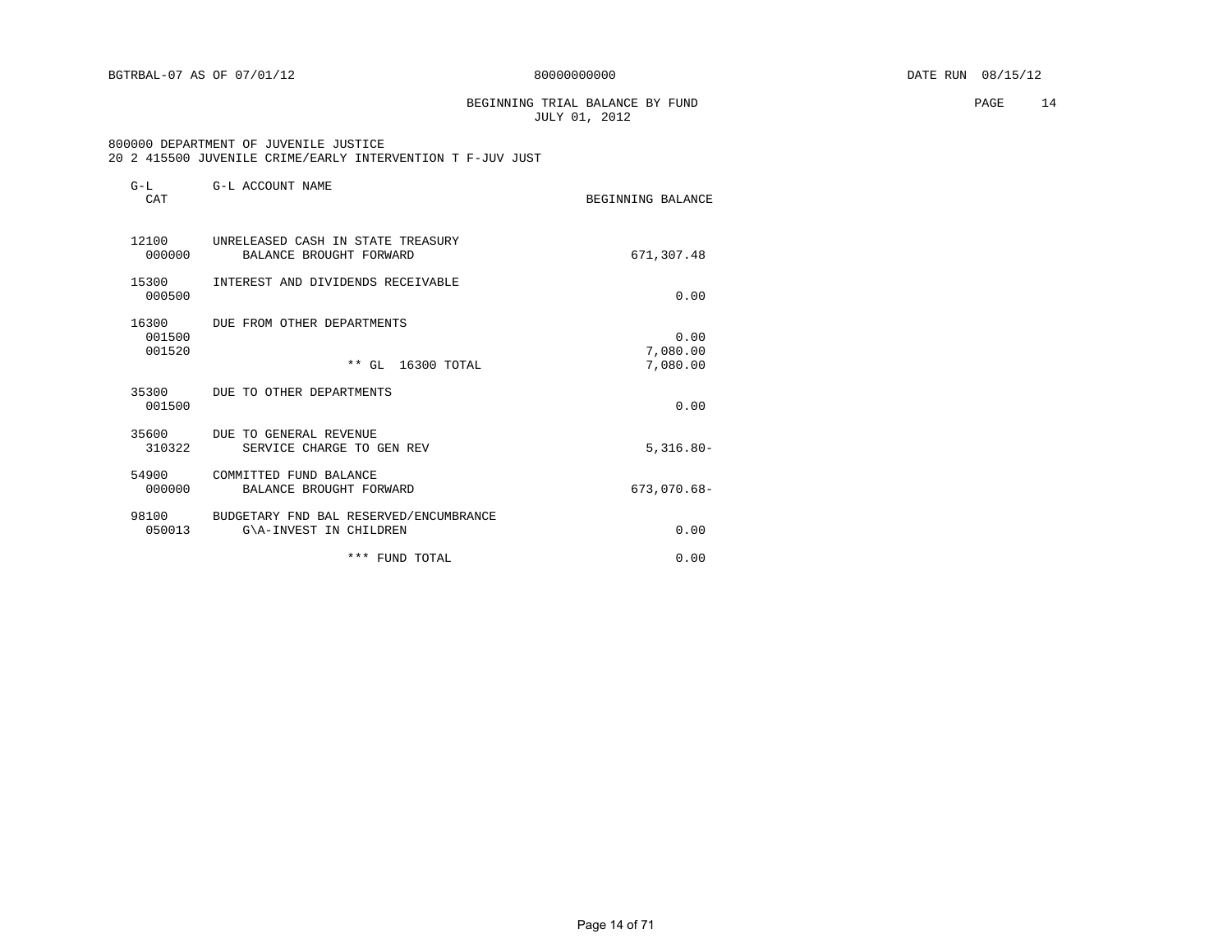BGTRBAL-07 AS OF 07/01/12 80000000000 DATE RUN 08/15/12

BEGINNING TRIAL BALANCE BY FUND
JULY 01, 2012

800000 DEPARTMENT OF JUVENILE JUSTICE
20 2 415500 JUVENILE CRIME/EARLY INTERVENTION T F-JUV JUST

| G-L CAT | G-L ACCOUNT NAME | BEGINNING BALANCE |
|---|---|---|
| 12100 | UNRELEASED CASH IN STATE TREASURY | |
| 000000 | BALANCE BROUGHT FORWARD | 671,307.48 |
| 15300 | INTEREST AND DIVIDENDS RECEIVABLE | |
| 000500 | | 0.00 |
| 16300 | DUE FROM OTHER DEPARTMENTS | |
| 001500 | | 0.00 |
| 001520 | | 7,080.00 |
| | ** GL 16300 TOTAL | 7,080.00 |
| 35300 | DUE TO OTHER DEPARTMENTS | |
| 001500 | | 0.00 |
| 35600 | DUE TO GENERAL REVENUE | |
| 310322 | SERVICE CHARGE TO GEN REV | 5,316.80- |
| 54900 | COMMITTED FUND BALANCE | |
| 000000 | BALANCE BROUGHT FORWARD | 673,070.68- |
| 98100 | BUDGETARY FND BAL RESERVED/ENCUMBRANCE | |
| 050013 | G\A-INVEST IN CHILDREN | 0.00 |
| | *** FUND TOTAL | 0.00 |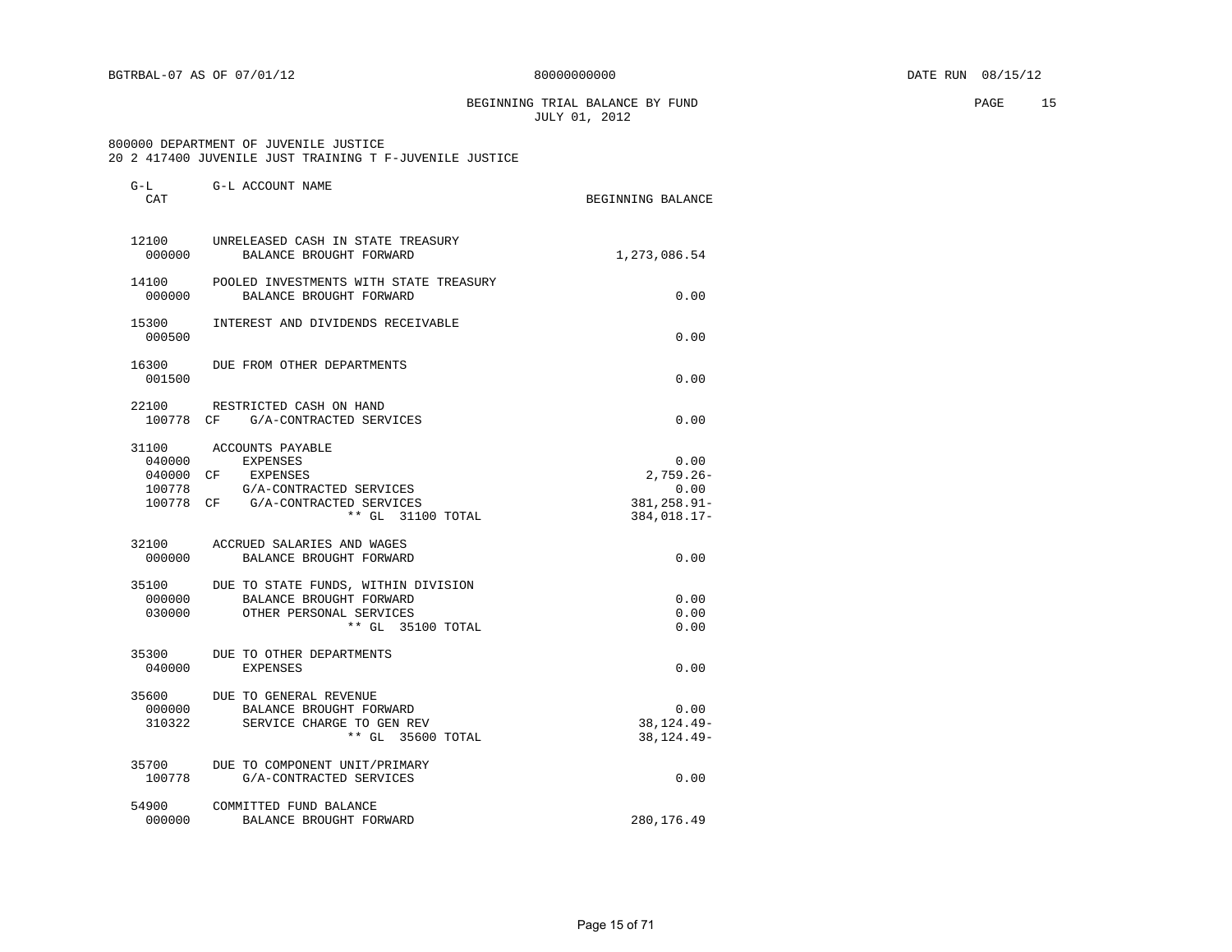BGTRBAL-07 AS OF 07/01/12 80000000000 DATE RUN 08/15/12

BEGINNING TRIAL BALANCE BY FUND
JULY 01, 2012

800000 DEPARTMENT OF JUVENILE JUSTICE
20 2 417400 JUVENILE JUST TRAINING T F-JUVENILE JUSTICE

| G-L CAT | | G-L ACCOUNT NAME | BEGINNING BALANCE |
|---|---|---|---|
| 12100 | | UNRELEASED CASH IN STATE TREASURY | |
| 000000 | | BALANCE BROUGHT FORWARD | 1,273,086.54 |
| 14100 | | POOLED INVESTMENTS WITH STATE TREASURY | |
| 000000 | | BALANCE BROUGHT FORWARD | 0.00 |
| 15300 | | INTEREST AND DIVIDENDS RECEIVABLE | |
| 000500 | | | 0.00 |
| 16300 | | DUE FROM OTHER DEPARTMENTS | |
| 001500 | | | 0.00 |
| 22100 | | RESTRICTED CASH ON HAND | |
| 100778 | CF | G/A-CONTRACTED SERVICES | 0.00 |
| 31100 | | ACCOUNTS PAYABLE | |
| 040000 | | EXPENSES | 0.00 |
| 040000 | CF | EXPENSES | 2,759.26- |
| 100778 | | G/A-CONTRACTED SERVICES | 0.00 |
| 100778 | CF | G/A-CONTRACTED SERVICES | 381,258.91- |
| | | ** GL 31100 TOTAL | 384,018.17- |
| 32100 | | ACCRUED SALARIES AND WAGES | |
| 000000 | | BALANCE BROUGHT FORWARD | 0.00 |
| 35100 | | DUE TO STATE FUNDS, WITHIN DIVISION | |
| 000000 | | BALANCE BROUGHT FORWARD | 0.00 |
| 030000 | | OTHER PERSONAL SERVICES | 0.00 |
| | | ** GL 35100 TOTAL | 0.00 |
| 35300 | | DUE TO OTHER DEPARTMENTS | |
| 040000 | | EXPENSES | 0.00 |
| 35600 | | DUE TO GENERAL REVENUE | |
| 000000 | | BALANCE BROUGHT FORWARD | 0.00 |
| 310322 | | SERVICE CHARGE TO GEN REV | 38,124.49- |
| | | ** GL 35600 TOTAL | 38,124.49- |
| 35700 | | DUE TO COMPONENT UNIT/PRIMARY | |
| 100778 | | G/A-CONTRACTED SERVICES | 0.00 |
| 54900 | | COMMITTED FUND BALANCE | |
| 000000 | | BALANCE BROUGHT FORWARD | 280,176.49 |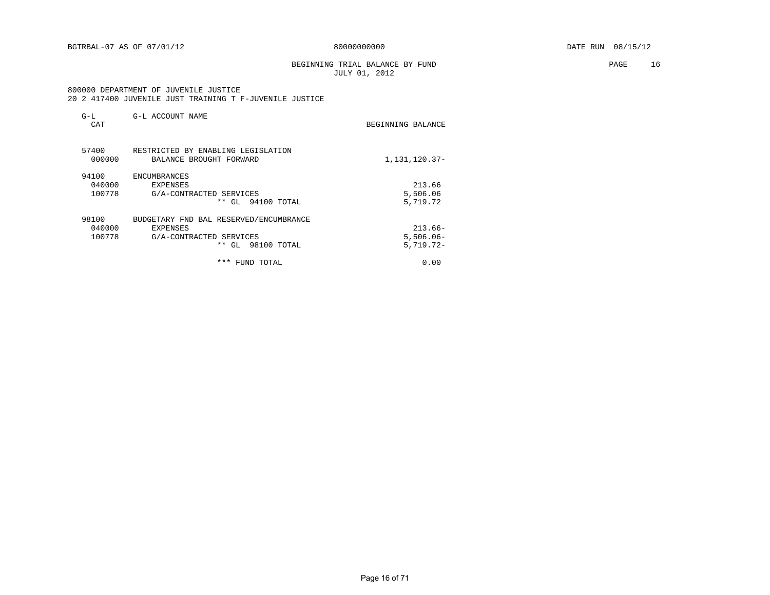BGTRBAL-07 AS OF 07/01/12 80000000000 DATE RUN 08/15/12

BEGINNING TRIAL BALANCE BY FUND
JULY 01, 2012

800000 DEPARTMENT OF JUVENILE JUSTICE
20 2 417400 JUVENILE JUST TRAINING T F-JUVENILE JUSTICE

| G-L CAT | G-L ACCOUNT NAME | BEGINNING BALANCE |
|---|---|---|
| 57400 | RESTRICTED BY ENABLING LEGISLATION | |
| 000000 | BALANCE BROUGHT FORWARD | 1,131,120.37- |
| 94100 | ENCUMBRANCES | |
| 040000 | EXPENSES | 213.66 |
| 100778 | G/A-CONTRACTED SERVICES | 5,506.06 |
| | ** GL 94100 TOTAL | 5,719.72 |
| 98100 | BUDGETARY FND BAL RESERVED/ENCUMBRANCE | |
| 040000 | EXPENSES | 213.66- |
| 100778 | G/A-CONTRACTED SERVICES | 5,506.06- |
| | ** GL 98100 TOTAL | 5,719.72- |
| | *** FUND TOTAL | 0.00 |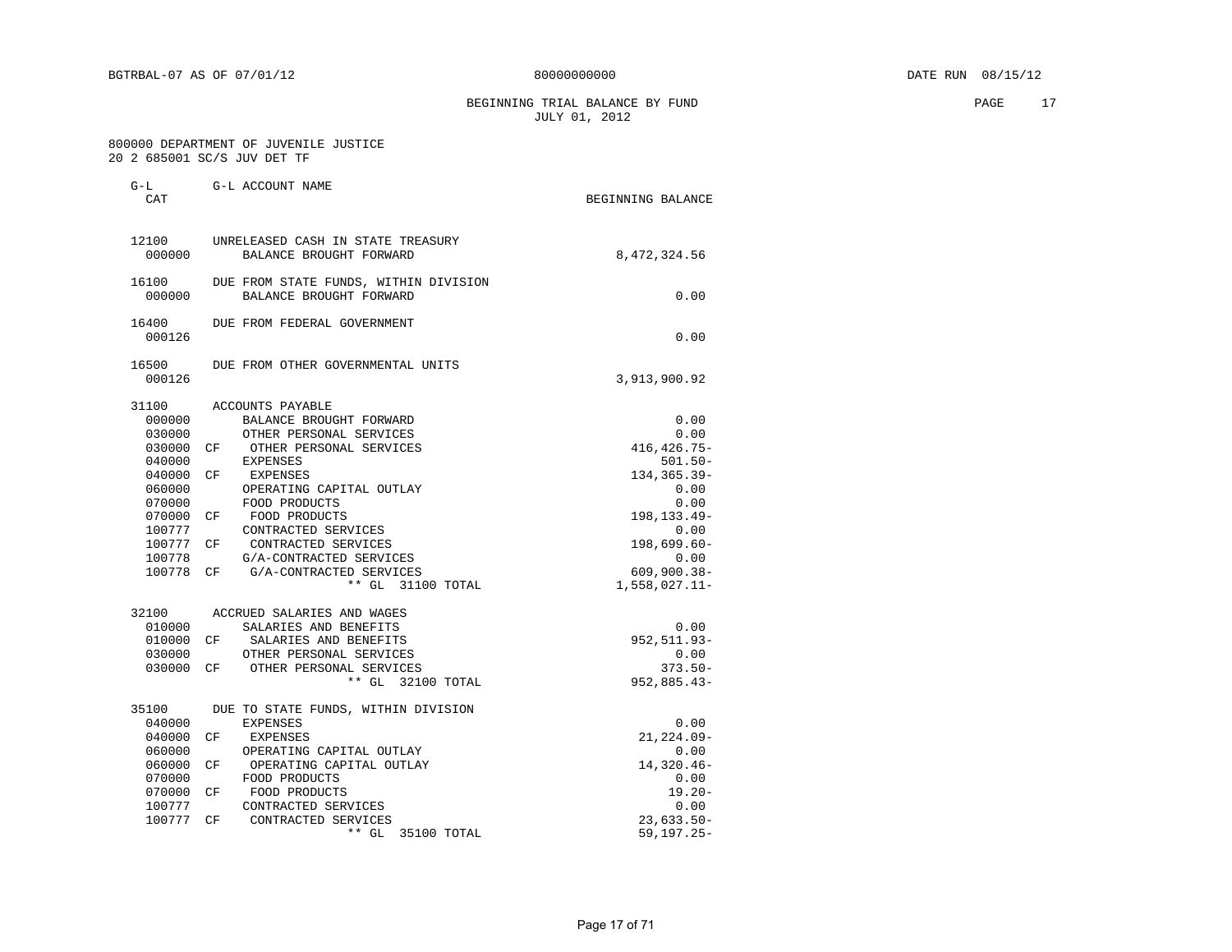BGTRBAL-07 AS OF 07/01/12 80000000000 DATE RUN 08/15/12

BEGINNING TRIAL BALANCE BY FUND
JULY 01, 2012

800000 DEPARTMENT OF JUVENILE JUSTICE
20 2 685001 SC/S JUV DET TF

| G-L CAT | | G-L ACCOUNT NAME | BEGINNING BALANCE |
|---|---|---|---|
| 12100 | | UNRELEASED CASH IN STATE TREASURY | |
| 000000 | | BALANCE BROUGHT FORWARD | 8,472,324.56 |
| 16100 | | DUE FROM STATE FUNDS, WITHIN DIVISION | |
| 000000 | | BALANCE BROUGHT FORWARD | 0.00 |
| 16400 | | DUE FROM FEDERAL GOVERNMENT | |
| 000126 | | | 0.00 |
| 16500 | | DUE FROM OTHER GOVERNMENTAL UNITS | |
| 000126 | | | 3,913,900.92 |
| 31100 | | ACCOUNTS PAYABLE | |
| 000000 | | BALANCE BROUGHT FORWARD | 0.00 |
| 030000 | | OTHER PERSONAL SERVICES | 0.00 |
| 030000 | CF | OTHER PERSONAL SERVICES | 416,426.75- |
| 040000 | | EXPENSES | 501.50- |
| 040000 | CF | EXPENSES | 134,365.39- |
| 060000 | | OPERATING CAPITAL OUTLAY | 0.00 |
| 070000 | | FOOD PRODUCTS | 0.00 |
| 070000 | CF | FOOD PRODUCTS | 198,133.49- |
| 100777 | | CONTRACTED SERVICES | 0.00 |
| 100777 | CF | CONTRACTED SERVICES | 198,699.60- |
| 100778 | | G/A-CONTRACTED SERVICES | 0.00 |
| 100778 | CF | G/A-CONTRACTED SERVICES | 609,900.38- |
| | | ** GL 31100 TOTAL | 1,558,027.11- |
| 32100 | | ACCRUED SALARIES AND WAGES | |
| 010000 | | SALARIES AND BENEFITS | 0.00 |
| 010000 | CF | SALARIES AND BENEFITS | 952,511.93- |
| 030000 | | OTHER PERSONAL SERVICES | 0.00 |
| 030000 | CF | OTHER PERSONAL SERVICES | 373.50- |
| | | ** GL 32100 TOTAL | 952,885.43- |
| 35100 | | DUE TO STATE FUNDS, WITHIN DIVISION | |
| 040000 | | EXPENSES | 0.00 |
| 040000 | CF | EXPENSES | 21,224.09- |
| 060000 | | OPERATING CAPITAL OUTLAY | 0.00 |
| 060000 | CF | OPERATING CAPITAL OUTLAY | 14,320.46- |
| 070000 | | FOOD PRODUCTS | 0.00 |
| 070000 | CF | FOOD PRODUCTS | 19.20- |
| 100777 | | CONTRACTED SERVICES | 0.00 |
| 100777 | CF | CONTRACTED SERVICES | 23,633.50- |
| | | ** GL 35100 TOTAL | 59,197.25- |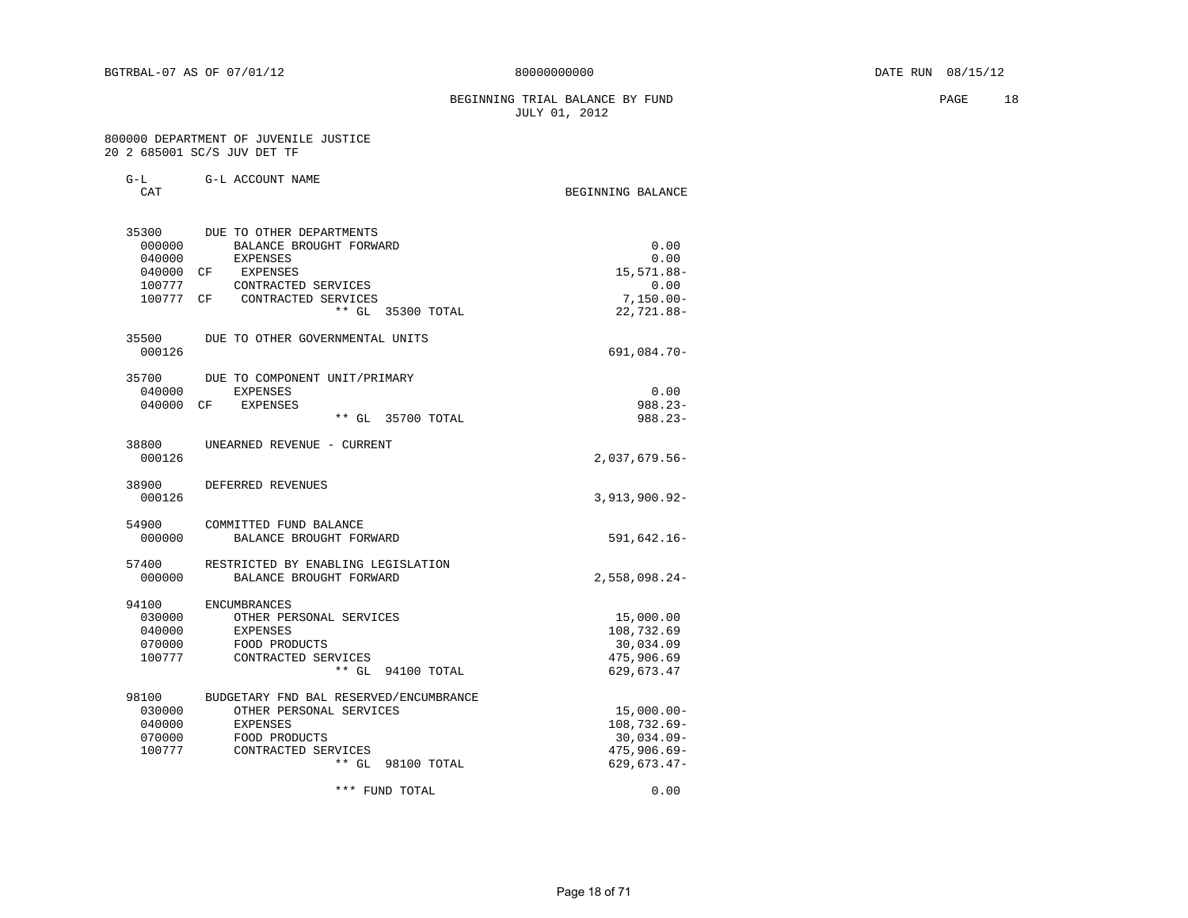BGTRBAL-07 AS OF 07/01/12 &nbsp;&nbsp;&nbsp;&nbsp; 80000000000 &nbsp;&nbsp;&nbsp;&nbsp; DATE RUN 08/15/12

## BEGINNING TRIAL BALANCE BY FUND
JULY 01, 2012

800000 DEPARTMENT OF JUVENILE JUSTICE
20 2 685001 SC/S JUV DET TF

| G-L CAT | | G-L ACCOUNT NAME | BEGINNING BALANCE |
|---|---|---|---|
| 35300 | | DUE TO OTHER DEPARTMENTS | |
| 000000 | | BALANCE BROUGHT FORWARD | 0.00 |
| 040000 | | EXPENSES | 0.00 |
| 040000 | CF | EXPENSES | 15,571.88- |
| 100777 | | CONTRACTED SERVICES | 0.00 |
| 100777 | CF | CONTRACTED SERVICES | 7,150.00- |
| | | ** GL 35300 TOTAL | 22,721.88- |
| 35500 | | DUE TO OTHER GOVERNMENTAL UNITS | |
| 000126 | | | 691,084.70- |
| 35700 | | DUE TO COMPONENT UNIT/PRIMARY | |
| 040000 | | EXPENSES | 0.00 |
| 040000 | CF | EXPENSES | 988.23- |
| | | ** GL 35700 TOTAL | 988.23- |
| 38800 | | UNEARNED REVENUE - CURRENT | |
| 000126 | | | 2,037,679.56- |
| 38900 | | DEFERRED REVENUES | |
| 000126 | | | 3,913,900.92- |
| 54900 | | COMMITTED FUND BALANCE | |
| 000000 | | BALANCE BROUGHT FORWARD | 591,642.16- |
| 57400 | | RESTRICTED BY ENABLING LEGISLATION | |
| 000000 | | BALANCE BROUGHT FORWARD | 2,558,098.24- |
| 94100 | | ENCUMBRANCES | |
| 030000 | | OTHER PERSONAL SERVICES | 15,000.00 |
| 040000 | | EXPENSES | 108,732.69 |
| 070000 | | FOOD PRODUCTS | 30,034.09 |
| 100777 | | CONTRACTED SERVICES | 475,906.69 |
| | | ** GL 94100 TOTAL | 629,673.47 |
| 98100 | | BUDGETARY FND BAL RESERVED/ENCUMBRANCE | |
| 030000 | | OTHER PERSONAL SERVICES | 15,000.00- |
| 040000 | | EXPENSES | 108,732.69- |
| 070000 | | FOOD PRODUCTS | 30,034.09- |
| 100777 | | CONTRACTED SERVICES | 475,906.69- |
| | | ** GL 98100 TOTAL | 629,673.47- |
| | | *** FUND TOTAL | 0.00 |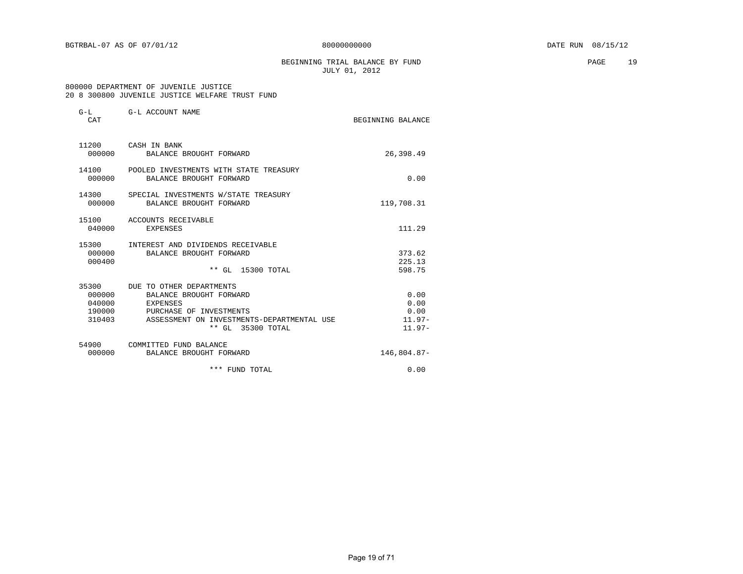BGTRBAL-07 AS OF 07/01/12 80000000000 DATE RUN 08/15/12

BEGINNING TRIAL BALANCE BY FUND
JULY 01, 2012

800000 DEPARTMENT OF JUVENILE JUSTICE
20 8 300800 JUVENILE JUSTICE WELFARE TRUST FUND

| G-L CAT | G-L ACCOUNT NAME | BEGINNING BALANCE |
|---|---|---|
| 11200 | CASH IN BANK | |
| 000000 | BALANCE BROUGHT FORWARD | 26,398.49 |
| 14100 | POOLED INVESTMENTS WITH STATE TREASURY | |
| 000000 | BALANCE BROUGHT FORWARD | 0.00 |
| 14300 | SPECIAL INVESTMENTS W/STATE TREASURY | |
| 000000 | BALANCE BROUGHT FORWARD | 119,708.31 |
| 15100 | ACCOUNTS RECEIVABLE | |
| 040000 | EXPENSES | 111.29 |
| 15300 | INTEREST AND DIVIDENDS RECEIVABLE | |
| 000000 | BALANCE BROUGHT FORWARD | 373.62 |
| 000400 | | 225.13 |
| | ** GL 15300 TOTAL | 598.75 |
| 35300 | DUE TO OTHER DEPARTMENTS | |
| 000000 | BALANCE BROUGHT FORWARD | 0.00 |
| 040000 | EXPENSES | 0.00 |
| 190000 | PURCHASE OF INVESTMENTS | 0.00 |
| 310403 | ASSESSMENT ON INVESTMENTS-DEPARTMENTAL USE | 11.97- |
| | ** GL 35300 TOTAL | 11.97- |
| 54900 | COMMITTED FUND BALANCE | |
| 000000 | BALANCE BROUGHT FORWARD | 146,804.87- |
| | *** FUND TOTAL | 0.00 |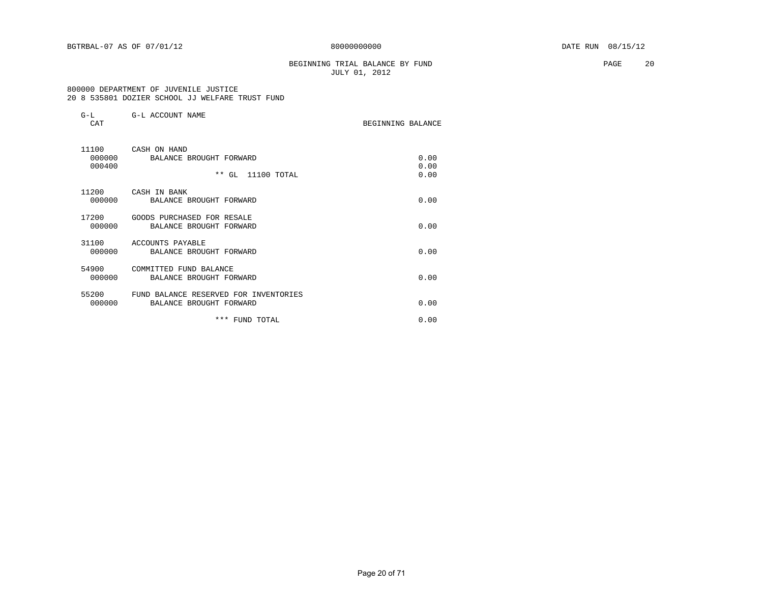BGTRBAL-07 AS OF 07/01/12 80000000000 DATE RUN 08/15/12

BEGINNING TRIAL BALANCE BY FUND
JULY 01, 2012

800000 DEPARTMENT OF JUVENILE JUSTICE
20 8 535801 DOZIER SCHOOL JJ WELFARE TRUST FUND

| G-L CAT | G-L ACCOUNT NAME | BEGINNING BALANCE |
|---|---|---|
| 11100 | CASH ON HAND | |
| 000000 | BALANCE BROUGHT FORWARD | 0.00 |
| 000400 | | 0.00 |
| | ** GL 11100 TOTAL | 0.00 |
| 11200 | CASH IN BANK | |
| 000000 | BALANCE BROUGHT FORWARD | 0.00 |
| 17200 | GOODS PURCHASED FOR RESALE | |
| 000000 | BALANCE BROUGHT FORWARD | 0.00 |
| 31100 | ACCOUNTS PAYABLE | |
| 000000 | BALANCE BROUGHT FORWARD | 0.00 |
| 54900 | COMMITTED FUND BALANCE | |
| 000000 | BALANCE BROUGHT FORWARD | 0.00 |
| 55200 | FUND BALANCE RESERVED FOR INVENTORIES | |
| 000000 | BALANCE BROUGHT FORWARD | 0.00 |
| | *** FUND TOTAL | 0.00 |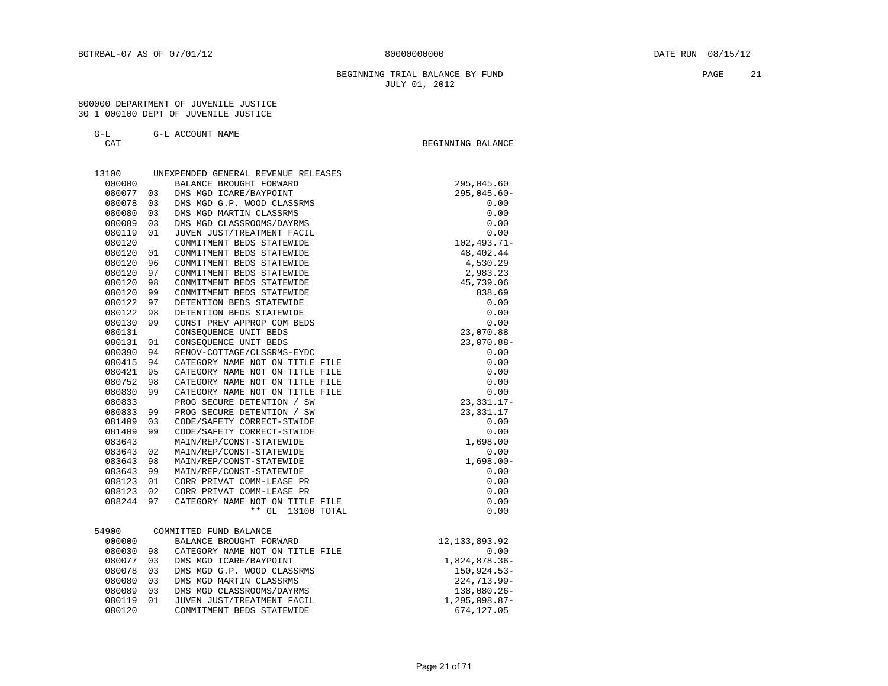BGTRBAL-07 AS OF 07/01/12 80000000000 DATE RUN 08/15/12

BEGINNING TRIAL BALANCE BY FUND
JULY 01, 2012

800000 DEPARTMENT OF JUVENILE JUSTICE
30 1 000100 DEPT OF JUVENILE JUSTICE

| G-L CAT | | G-L ACCOUNT NAME | BEGINNING BALANCE |
|---|---|---|---|
| 13100 | | UNEXPENDED GENERAL REVENUE RELEASES | |
| 000000 | | BALANCE BROUGHT FORWARD | 295,045.60 |
| 080077 | 03 | DMS MGD ICARE/BAYPOINT | 295,045.60- |
| 080078 | 03 | DMS MGD G.P. WOOD CLASSRMS | 0.00 |
| 080080 | 03 | DMS MGD MARTIN CLASSRMS | 0.00 |
| 080089 | 03 | DMS MGD CLASSROOMS/DAYRMS | 0.00 |
| 080119 | 01 | JUVEN JUST/TREATMENT FACIL | 0.00 |
| 080120 | | COMMITMENT BEDS STATEWIDE | 102,493.71- |
| 080120 | 01 | COMMITMENT BEDS STATEWIDE | 48,402.44 |
| 080120 | 96 | COMMITMENT BEDS STATEWIDE | 4,530.29 |
| 080120 | 97 | COMMITMENT BEDS STATEWIDE | 2,983.23 |
| 080120 | 98 | COMMITMENT BEDS STATEWIDE | 45,739.06 |
| 080120 | 99 | COMMITMENT BEDS STATEWIDE | 838.69 |
| 080122 | 97 | DETENTION BEDS STATEWIDE | 0.00 |
| 080122 | 98 | DETENTION BEDS STATEWIDE | 0.00 |
| 080130 | 99 | CONST PREV APPROP COM BEDS | 0.00 |
| 080131 | | CONSEQUENCE UNIT BEDS | 23,070.88 |
| 080131 | 01 | CONSEQUENCE UNIT BEDS | 23,070.88- |
| 080390 | 94 | RENOV-COTTAGE/CLSSRMS-EYDC | 0.00 |
| 080415 | 94 | CATEGORY NAME NOT ON TITLE FILE | 0.00 |
| 080421 | 95 | CATEGORY NAME NOT ON TITLE FILE | 0.00 |
| 080752 | 98 | CATEGORY NAME NOT ON TITLE FILE | 0.00 |
| 080830 | 99 | CATEGORY NAME NOT ON TITLE FILE | 0.00 |
| 080833 | | PROG SECURE DETENTION / SW | 23,331.17- |
| 080833 | 99 | PROG SECURE DETENTION / SW | 23,331.17 |
| 081409 | 03 | CODE/SAFETY CORRECT-STWIDE | 0.00 |
| 081409 | 99 | CODE/SAFETY CORRECT-STWIDE | 0.00 |
| 083643 | | MAIN/REP/CONST-STATEWIDE | 1,698.00 |
| 083643 | 02 | MAIN/REP/CONST-STATEWIDE | 0.00 |
| 083643 | 98 | MAIN/REP/CONST-STATEWIDE | 1,698.00- |
| 083643 | 99 | MAIN/REP/CONST-STATEWIDE | 0.00 |
| 088123 | 01 | CORR PRIVAT COMM-LEASE PR | 0.00 |
| 088123 | 02 | CORR PRIVAT COMM-LEASE PR | 0.00 |
| 088244 | 97 | CATEGORY NAME NOT ON TITLE FILE | 0.00 |
| | | ** GL 13100 TOTAL | 0.00 |
| 54900 | | COMMITTED FUND BALANCE | |
| 000000 | | BALANCE BROUGHT FORWARD | 12,133,893.92 |
| 080030 | 98 | CATEGORY NAME NOT ON TITLE FILE | 0.00 |
| 080077 | 03 | DMS MGD ICARE/BAYPOINT | 1,824,878.36- |
| 080078 | 03 | DMS MGD G.P. WOOD CLASSRMS | 150,924.53- |
| 080080 | 03 | DMS MGD MARTIN CLASSRMS | 224,713.99- |
| 080089 | 03 | DMS MGD CLASSROOMS/DAYRMS | 138,080.26- |
| 080119 | 01 | JUVEN JUST/TREATMENT FACIL | 1,295,098.87- |
| 080120 | | COMMITMENT BEDS STATEWIDE | 674,127.05 |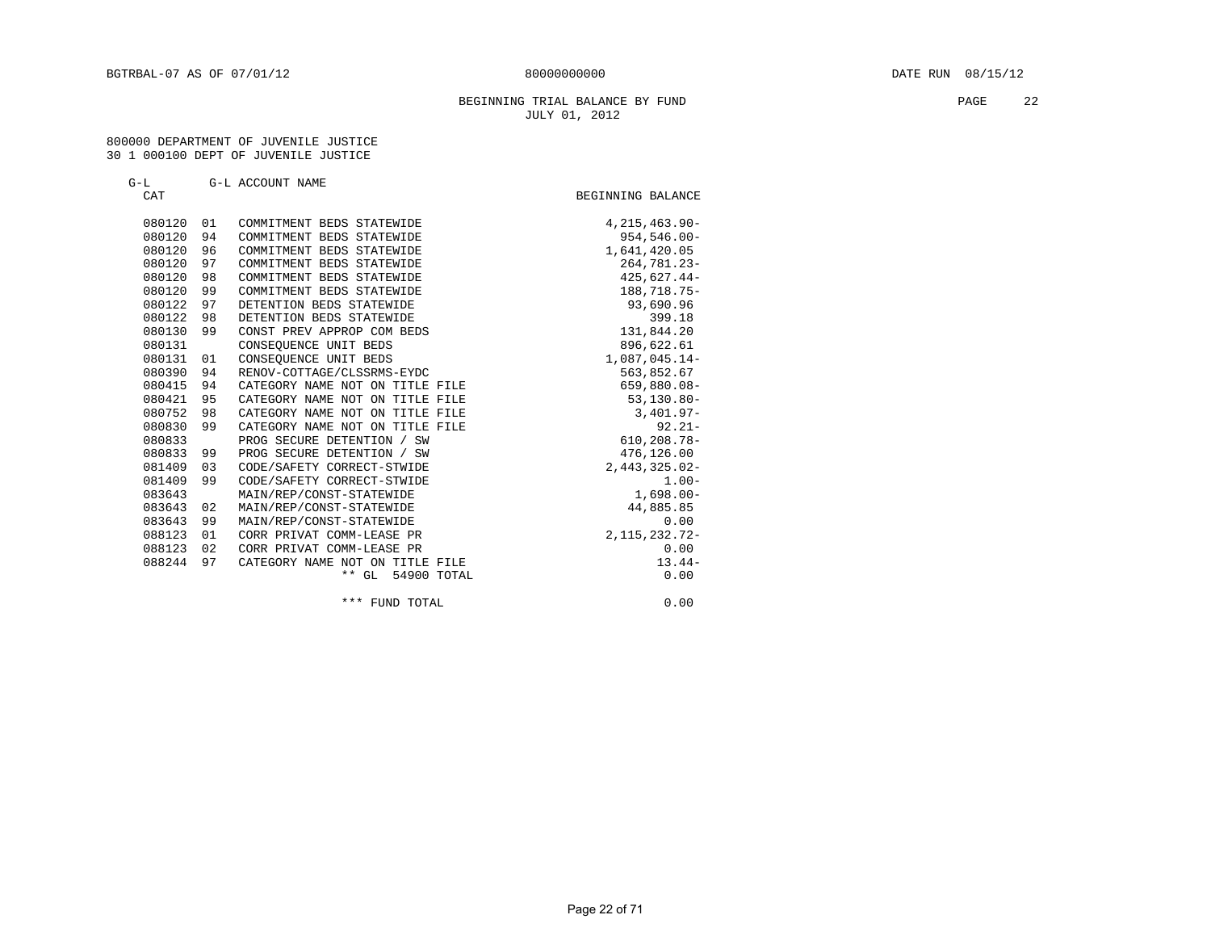BGTRBAL-07 AS OF 07/01/12 80000000000 DATE RUN 08/15/12

BEGINNING TRIAL BALANCE BY FUND
JULY 01, 2012

800000 DEPARTMENT OF JUVENILE JUSTICE
30 1 000100 DEPT OF JUVENILE JUSTICE

| G-L CAT | | G-L ACCOUNT NAME | BEGINNING BALANCE |
|---|---|---|---|
| 080120 | 01 | COMMITMENT BEDS STATEWIDE | 4,215,463.90- |
| 080120 | 94 | COMMITMENT BEDS STATEWIDE | 954,546.00- |
| 080120 | 96 | COMMITMENT BEDS STATEWIDE | 1,641,420.05 |
| 080120 | 97 | COMMITMENT BEDS STATEWIDE | 264,781.23- |
| 080120 | 98 | COMMITMENT BEDS STATEWIDE | 425,627.44- |
| 080120 | 99 | COMMITMENT BEDS STATEWIDE | 188,718.75- |
| 080122 | 97 | DETENTION BEDS STATEWIDE | 93,690.96 |
| 080122 | 98 | DETENTION BEDS STATEWIDE | 399.18 |
| 080130 | 99 | CONST PREV APPROP COM BEDS | 131,844.20 |
| 080131 | | CONSEQUENCE UNIT BEDS | 896,622.61 |
| 080131 | 01 | CONSEQUENCE UNIT BEDS | 1,087,045.14- |
| 080390 | 94 | RENOV-COTTAGE/CLSSRMS-EYDC | 563,852.67 |
| 080415 | 94 | CATEGORY NAME NOT ON TITLE FILE | 659,880.08- |
| 080421 | 95 | CATEGORY NAME NOT ON TITLE FILE | 53,130.80- |
| 080752 | 98 | CATEGORY NAME NOT ON TITLE FILE | 3,401.97- |
| 080830 | 99 | CATEGORY NAME NOT ON TITLE FILE | 92.21- |
| 080833 | | PROG SECURE DETENTION / SW | 610,208.78- |
| 080833 | 99 | PROG SECURE DETENTION / SW | 476,126.00 |
| 081409 | 03 | CODE/SAFETY CORRECT-STWIDE | 2,443,325.02- |
| 081409 | 99 | CODE/SAFETY CORRECT-STWIDE | 1.00- |
| 083643 | | MAIN/REP/CONST-STATEWIDE | 1,698.00- |
| 083643 | 02 | MAIN/REP/CONST-STATEWIDE | 44,885.85 |
| 083643 | 99 | MAIN/REP/CONST-STATEWIDE | 0.00 |
| 088123 | 01 | CORR PRIVAT COMM-LEASE PR | 2,115,232.72- |
| 088123 | 02 | CORR PRIVAT COMM-LEASE PR | 0.00 |
| 088244 | 97 | CATEGORY NAME NOT ON TITLE FILE | 13.44- |
| | | ** GL 54900 TOTAL | 0.00 |
| | | *** FUND TOTAL | 0.00 |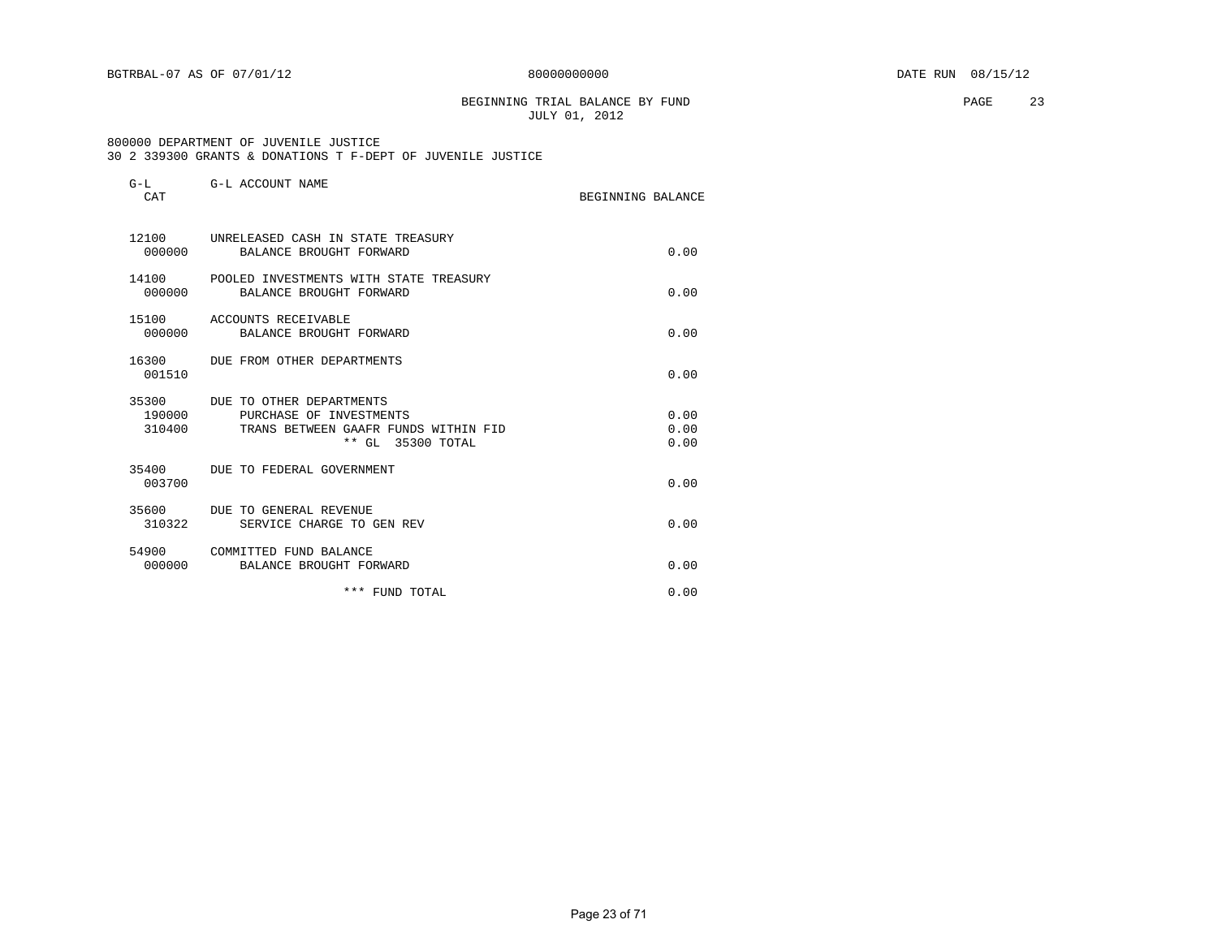BGTRBAL-07 AS OF 07/01/12 80000000000 DATE RUN 08/15/12

BEGINNING TRIAL BALANCE BY FUND
JULY 01, 2012

800000 DEPARTMENT OF JUVENILE JUSTICE
30 2 339300 GRANTS & DONATIONS T F-DEPT OF JUVENILE JUSTICE

| G-L CAT | G-L ACCOUNT NAME | BEGINNING BALANCE |
|---|---|---|
| 12100 | UNRELEASED CASH IN STATE TREASURY | |
| 000000 | BALANCE BROUGHT FORWARD | 0.00 |
| 14100 | POOLED INVESTMENTS WITH STATE TREASURY | |
| 000000 | BALANCE BROUGHT FORWARD | 0.00 |
| 15100 | ACCOUNTS RECEIVABLE | |
| 000000 | BALANCE BROUGHT FORWARD | 0.00 |
| 16300 | DUE FROM OTHER DEPARTMENTS | |
| 001510 | | 0.00 |
| 35300 | DUE TO OTHER DEPARTMENTS | |
| 190000 | PURCHASE OF INVESTMENTS | 0.00 |
| 310400 | TRANS BETWEEN GAAFR FUNDS WITHIN FID | 0.00 |
| | ** GL 35300 TOTAL | 0.00 |
| 35400 | DUE TO FEDERAL GOVERNMENT | |
| 003700 | | 0.00 |
| 35600 | DUE TO GENERAL REVENUE | |
| 310322 | SERVICE CHARGE TO GEN REV | 0.00 |
| 54900 | COMMITTED FUND BALANCE | |
| 000000 | BALANCE BROUGHT FORWARD | 0.00 |
| | *** FUND TOTAL | 0.00 |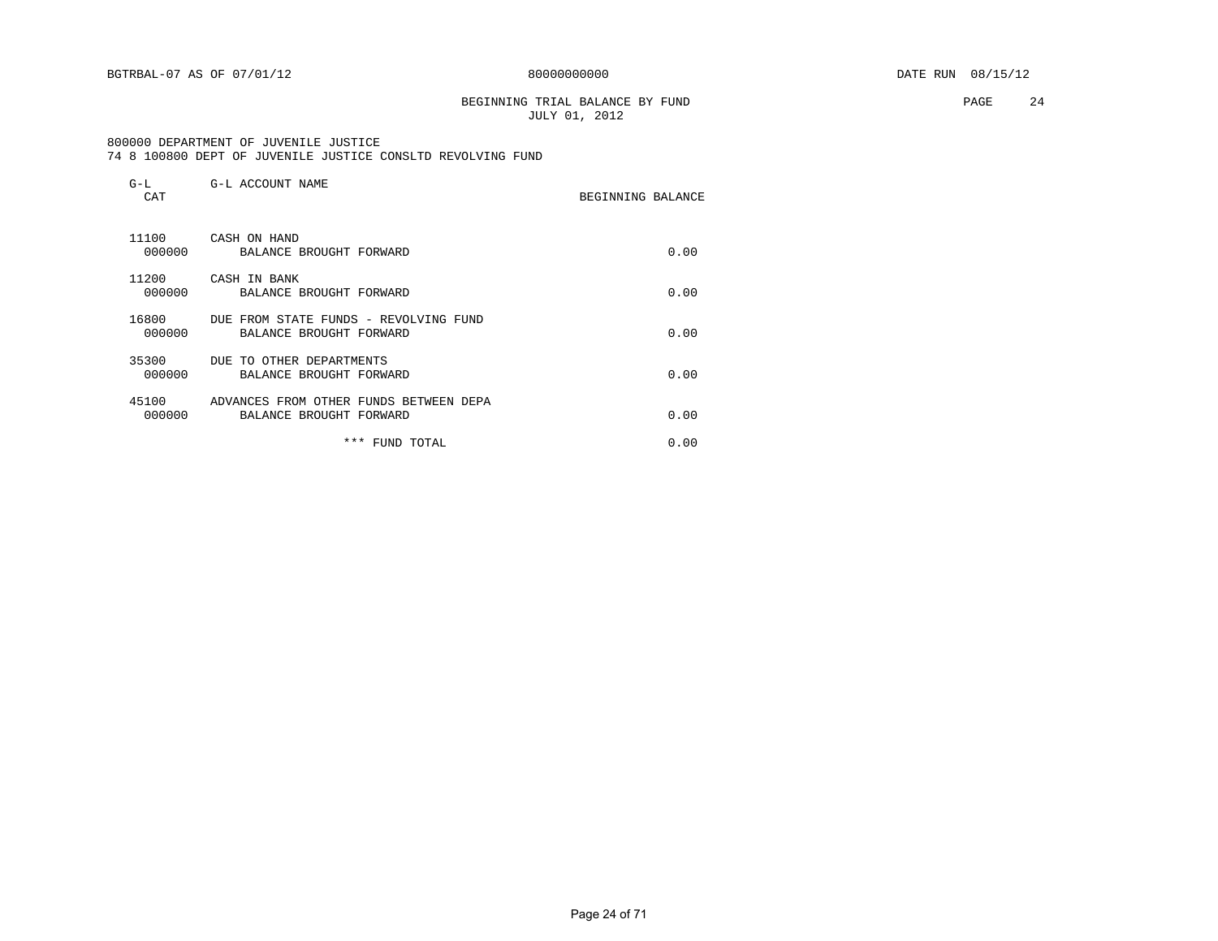BGTRBAL-07 AS OF 07/01/12 80000000000 DATE RUN 08/15/12

## BEGINNING TRIAL BALANCE BY FUND
JULY 01, 2012

800000 DEPARTMENT OF JUVENILE JUSTICE
74 8 100800 DEPT OF JUVENILE JUSTICE CONSLTD REVOLVING FUND

| G-L CAT | G-L ACCOUNT NAME | BEGINNING BALANCE |
|---|---|---|
| 11100 | CASH ON HAND | |
| 000000 | BALANCE BROUGHT FORWARD | 0.00 |
| 11200 | CASH IN BANK | |
| 000000 | BALANCE BROUGHT FORWARD | 0.00 |
| 16800 | DUE FROM STATE FUNDS - REVOLVING FUND | |
| 000000 | BALANCE BROUGHT FORWARD | 0.00 |
| 35300 | DUE TO OTHER DEPARTMENTS | |
| 000000 | BALANCE BROUGHT FORWARD | 0.00 |
| 45100 | ADVANCES FROM OTHER FUNDS BETWEEN DEPA | |
| 000000 | BALANCE BROUGHT FORWARD | 0.00 |
| | *** FUND TOTAL | 0.00 |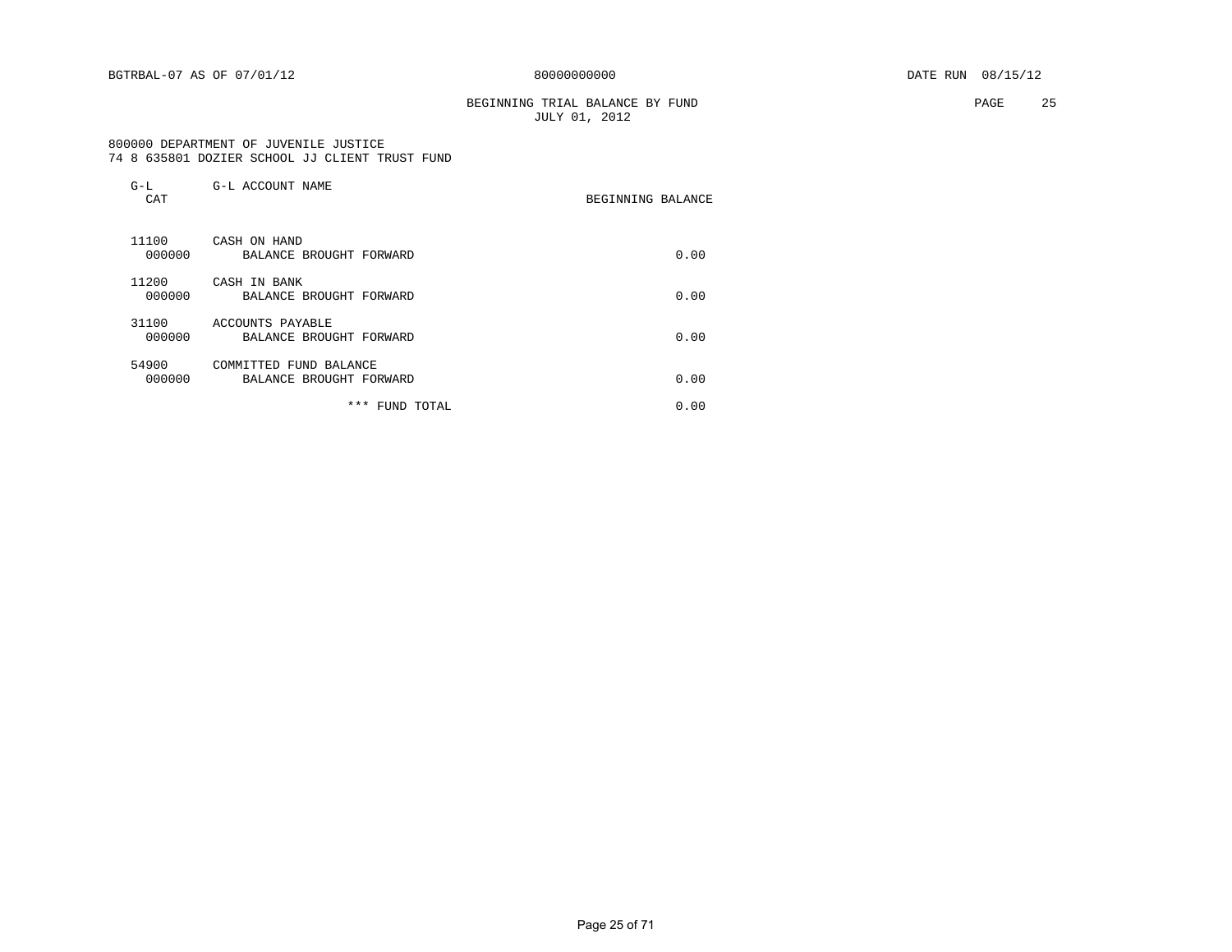BGTRBAL-07 AS OF 07/01/12 80000000000 DATE RUN 08/15/12

BEGINNING TRIAL BALANCE BY FUND
JULY 01, 2012

800000 DEPARTMENT OF JUVENILE JUSTICE
74 8 635801 DOZIER SCHOOL JJ CLIENT TRUST FUND

| G-L CAT | G-L ACCOUNT NAME | BEGINNING BALANCE |
|---|---|---|
| 11100 | CASH ON HAND | |
| 000000 | BALANCE BROUGHT FORWARD | 0.00 |
| 11200 | CASH IN BANK | |
| 000000 | BALANCE BROUGHT FORWARD | 0.00 |
| 31100 | ACCOUNTS PAYABLE | |
| 000000 | BALANCE BROUGHT FORWARD | 0.00 |
| 54900 | COMMITTED FUND BALANCE | |
| 000000 | BALANCE BROUGHT FORWARD | 0.00 |
| | *** FUND TOTAL | 0.00 |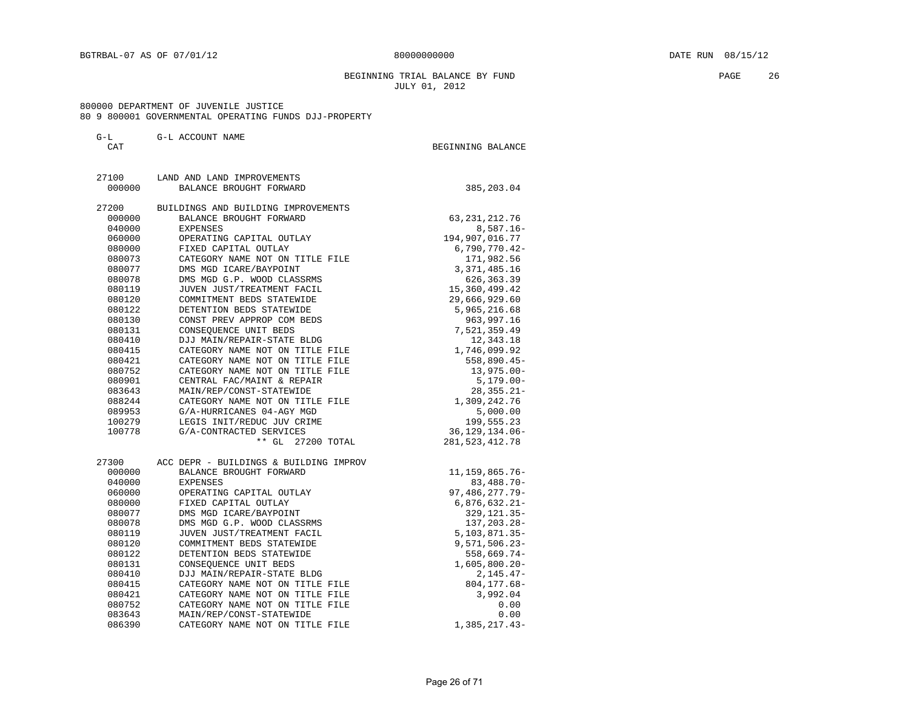BGTRBAL-07 AS OF 07/01/12 80000000000 DATE RUN 08/15/12

BEGINNING TRIAL BALANCE BY FUND
JULY 01, 2012

800000 DEPARTMENT OF JUVENILE JUSTICE
80 9 800001 GOVERNMENTAL OPERATING FUNDS DJJ-PROPERTY

| G-L CAT | G-L ACCOUNT NAME | BEGINNING BALANCE |
|---|---|---|
| 27100 | LAND AND LAND IMPROVEMENTS | |
| 000000 | BALANCE BROUGHT FORWARD | 385,203.04 |
| 27200 | BUILDINGS AND BUILDING IMPROVEMENTS | |
| 000000 | BALANCE BROUGHT FORWARD | 63,231,212.76 |
| 040000 | EXPENSES | 8,587.16- |
| 060000 | OPERATING CAPITAL OUTLAY | 194,907,016.77 |
| 080000 | FIXED CAPITAL OUTLAY | 6,790,770.42- |
| 080073 | CATEGORY NAME NOT ON TITLE FILE | 171,982.56 |
| 080077 | DMS MGD ICARE/BAYPOINT | 3,371,485.16 |
| 080078 | DMS MGD G.P. WOOD CLASSRMS | 626,363.39 |
| 080119 | JUVEN JUST/TREATMENT FACIL | 15,360,499.42 |
| 080120 | COMMITMENT BEDS STATEWIDE | 29,666,929.60 |
| 080122 | DETENTION BEDS STATEWIDE | 5,965,216.68 |
| 080130 | CONST PREV APPROP COM BEDS | 963,997.16 |
| 080131 | CONSEQUENCE UNIT BEDS | 7,521,359.49 |
| 080410 | DJJ MAIN/REPAIR-STATE BLDG | 12,343.18 |
| 080415 | CATEGORY NAME NOT ON TITLE FILE | 1,746,099.92 |
| 080421 | CATEGORY NAME NOT ON TITLE FILE | 558,890.45- |
| 080752 | CATEGORY NAME NOT ON TITLE FILE | 13,975.00- |
| 080901 | CENTRAL FAC/MAINT & REPAIR | 5,179.00- |
| 083643 | MAIN/REP/CONST-STATEWIDE | 28,355.21- |
| 088244 | CATEGORY NAME NOT ON TITLE FILE | 1,309,242.76 |
| 089953 | G/A-HURRICANES 04-AGY MGD | 5,000.00 |
| 100279 | LEGIS INIT/REDUC JUV CRIME | 199,555.23 |
| 100778 | G/A-CONTRACTED SERVICES | 36,129,134.06- |
| | ** GL 27200 TOTAL | 281,523,412.78 |
| 27300 | ACC DEPR - BUILDINGS & BUILDING IMPROV | |
| 000000 | BALANCE BROUGHT FORWARD | 11,159,865.76- |
| 040000 | EXPENSES | 83,488.70- |
| 060000 | OPERATING CAPITAL OUTLAY | 97,486,277.79- |
| 080000 | FIXED CAPITAL OUTLAY | 6,876,632.21- |
| 080077 | DMS MGD ICARE/BAYPOINT | 329,121.35- |
| 080078 | DMS MGD G.P. WOOD CLASSRMS | 137,203.28- |
| 080119 | JUVEN JUST/TREATMENT FACIL | 5,103,871.35- |
| 080120 | COMMITMENT BEDS STATEWIDE | 9,571,506.23- |
| 080122 | DETENTION BEDS STATEWIDE | 558,669.74- |
| 080131 | CONSEQUENCE UNIT BEDS | 1,605,800.20- |
| 080410 | DJJ MAIN/REPAIR-STATE BLDG | 2,145.47- |
| 080415 | CATEGORY NAME NOT ON TITLE FILE | 804,177.68- |
| 080421 | CATEGORY NAME NOT ON TITLE FILE | 3,992.04 |
| 080752 | CATEGORY NAME NOT ON TITLE FILE | 0.00 |
| 083643 | MAIN/REP/CONST-STATEWIDE | 0.00 |
| 086390 | CATEGORY NAME NOT ON TITLE FILE | 1,385,217.43- |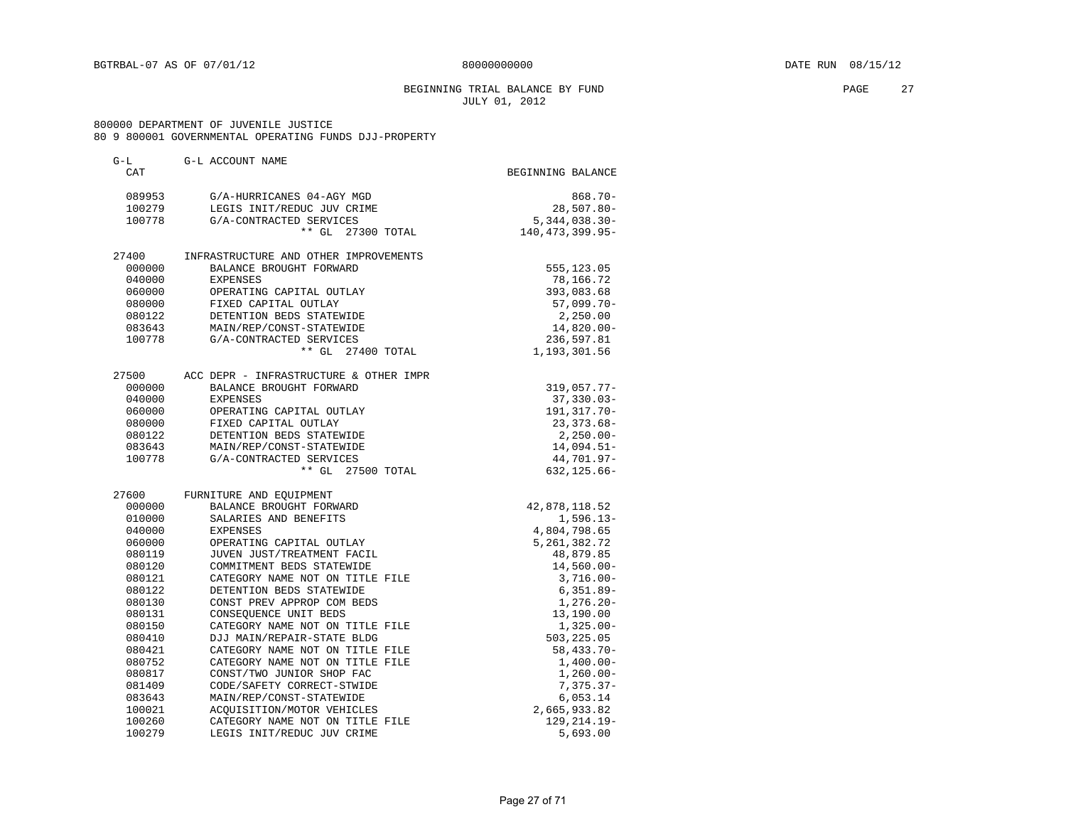BGTRBAL-07 AS OF 07/01/12 80000000000 DATE RUN 08/15/12

BEGINNING TRIAL BALANCE BY FUND
JULY 01, 2012

800000 DEPARTMENT OF JUVENILE JUSTICE
80 9 800001 GOVERNMENTAL OPERATING FUNDS DJJ-PROPERTY

| G-L CAT | G-L ACCOUNT NAME | BEGINNING BALANCE |
|---|---|---|
| 089953 | G/A-HURRICANES 04-AGY MGD | 868.70- |
| 100279 | LEGIS INIT/REDUC JUV CRIME | 28,507.80- |
| 100778 | G/A-CONTRACTED SERVICES | 5,344,038.30- |
| | ** GL 27300 TOTAL | 140,473,399.95- |
| 27400 | INFRASTRUCTURE AND OTHER IMPROVEMENTS | |
| 000000 | BALANCE BROUGHT FORWARD | 555,123.05 |
| 040000 | EXPENSES | 78,166.72 |
| 060000 | OPERATING CAPITAL OUTLAY | 393,083.68 |
| 080000 | FIXED CAPITAL OUTLAY | 57,099.70- |
| 080122 | DETENTION BEDS STATEWIDE | 2,250.00 |
| 083643 | MAIN/REP/CONST-STATEWIDE | 14,820.00- |
| 100778 | G/A-CONTRACTED SERVICES | 236,597.81 |
| | ** GL 27400 TOTAL | 1,193,301.56 |
| 27500 | ACC DEPR - INFRASTRUCTURE & OTHER IMPR | |
| 000000 | BALANCE BROUGHT FORWARD | 319,057.77- |
| 040000 | EXPENSES | 37,330.03- |
| 060000 | OPERATING CAPITAL OUTLAY | 191,317.70- |
| 080000 | FIXED CAPITAL OUTLAY | 23,373.68- |
| 080122 | DETENTION BEDS STATEWIDE | 2,250.00- |
| 083643 | MAIN/REP/CONST-STATEWIDE | 14,094.51- |
| 100778 | G/A-CONTRACTED SERVICES | 44,701.97- |
| | ** GL 27500 TOTAL | 632,125.66- |
| 27600 | FURNITURE AND EQUIPMENT | |
| 000000 | BALANCE BROUGHT FORWARD | 42,878,118.52 |
| 010000 | SALARIES AND BENEFITS | 1,596.13- |
| 040000 | EXPENSES | 4,804,798.65 |
| 060000 | OPERATING CAPITAL OUTLAY | 5,261,382.72 |
| 080119 | JUVEN JUST/TREATMENT FACIL | 48,879.85 |
| 080120 | COMMITMENT BEDS STATEWIDE | 14,560.00- |
| 080121 | CATEGORY NAME NOT ON TITLE FILE | 3,716.00- |
| 080122 | DETENTION BEDS STATEWIDE | 6,351.89- |
| 080130 | CONST PREV APPROP COM BEDS | 1,276.20- |
| 080131 | CONSEQUENCE UNIT BEDS | 13,190.00 |
| 080150 | CATEGORY NAME NOT ON TITLE FILE | 1,325.00- |
| 080410 | DJJ MAIN/REPAIR-STATE BLDG | 503,225.05 |
| 080421 | CATEGORY NAME NOT ON TITLE FILE | 58,433.70- |
| 080752 | CATEGORY NAME NOT ON TITLE FILE | 1,400.00- |
| 080817 | CONST/TWO JUNIOR SHOP FAC | 1,260.00- |
| 081409 | CODE/SAFETY CORRECT-STWIDE | 7,375.37- |
| 083643 | MAIN/REP/CONST-STATEWIDE | 6,053.14 |
| 100021 | ACQUISITION/MOTOR VEHICLES | 2,665,933.82 |
| 100260 | CATEGORY NAME NOT ON TITLE FILE | 129,214.19- |
| 100279 | LEGIS INIT/REDUC JUV CRIME | 5,693.00 |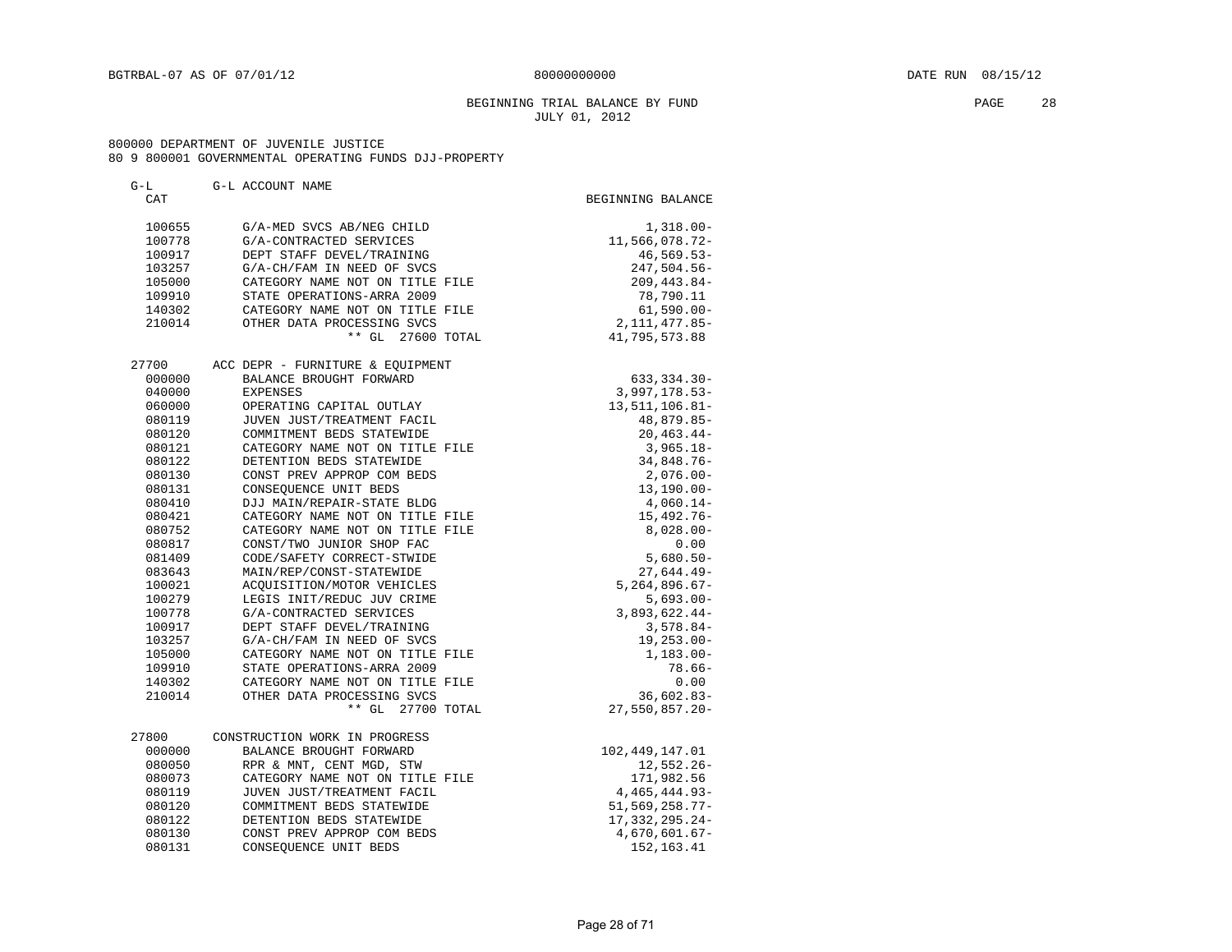BGTRBAL-07 AS OF 07/01/12 80000000000 DATE RUN 08/15/12

BEGINNING TRIAL BALANCE BY FUND
JULY 01, 2012

800000 DEPARTMENT OF JUVENILE JUSTICE
80 9 800001 GOVERNMENTAL OPERATING FUNDS DJJ-PROPERTY

| G-L CAT | G-L ACCOUNT NAME | BEGINNING BALANCE |
|---|---|---|
| 100655 | G/A-MED SVCS AB/NEG CHILD | 1,318.00- |
| 100778 | G/A-CONTRACTED SERVICES | 11,566,078.72- |
| 100917 | DEPT STAFF DEVEL/TRAINING | 46,569.53- |
| 103257 | G/A-CH/FAM IN NEED OF SVCS | 247,504.56- |
| 105000 | CATEGORY NAME NOT ON TITLE FILE | 209,443.84- |
| 109910 | STATE OPERATIONS-ARRA 2009 | 78,790.11 |
| 140302 | CATEGORY NAME NOT ON TITLE FILE | 61,590.00- |
| 210014 | OTHER DATA PROCESSING SVCS | 2,111,477.85- |
| | ** GL 27600 TOTAL | 41,795,573.88 |
| | | |
| 27700 | ACC DEPR - FURNITURE & EQUIPMENT | |
| 000000 | BALANCE BROUGHT FORWARD | 633,334.30- |
| 040000 | EXPENSES | 3,997,178.53- |
| 060000 | OPERATING CAPITAL OUTLAY | 13,511,106.81- |
| 080119 | JUVEN JUST/TREATMENT FACIL | 48,879.85- |
| 080120 | COMMITMENT BEDS STATEWIDE | 20,463.44- |
| 080121 | CATEGORY NAME NOT ON TITLE FILE | 3,965.18- |
| 080122 | DETENTION BEDS STATEWIDE | 34,848.76- |
| 080130 | CONST PREV APPROP COM BEDS | 2,076.00- |
| 080131 | CONSEQUENCE UNIT BEDS | 13,190.00- |
| 080410 | DJJ MAIN/REPAIR-STATE BLDG | 4,060.14- |
| 080421 | CATEGORY NAME NOT ON TITLE FILE | 15,492.76- |
| 080752 | CATEGORY NAME NOT ON TITLE FILE | 8,028.00- |
| 080817 | CONST/TWO JUNIOR SHOP FAC | 0.00 |
| 081409 | CODE/SAFETY CORRECT-STWIDE | 5,680.50- |
| 083643 | MAIN/REP/CONST-STATEWIDE | 27,644.49- |
| 100021 | ACQUISITION/MOTOR VEHICLES | 5,264,896.67- |
| 100279 | LEGIS INIT/REDUC JUV CRIME | 5,693.00- |
| 100778 | G/A-CONTRACTED SERVICES | 3,893,622.44- |
| 100917 | DEPT STAFF DEVEL/TRAINING | 3,578.84- |
| 103257 | G/A-CH/FAM IN NEED OF SVCS | 19,253.00- |
| 105000 | CATEGORY NAME NOT ON TITLE FILE | 1,183.00- |
| 109910 | STATE OPERATIONS-ARRA 2009 | 78.66- |
| 140302 | CATEGORY NAME NOT ON TITLE FILE | 0.00 |
| 210014 | OTHER DATA PROCESSING SVCS | 36,602.83- |
| | ** GL 27700 TOTAL | 27,550,857.20- |
| | | |
| 27800 | CONSTRUCTION WORK IN PROGRESS | |
| 000000 | BALANCE BROUGHT FORWARD | 102,449,147.01 |
| 080050 | RPR & MNT, CENT MGD, STW | 12,552.26- |
| 080073 | CATEGORY NAME NOT ON TITLE FILE | 171,982.56 |
| 080119 | JUVEN JUST/TREATMENT FACIL | 4,465,444.93- |
| 080120 | COMMITMENT BEDS STATEWIDE | 51,569,258.77- |
| 080122 | DETENTION BEDS STATEWIDE | 17,332,295.24- |
| 080130 | CONST PREV APPROP COM BEDS | 4,670,601.67- |
| 080131 | CONSEQUENCE UNIT BEDS | 152,163.41 |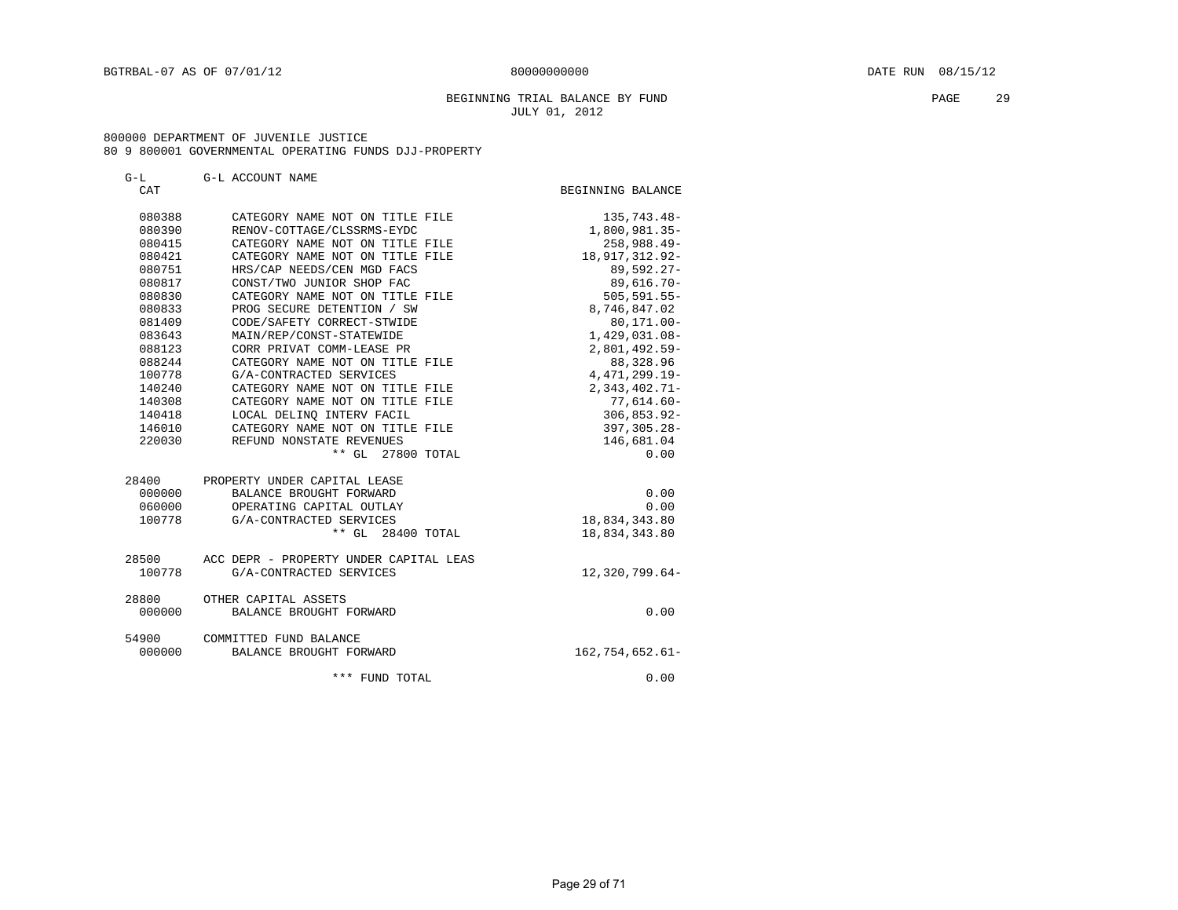BGTRBAL-07 AS OF 07/01/12 80000000000 DATE RUN 08/15/12

BEGINNING TRIAL BALANCE BY FUND
JULY 01, 2012

800000 DEPARTMENT OF JUVENILE JUSTICE
80 9 800001 GOVERNMENTAL OPERATING FUNDS DJJ-PROPERTY

| G-L CAT | G-L ACCOUNT NAME | BEGINNING BALANCE |
|---|---|---|
| 080388 | CATEGORY NAME NOT ON TITLE FILE | 135,743.48- |
| 080390 | RENOV-COTTAGE/CLSSRMS-EYDC | 1,800,981.35- |
| 080415 | CATEGORY NAME NOT ON TITLE FILE | 258,988.49- |
| 080421 | CATEGORY NAME NOT ON TITLE FILE | 18,917,312.92- |
| 080751 | HRS/CAP NEEDS/CEN MGD FACS | 89,592.27- |
| 080817 | CONST/TWO JUNIOR SHOP FAC | 89,616.70- |
| 080830 | CATEGORY NAME NOT ON TITLE FILE | 505,591.55- |
| 080833 | PROG SECURE DETENTION / SW | 8,746,847.02 |
| 081409 | CODE/SAFETY CORRECT-STWIDE | 80,171.00- |
| 083643 | MAIN/REP/CONST-STATEWIDE | 1,429,031.08- |
| 088123 | CORR PRIVAT COMM-LEASE PR | 2,801,492.59- |
| 088244 | CATEGORY NAME NOT ON TITLE FILE | 88,328.96 |
| 100778 | G/A-CONTRACTED SERVICES | 4,471,299.19- |
| 140240 | CATEGORY NAME NOT ON TITLE FILE | 2,343,402.71- |
| 140308 | CATEGORY NAME NOT ON TITLE FILE | 77,614.60- |
| 140418 | LOCAL DELINQ INTERV FACIL | 306,853.92- |
| 146010 | CATEGORY NAME NOT ON TITLE FILE | 397,305.28- |
| 220030 | REFUND NONSTATE REVENUES | 146,681.04 |
| | ** GL 27800 TOTAL | 0.00 |
| 28400 | PROPERTY UNDER CAPITAL LEASE | |
| 000000 | BALANCE BROUGHT FORWARD | 0.00 |
| 060000 | OPERATING CAPITAL OUTLAY | 0.00 |
| 100778 | G/A-CONTRACTED SERVICES | 18,834,343.80 |
| | ** GL 28400 TOTAL | 18,834,343.80 |
| 28500 | ACC DEPR - PROPERTY UNDER CAPITAL LEAS | |
| 100778 | G/A-CONTRACTED SERVICES | 12,320,799.64- |
| 28800 | OTHER CAPITAL ASSETS | |
| 000000 | BALANCE BROUGHT FORWARD | 0.00 |
| 54900 | COMMITTED FUND BALANCE | |
| 000000 | BALANCE BROUGHT FORWARD | 162,754,652.61- |
| | *** FUND TOTAL | 0.00 |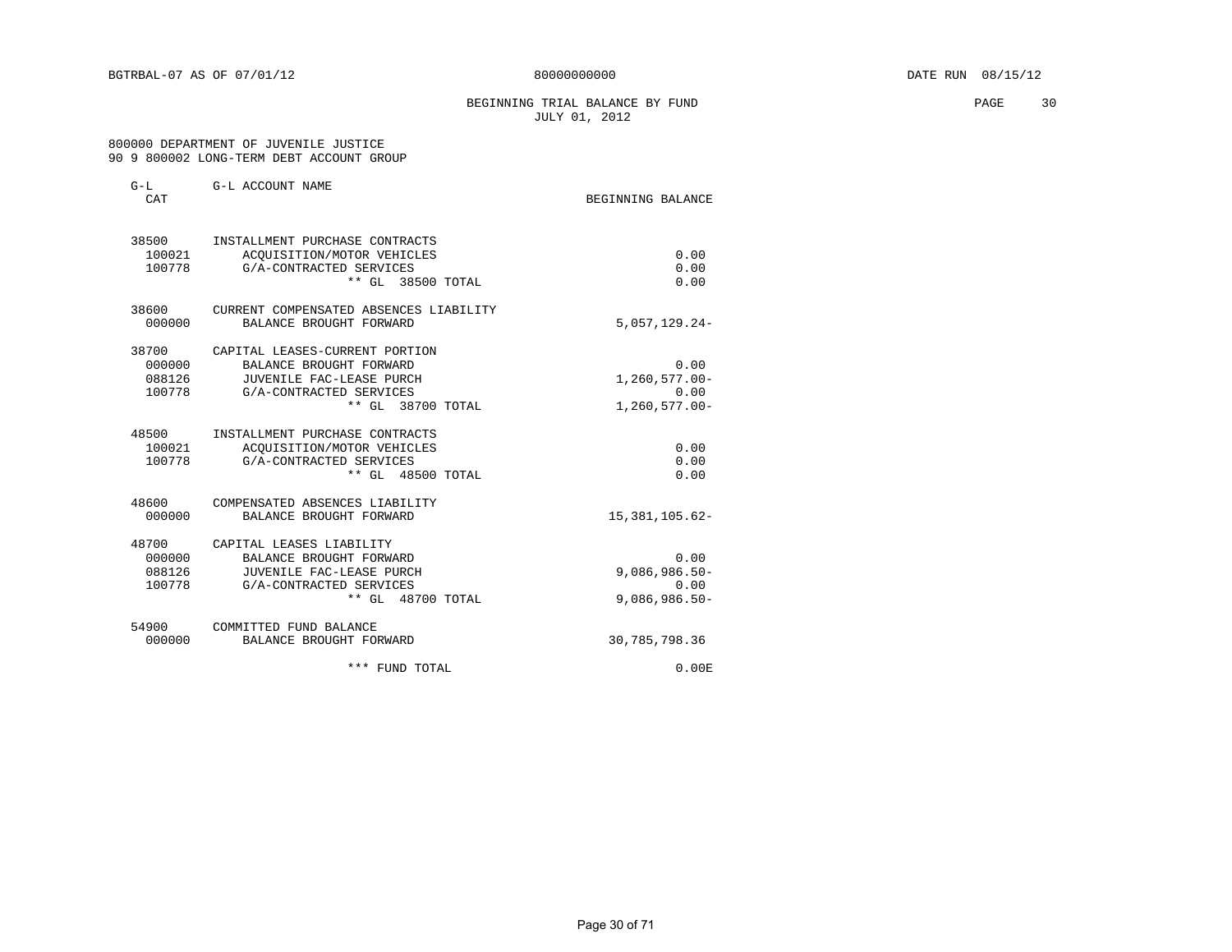BGTRBAL-07 AS OF 07/01/12 80000000000 DATE RUN 08/15/12

## BEGINNING TRIAL BALANCE BY FUND
JULY 01, 2012

800000 DEPARTMENT OF JUVENILE JUSTICE
90 9 800002 LONG-TERM DEBT ACCOUNT GROUP

| G-L CAT | G-L ACCOUNT NAME | BEGINNING BALANCE |
|---|---|---|
| 38500 | INSTALLMENT PURCHASE CONTRACTS | |
| 100021 | ACQUISITION/MOTOR VEHICLES | 0.00 |
| 100778 | G/A-CONTRACTED SERVICES | 0.00 |
| | ** GL 38500 TOTAL | 0.00 |
| 38600 | CURRENT COMPENSATED ABSENCES LIABILITY | |
| 000000 | BALANCE BROUGHT FORWARD | 5,057,129.24- |
| 38700 | CAPITAL LEASES-CURRENT PORTION | |
| 000000 | BALANCE BROUGHT FORWARD | 0.00 |
| 088126 | JUVENILE FAC-LEASE PURCH | 1,260,577.00- |
| 100778 | G/A-CONTRACTED SERVICES | 0.00 |
| | ** GL 38700 TOTAL | 1,260,577.00- |
| 48500 | INSTALLMENT PURCHASE CONTRACTS | |
| 100021 | ACQUISITION/MOTOR VEHICLES | 0.00 |
| 100778 | G/A-CONTRACTED SERVICES | 0.00 |
| | ** GL 48500 TOTAL | 0.00 |
| 48600 | COMPENSATED ABSENCES LIABILITY | |
| 000000 | BALANCE BROUGHT FORWARD | 15,381,105.62- |
| 48700 | CAPITAL LEASES LIABILITY | |
| 000000 | BALANCE BROUGHT FORWARD | 0.00 |
| 088126 | JUVENILE FAC-LEASE PURCH | 9,086,986.50- |
| 100778 | G/A-CONTRACTED SERVICES | 0.00 |
| | ** GL 48700 TOTAL | 9,086,986.50- |
| 54900 | COMMITTED FUND BALANCE | |
| 000000 | BALANCE BROUGHT FORWARD | 30,785,798.36 |
| | *** FUND TOTAL | 0.00E |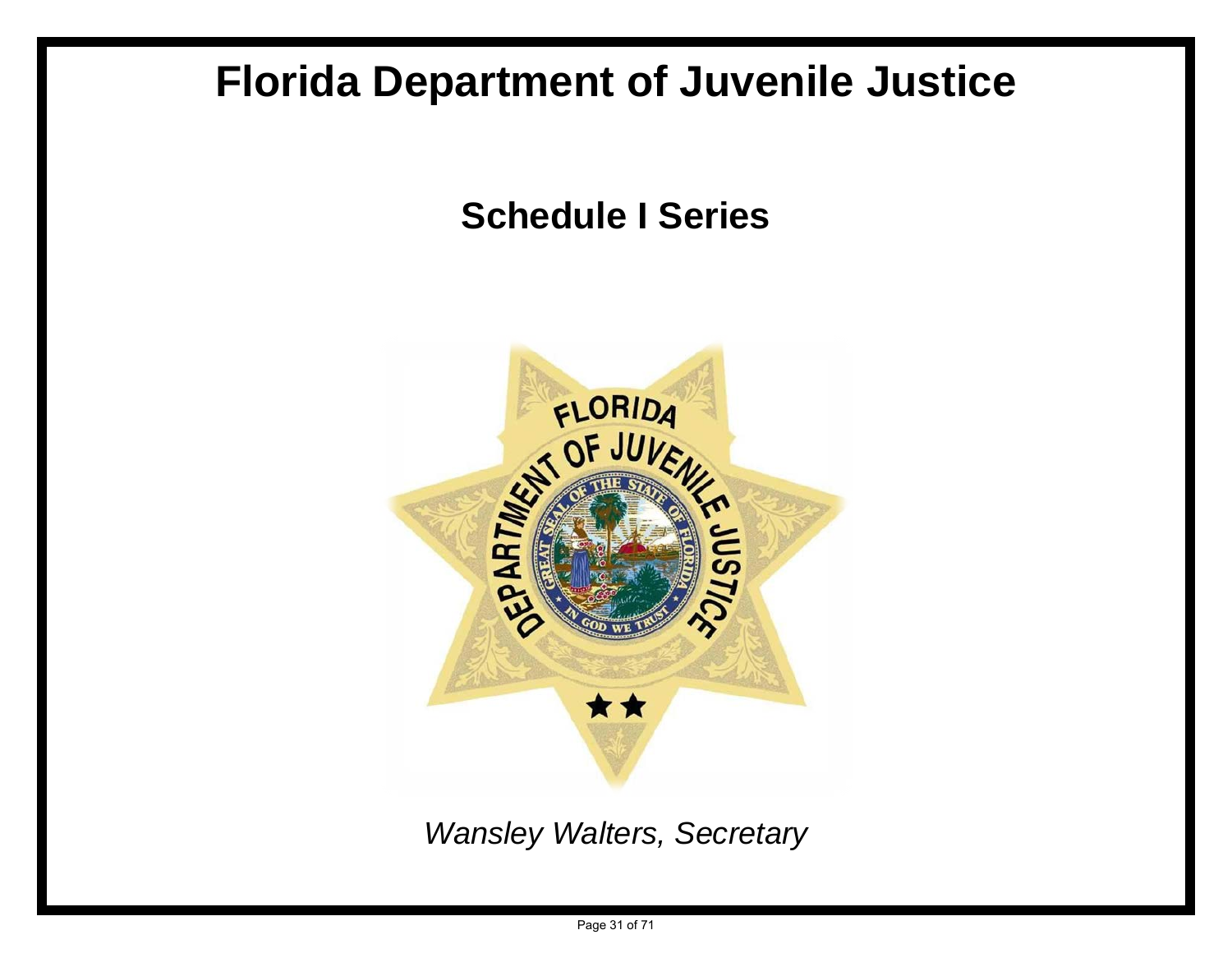# Florida Department of Juvenile Justice

## Schedule I Series

*Wansley Walters, Secretary*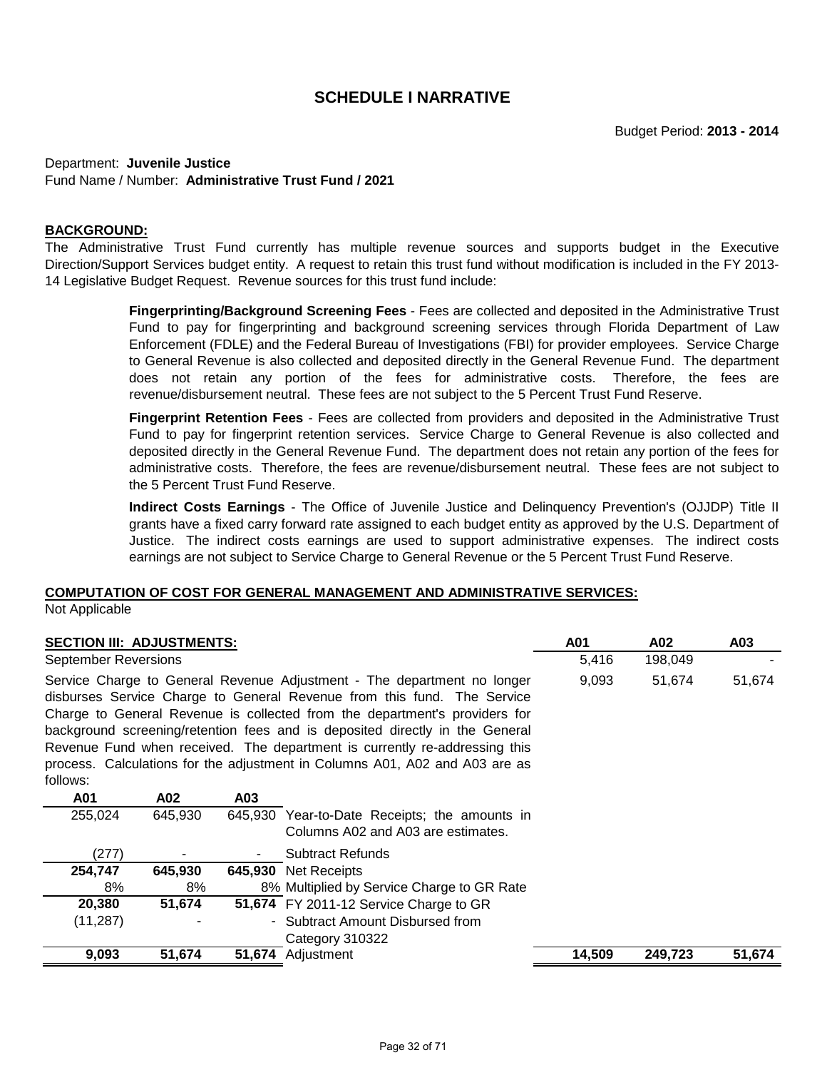# SCHEDULE I NARRATIVE

Budget Period: **2013 - 2014**

Department: **Juvenile Justice**
Fund Name / Number: **Administrative Trust Fund / 2021**

**BACKGROUND:**

The Administrative Trust Fund currently has multiple revenue sources and supports budget in the Executive Direction/Support Services budget entity. A request to retain this trust fund without modification is included in the FY 2013-14 Legislative Budget Request. Revenue sources for this trust fund include:

> **Fingerprinting/Background Screening Fees** - Fees are collected and deposited in the Administrative Trust Fund to pay for fingerprinting and background screening services through Florida Department of Law Enforcement (FDLE) and the Federal Bureau of Investigations (FBI) for provider employees. Service Charge to General Revenue is also collected and deposited directly in the General Revenue Fund. The department does not retain any portion of the fees for administrative costs. Therefore, the fees are revenue/disbursement neutral. These fees are not subject to the 5 Percent Trust Fund Reserve.
>
> **Fingerprint Retention Fees** - Fees are collected from providers and deposited in the Administrative Trust Fund to pay for fingerprint retention services. Service Charge to General Revenue is also collected and deposited directly in the General Revenue Fund. The department does not retain any portion of the fees for administrative costs. Therefore, the fees are revenue/disbursement neutral. These fees are not subject to the 5 Percent Trust Fund Reserve.
>
> **Indirect Costs Earnings** - The Office of Juvenile Justice and Delinquency Prevention's (OJJDP) Title II grants have a fixed carry forward rate assigned to each budget entity as approved by the U.S. Department of Justice. The indirect costs earnings are used to support administrative expenses. The indirect costs earnings are not subject to Service Charge to General Revenue or the 5 Percent Trust Fund Reserve.

**COMPUTATION OF COST FOR GENERAL MANAGEMENT AND ADMINISTRATIVE SERVICES:**

Not Applicable

| **SECTION III: ADJUSTMENTS:** | **A01** | **A02** | **A03** |
|---|---|---|---|
| September Reversions | 5,416 | 198,049 | - |
| Service Charge to General Revenue Adjustment - The department no longer disburses Service Charge to General Revenue from this fund. The Service Charge to General Revenue is collected from the department's providers for background screening/retention fees and is deposited directly in the General Revenue Fund when received. The department is currently re-addressing this process. Calculations for the adjustment in Columns A01, A02 and A03 are as follows: | 9,093 | 51,674 | 51,674 |
| **Total** | **14,509** | **249,723** | **51,674** |

| A01 | A02 | A03 | |
|---|---|---|---|
| 255,024 | 645,930 | 645,930 | Year-to-Date Receipts; the amounts in Columns A02 and A03 are estimates. |
| (277) | - | - | Subtract Refunds |
| **254,747** | **645,930** | **645,930** | Net Receipts |
| 8% | 8% | 8% | Multiplied by Service Charge to GR Rate |
| **20,380** | **51,674** | **51,674** | FY 2011-12 Service Charge to GR |
| (11,287) | - | - | Subtract Amount Disbursed from Category 310322 |
| **9,093** | **51,674** | **51,674** | Adjustment |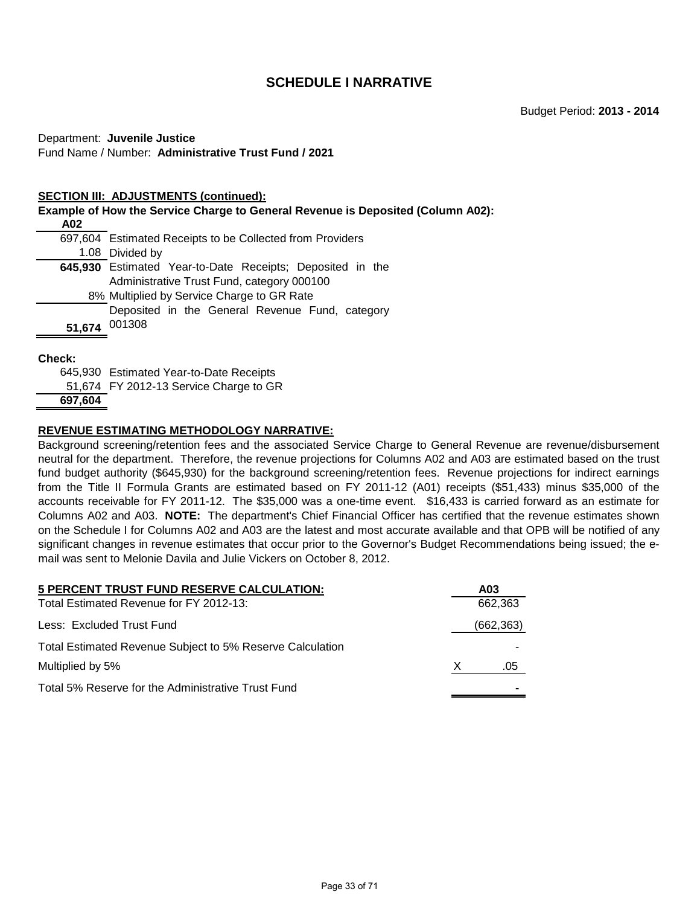# SCHEDULE I NARRATIVE

Budget Period: **2013 - 2014**

Department: **Juvenile Justice**
Fund Name / Number: **Administrative Trust Fund / 2021**

**SECTION III: ADJUSTMENTS (continued):**

**Example of How the Service Charge to General Revenue is Deposited (Column A02):**

| A02 | |
|---|---|
| 697,604 | Estimated Receipts to be Collected from Providers |
| 1.08 | Divided by |
| **645,930** | Estimated Year-to-Date Receipts; Deposited in the Administrative Trust Fund, category 000100 |
| 8% | Multiplied by Service Charge to GR Rate |
| **51,674** | Deposited in the General Revenue Fund, category 001308 |

**Check:**

| | |
|---|---|
| 645,930 | Estimated Year-to-Date Receipts |
| 51,674 | FY 2012-13 Service Charge to GR |
| **697,604** | |

**REVENUE ESTIMATING METHODOLOGY NARRATIVE:**

Background screening/retention fees and the associated Service Charge to General Revenue are revenue/disbursement neutral for the department. Therefore, the revenue projections for Columns A02 and A03 are estimated based on the trust fund budget authority ($645,930) for the background screening/retention fees. Revenue projections for indirect earnings from the Title II Formula Grants are estimated based on FY 2011-12 (A01) receipts ($51,433) minus $35,000 of the accounts receivable for FY 2011-12. The $35,000 was a one-time event. $16,433 is carried forward as an estimate for Columns A02 and A03. **NOTE:** The department's Chief Financial Officer has certified that the revenue estimates shown on the Schedule I for Columns A02 and A03 are the latest and most accurate available and that OPB will be notified of any significant changes in revenue estimates that occur prior to the Governor's Budget Recommendations being issued; the e-mail was sent to Melonie Davila and Julie Vickers on October 8, 2012.

| **5 PERCENT TRUST FUND RESERVE CALCULATION:** | **A03** |
|---|---|
| Total Estimated Revenue for FY 2012-13: | 662,363 |
| Less: Excluded Trust Fund | (662,363) |
| Total Estimated Revenue Subject to 5% Reserve Calculation | - |
| Multiplied by 5% | X .05 |
| Total 5% Reserve for the Administrative Trust Fund | **-** |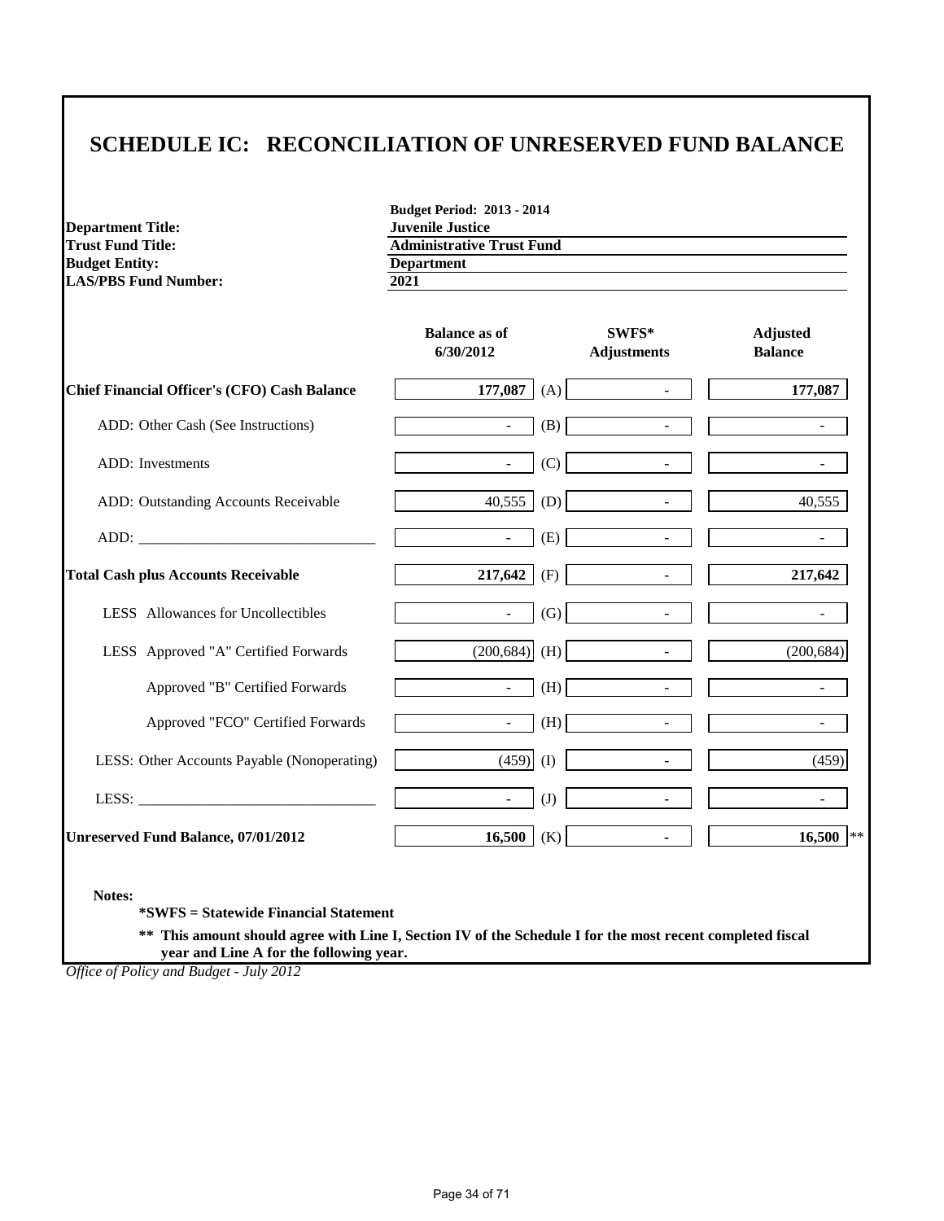# SCHEDULE IC: RECONCILIATION OF UNRESERVED FUND BALANCE

| | Budget Period: 2013 - 2014 |
|---|---|
| **Department Title:** | **Juvenile Justice** |
| **Trust Fund Title:** | **Administrative Trust Fund** |
| **Budget Entity:** | **Department** |
| **LAS/PBS Fund Number:** | **2021** |

| | Balance as of 6/30/2012 | | SWFS* Adjustments | Adjusted Balance |
|---|---|---|---|---|
| **Chief Financial Officer's (CFO) Cash Balance** | **177,087** | (A) | - | **177,087** |
| ADD: Other Cash (See Instructions) | - | (B) | - | - |
| ADD: Investments | - | (C) | - | - |
| ADD: Outstanding Accounts Receivable | 40,555 | (D) | - | 40,555 |
| ADD: ________________________________ | - | (E) | - | - |
| **Total Cash plus Accounts Receivable** | **217,642** | (F) | - | **217,642** |
| LESS Allowances for Uncollectibles | - | (G) | - | - |
| LESS Approved "A" Certified Forwards | (200,684) | (H) | - | (200,684) |
| Approved "B" Certified Forwards | - | (H) | - | - |
| Approved "FCO" Certified Forwards | - | (H) | - | - |
| LESS: Other Accounts Payable (Nonoperating) | (459) | (I) | - | (459) |
| LESS: ________________________________ | - | (J) | - | - |
| **Unreserved Fund Balance, 07/01/2012** | **16,500** | (K) | **-** | **16,500** ** |

**Notes:**

**\*SWFS = Statewide Financial Statement**

**\*\* This amount should agree with Line I, Section IV of the Schedule I for the most recent completed fiscal year and Line A for the following year.**

*Office of Policy and Budget - July 2012*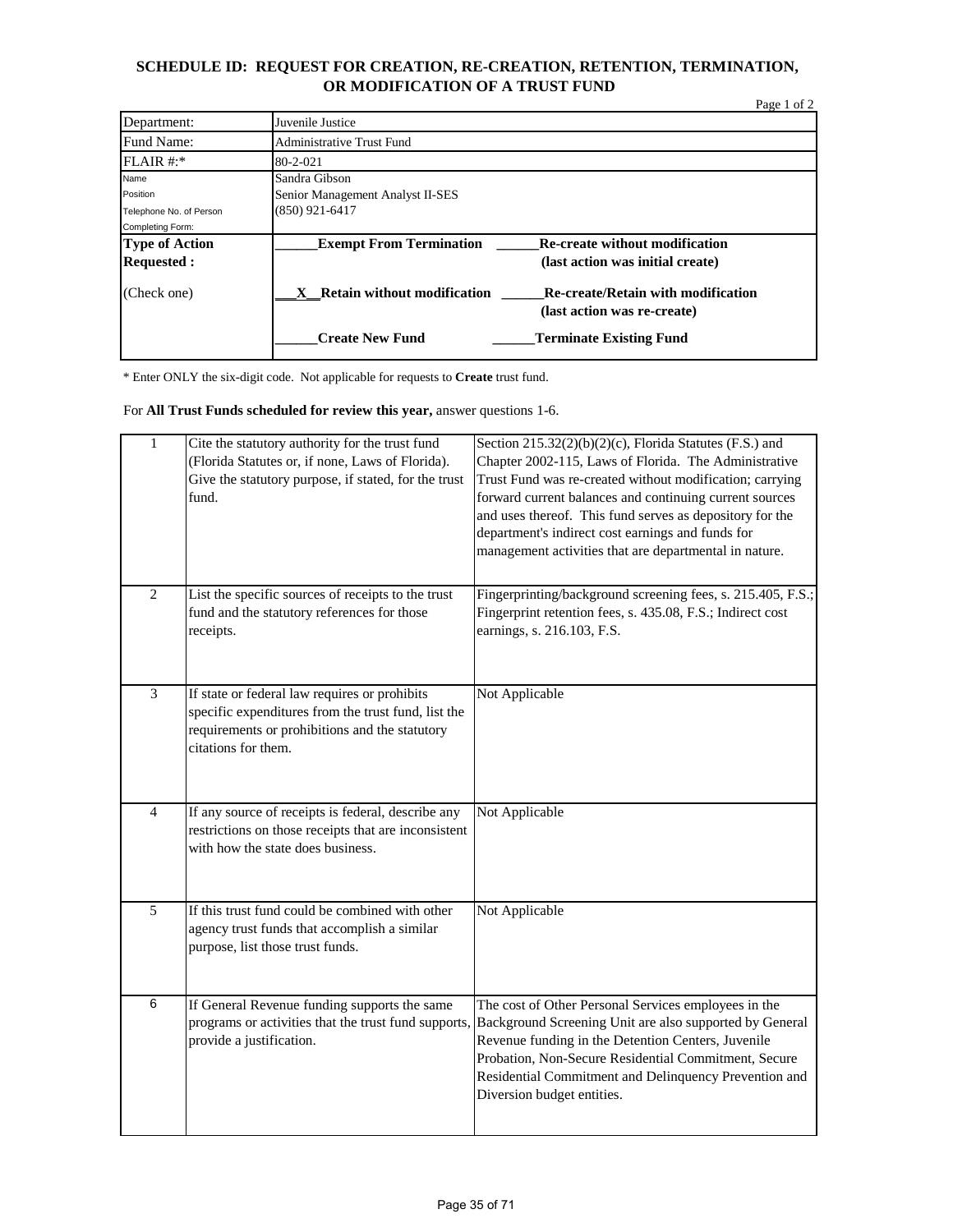# SCHEDULE ID: REQUEST FOR CREATION, RE-CREATION, RETENTION, TERMINATION, OR MODIFICATION OF A TRUST FUND

Page 1 of 2

| | |
|---|---|
| Department: | Juvenile Justice |
| Fund Name: | Administrative Trust Fund |
| FLAIR #:* | 80-2-021 |
| Name<br>Position<br>Telephone No. of Person Completing Form: | Sandra Gibson<br>Senior Management Analyst II-SES<br>(850) 921-6417 |
| **Type of Action Requested :**<br><br>(Check one) | ______**Exempt From Termination** ______**Re-create without modification (last action was initial create)**<br><br>___X__**Retain without modification** ______**Re-create/Retain with modification (last action was re-create)**<br><br>______**Create New Fund** ______**Terminate Existing Fund** |

\* Enter ONLY the six-digit code. Not applicable for requests to **Create** trust fund.

For **All Trust Funds scheduled for review this year,** answer questions 1-6.

| | | |
|---|---|---|
| 1 | Cite the statutory authority for the trust fund (Florida Statutes or, if none, Laws of Florida). Give the statutory purpose, if stated, for the trust fund. | Section 215.32(2)(b)(2)(c), Florida Statutes (F.S.) and Chapter 2002-115, Laws of Florida. The Administrative Trust Fund was re-created without modification; carrying forward current balances and continuing current sources and uses thereof. This fund serves as depository for the department's indirect cost earnings and funds for management activities that are departmental in nature. |
| 2 | List the specific sources of receipts to the trust fund and the statutory references for those receipts. | Fingerprinting/background screening fees, s. 215.405, F.S.; Fingerprint retention fees, s. 435.08, F.S.; Indirect cost earnings, s. 216.103, F.S. |
| 3 | If state or federal law requires or prohibits specific expenditures from the trust fund, list the requirements or prohibitions and the statutory citations for them. | Not Applicable |
| 4 | If any source of receipts is federal, describe any restrictions on those receipts that are inconsistent with how the state does business. | Not Applicable |
| 5 | If this trust fund could be combined with other agency trust funds that accomplish a similar purpose, list those trust funds. | Not Applicable |
| 6 | If General Revenue funding supports the same programs or activities that the trust fund supports, provide a justification. | The cost of Other Personal Services employees in the Background Screening Unit are also supported by General Revenue funding in the Detention Centers, Juvenile Probation, Non-Secure Residential Commitment, Secure Residential Commitment and Delinquency Prevention and Diversion budget entities. |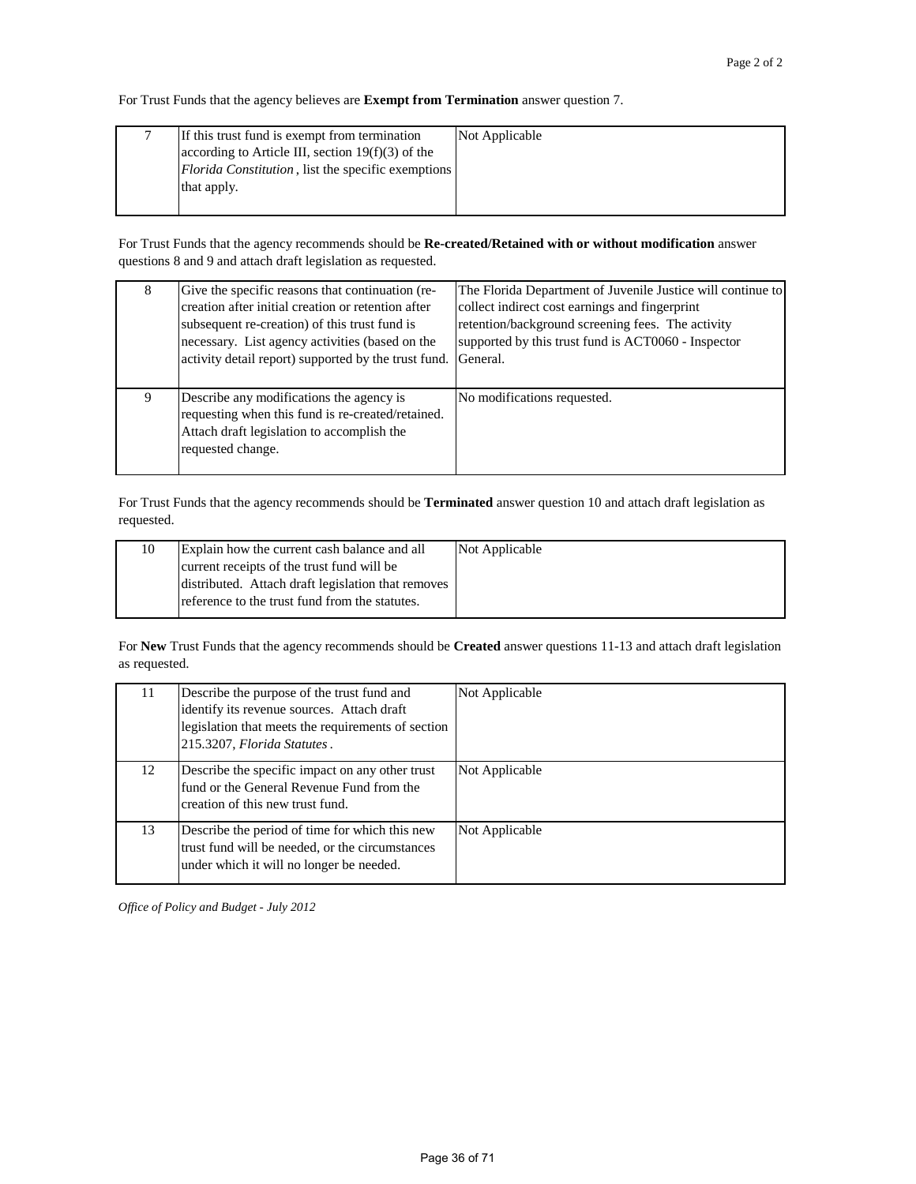For Trust Funds that the agency believes are **Exempt from Termination** answer question 7.

| | | |
|---|---|---|
| 7 | If this trust fund is exempt from termination according to Article III, section 19(f)(3) of the *Florida Constitution*, list the specific exemptions that apply. | Not Applicable |

For Trust Funds that the agency recommends should be **Re-created/Retained with or without modification** answer questions 8 and 9 and attach draft legislation as requested.

| | | |
|---|---|---|
| 8 | Give the specific reasons that continuation (re-creation after initial creation or retention after subsequent re-creation) of this trust fund is necessary. List agency activities (based on the activity detail report) supported by the trust fund. | The Florida Department of Juvenile Justice will continue to collect indirect cost earnings and fingerprint retention/background screening fees. The activity supported by this trust fund is ACT0060 - Inspector General. |
| 9 | Describe any modifications the agency is requesting when this fund is re-created/retained. Attach draft legislation to accomplish the requested change. | No modifications requested. |

For Trust Funds that the agency recommends should be **Terminated** answer question 10 and attach draft legislation as requested.

| | | |
|---|---|---|
| 10 | Explain how the current cash balance and all current receipts of the trust fund will be distributed. Attach draft legislation that removes reference to the trust fund from the statutes. | Not Applicable |

For **New** Trust Funds that the agency recommends should be **Created** answer questions 11-13 and attach draft legislation as requested.

| | | |
|---|---|---|
| 11 | Describe the purpose of the trust fund and identify its revenue sources. Attach draft legislation that meets the requirements of section 215.3207, *Florida Statutes*. | Not Applicable |
| 12 | Describe the specific impact on any other trust fund or the General Revenue Fund from the creation of this new trust fund. | Not Applicable |
| 13 | Describe the period of time for which this new trust fund will be needed, or the circumstances under which it will no longer be needed. | Not Applicable |

*Office of Policy and Budget - July 2012*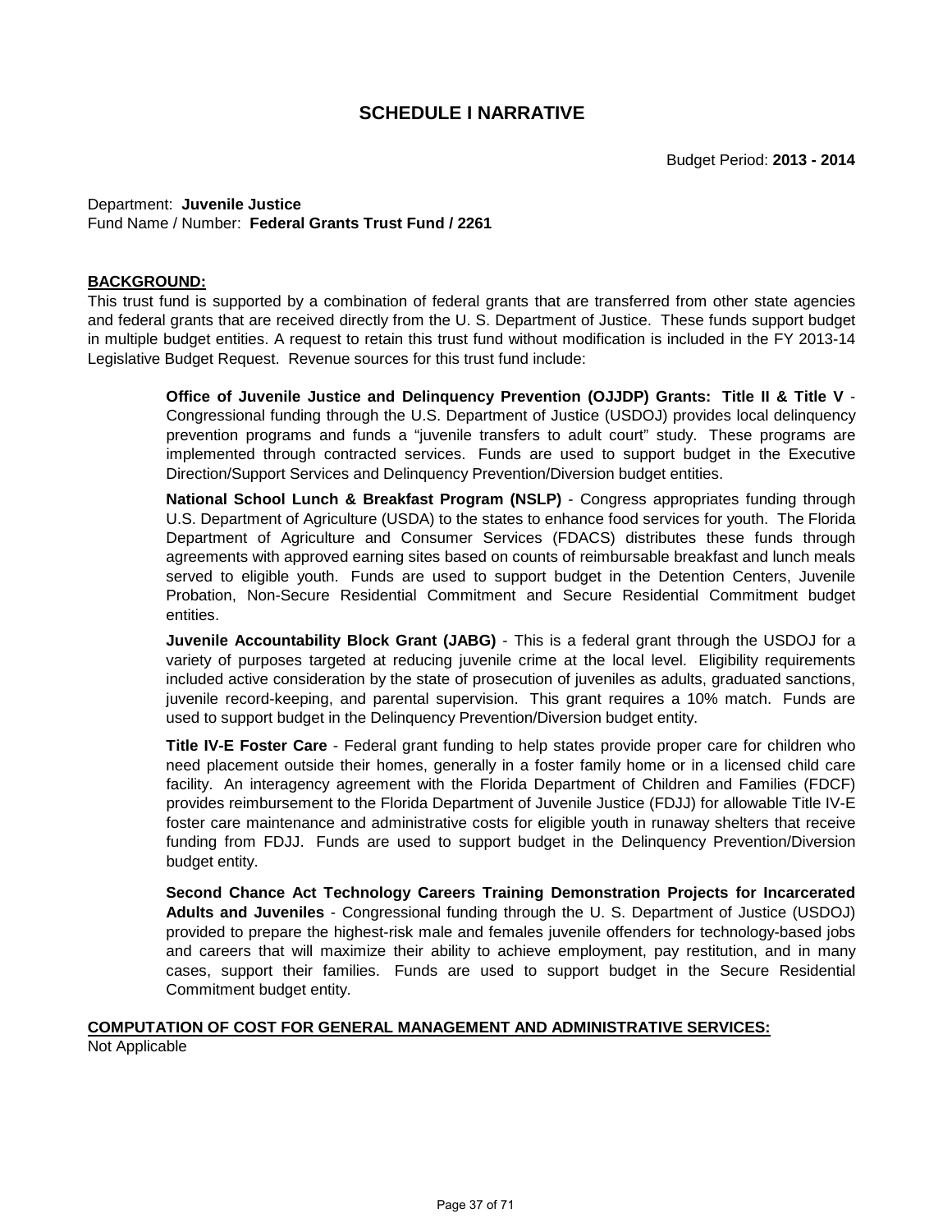# SCHEDULE I NARRATIVE

Budget Period: **2013 - 2014**

Department: **Juvenile Justice**
Fund Name / Number: **Federal Grants Trust Fund / 2261**

**BACKGROUND:**

This trust fund is supported by a combination of federal grants that are transferred from other state agencies and federal grants that are received directly from the U. S. Department of Justice. These funds support budget in multiple budget entities. A request to retain this trust fund without modification is included in the FY 2013-14 Legislative Budget Request. Revenue sources for this trust fund include:

> **Office of Juvenile Justice and Delinquency Prevention (OJJDP) Grants: Title II & Title V** - Congressional funding through the U.S. Department of Justice (USDOJ) provides local delinquency prevention programs and funds a "juvenile transfers to adult court" study. These programs are implemented through contracted services. Funds are used to support budget in the Executive Direction/Support Services and Delinquency Prevention/Diversion budget entities.
>
> **National School Lunch & Breakfast Program (NSLP)** - Congress appropriates funding through U.S. Department of Agriculture (USDA) to the states to enhance food services for youth. The Florida Department of Agriculture and Consumer Services (FDACS) distributes these funds through agreements with approved earning sites based on counts of reimbursable breakfast and lunch meals served to eligible youth. Funds are used to support budget in the Detention Centers, Juvenile Probation, Non-Secure Residential Commitment and Secure Residential Commitment budget entities.
>
> **Juvenile Accountability Block Grant (JABG)** - This is a federal grant through the USDOJ for a variety of purposes targeted at reducing juvenile crime at the local level. Eligibility requirements included active consideration by the state of prosecution of juveniles as adults, graduated sanctions, juvenile record-keeping, and parental supervision. This grant requires a 10% match. Funds are used to support budget in the Delinquency Prevention/Diversion budget entity.
>
> **Title IV-E Foster Care** - Federal grant funding to help states provide proper care for children who need placement outside their homes, generally in a foster family home or in a licensed child care facility. An interagency agreement with the Florida Department of Children and Families (FDCF) provides reimbursement to the Florida Department of Juvenile Justice (FDJJ) for allowable Title IV-E foster care maintenance and administrative costs for eligible youth in runaway shelters that receive funding from FDJJ. Funds are used to support budget in the Delinquency Prevention/Diversion budget entity.
>
> **Second Chance Act Technology Careers Training Demonstration Projects for Incarcerated Adults and Juveniles** - Congressional funding through the U. S. Department of Justice (USDOJ) provided to prepare the highest-risk male and females juvenile offenders for technology-based jobs and careers that will maximize their ability to achieve employment, pay restitution, and in many cases, support their families. Funds are used to support budget in the Secure Residential Commitment budget entity.

**COMPUTATION OF COST FOR GENERAL MANAGEMENT AND ADMINISTRATIVE SERVICES:**

Not Applicable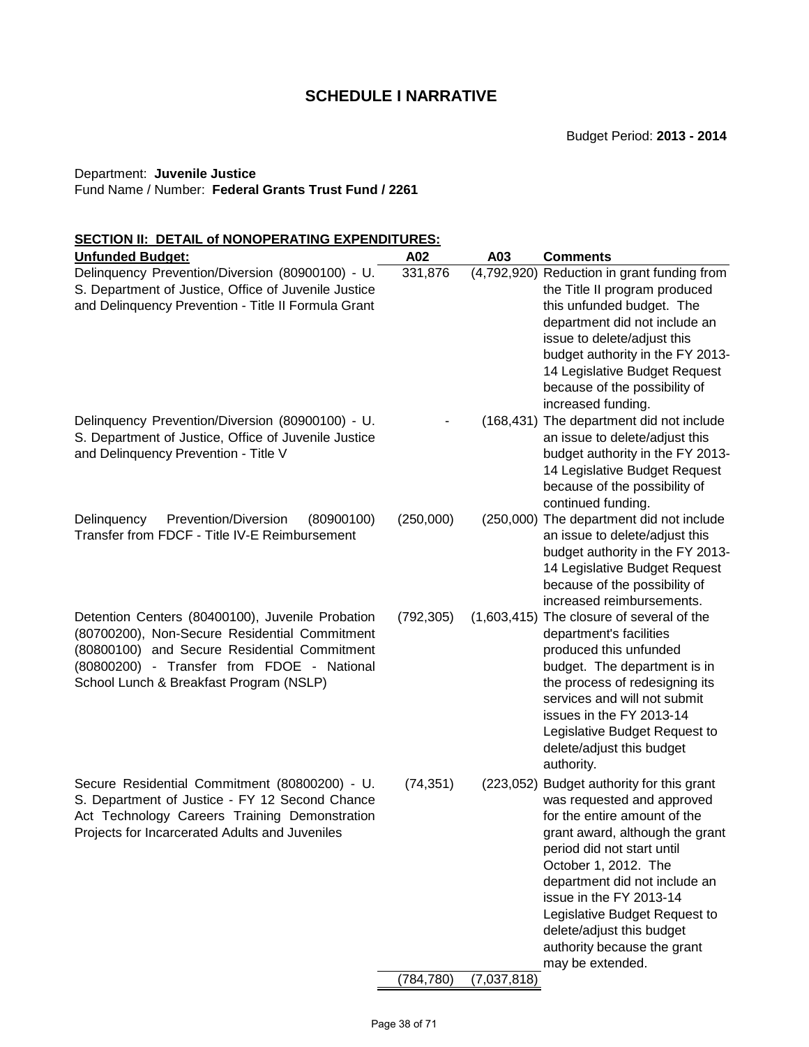## SCHEDULE I NARRATIVE

Budget Period: **2013 - 2014**

Department: **Juvenile Justice**
Fund Name / Number: **Federal Grants Trust Fund / 2261**

**SECTION II: DETAIL of NONOPERATING EXPENDITURES:**

| Unfunded Budget: | A02 | A03 | Comments |
|---|---|---|---|
| Delinquency Prevention/Diversion (80900100) - U. S. Department of Justice, Office of Juvenile Justice and Delinquency Prevention - Title II Formula Grant | 331,876 | (4,792,920) | Reduction in grant funding from the Title II program produced this unfunded budget. The department did not include an issue to delete/adjust this budget authority in the FY 2013-14 Legislative Budget Request because of the possibility of increased funding. |
| Delinquency Prevention/Diversion (80900100) - U. S. Department of Justice, Office of Juvenile Justice and Delinquency Prevention - Title V | - | (168,431) | The department did not include an issue to delete/adjust this budget authority in the FY 2013-14 Legislative Budget Request because of the possibility of continued funding. |
| Delinquency Prevention/Diversion (80900100) Transfer from FDCF - Title IV-E Reimbursement | (250,000) | (250,000) | The department did not include an issue to delete/adjust this budget authority in the FY 2013-14 Legislative Budget Request because of the possibility of increased reimbursements. |
| Detention Centers (80400100), Juvenile Probation (80700200), Non-Secure Residential Commitment (80800100) and Secure Residential Commitment (80800200) - Transfer from FDOE - National School Lunch & Breakfast Program (NSLP) | (792,305) | (1,603,415) | The closure of several of the department's facilities produced this unfunded budget. The department is in the process of redesigning its services and will not submit issues in the FY 2013-14 Legislative Budget Request to delete/adjust this budget authority. |
| Secure Residential Commitment (80800200) - U. S. Department of Justice - FY 12 Second Chance Act Technology Careers Training Demonstration Projects for Incarcerated Adults and Juveniles | (74,351) | (223,052) | Budget authority for this grant was requested and approved for the entire amount of the grant award, although the grant period did not start until October 1, 2012. The department did not include an issue in the FY 2013-14 Legislative Budget Request to delete/adjust this budget authority because the grant may be extended. |
| | (784,780) | (7,037,818) | |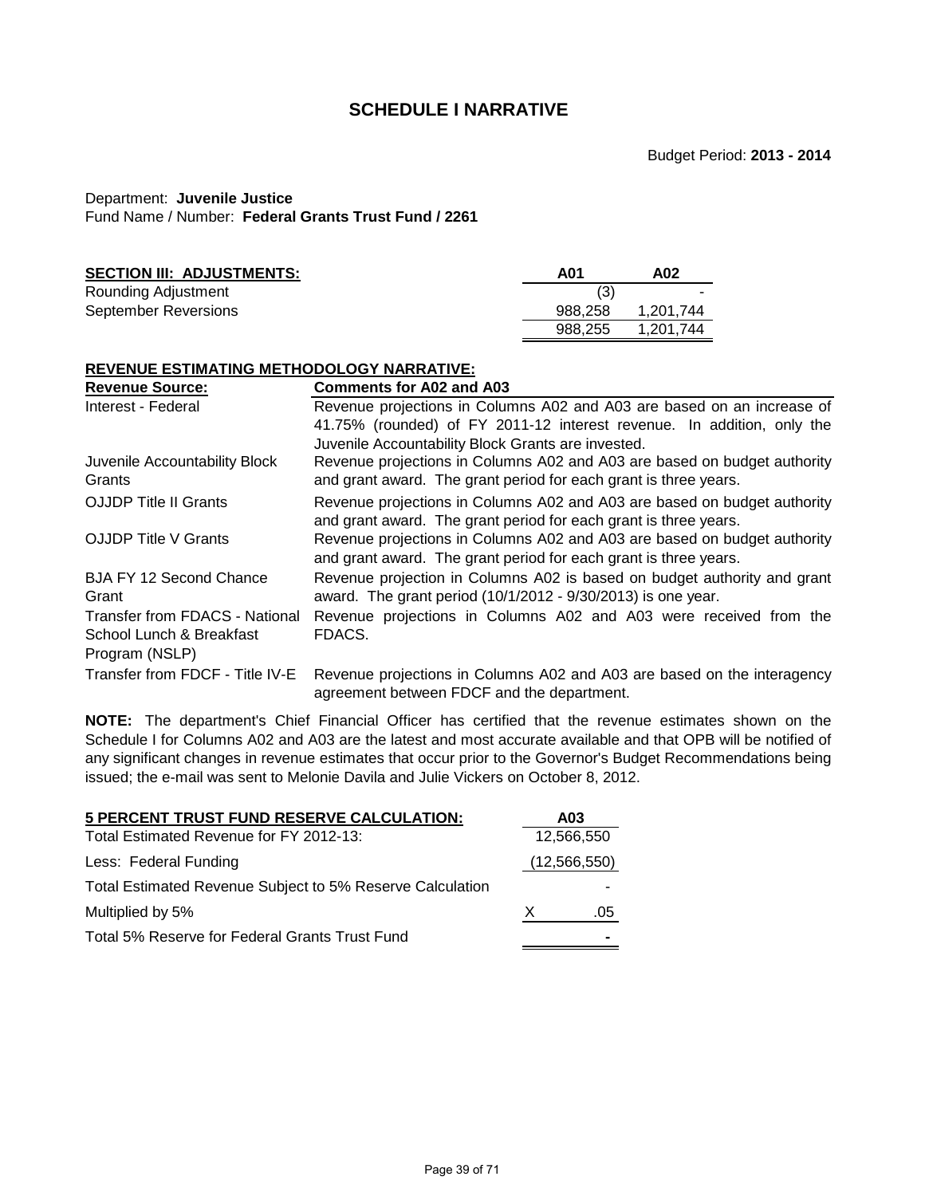# SCHEDULE I NARRATIVE

Budget Period: **2013 - 2014**

Department: **Juvenile Justice**
Fund Name / Number: **Federal Grants Trust Fund / 2261**

| **SECTION III: ADJUSTMENTS:** | **A01** | **A02** |
|---|---|---|
| Rounding Adjustment | (3) | - |
| September Reversions | 988,258 | 1,201,744 |
| | 988,255 | 1,201,744 |

**REVENUE ESTIMATING METHODOLOGY NARRATIVE:**

| **Revenue Source:** | **Comments for A02 and A03** |
|---|---|
| Interest - Federal | Revenue projections in Columns A02 and A03 are based on an increase of 41.75% (rounded) of FY 2011-12 interest revenue. In addition, only the Juvenile Accountability Block Grants are invested. |
| Juvenile Accountability Block Grants | Revenue projections in Columns A02 and A03 are based on budget authority and grant award. The grant period for each grant is three years. |
| OJJDP Title II Grants | Revenue projections in Columns A02 and A03 are based on budget authority and grant award. The grant period for each grant is three years. |
| OJJDP Title V Grants | Revenue projections in Columns A02 and A03 are based on budget authority and grant award. The grant period for each grant is three years. |
| BJA FY 12 Second Chance Grant | Revenue projection in Columns A02 is based on budget authority and grant award. The grant period (10/1/2012 - 9/30/2013) is one year. |
| Transfer from FDACS - National School Lunch & Breakfast Program (NSLP) | Revenue projections in Columns A02 and A03 were received from the FDACS. |
| Transfer from FDCF - Title IV-E | Revenue projections in Columns A02 and A03 are based on the interagency agreement between FDCF and the department. |

**NOTE:** The department's Chief Financial Officer has certified that the revenue estimates shown on the Schedule I for Columns A02 and A03 are the latest and most accurate available and that OPB will be notified of any significant changes in revenue estimates that occur prior to the Governor's Budget Recommendations being issued; the e-mail was sent to Melonie Davila and Julie Vickers on October 8, 2012.

| **5 PERCENT TRUST FUND RESERVE CALCULATION:** | **A03** |
|---|---|
| Total Estimated Revenue for FY 2012-13: | 12,566,550 |
| Less: Federal Funding | (12,566,550) |
| Total Estimated Revenue Subject to 5% Reserve Calculation | - |
| Multiplied by 5% | X .05 |
| Total 5% Reserve for Federal Grants Trust Fund | - |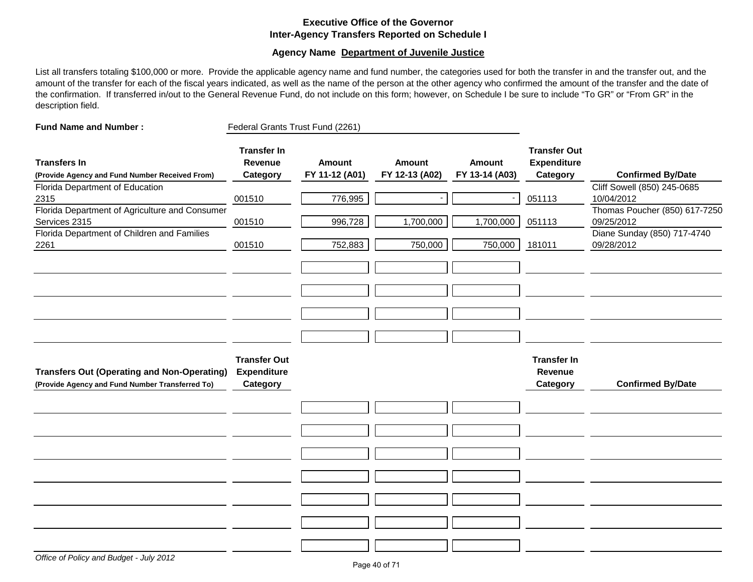**Executive Office of the Governor**
**Inter-Agency Transfers Reported on Schedule I**

**Agency Name Department of Juvenile Justice**

List all transfers totaling $100,000 or more. Provide the applicable agency name and fund number, the categories used for both the transfer in and the transfer out, and the amount of the transfer for each of the fiscal years indicated, as well as the name of the person at the other agency who confirmed the amount of the transfer and the date of the confirmation. If transferred in/out to the General Revenue Fund, do not include on this form; however, on Schedule I be sure to include "To GR" or "From GR" in the description field.

**Fund Name and Number :** Federal Grants Trust Fund (2261)

| Transfers In (Provide Agency and Fund Number Received From) | Transfer In Revenue Category | Amount FY 11-12 (A01) | Amount FY 12-13 (A02) | Amount FY 13-14 (A03) | Transfer Out Expenditure Category | Confirmed By/Date |
|---|---|---|---|---|---|---|
| Florida Department of Education 2315 | 001510 | 776,995 | - | - | 051113 | Cliff Sowell (850) 245-0685 10/04/2012 |
| Florida Department of Agriculture and Consumer Services 2315 | 001510 | 996,728 | 1,700,000 | 1,700,000 | 051113 | Thomas Poucher (850) 617-7250 09/25/2012 |
| Florida Department of Children and Families 2261 | 001510 | 752,883 | 750,000 | 750,000 | 181011 | Diane Sunday (850) 717-4740 09/28/2012 |
| | | | | | | |
| | | | | | | |
| | | | | | | |
| | | | | | | |

| Transfers Out (Operating and Non-Operating) (Provide Agency and Fund Number Transferred To) | Transfer Out Expenditure Category | | | | Transfer In Revenue Category | Confirmed By/Date |
|---|---|---|---|---|---|---|
| | | | | | | |
| | | | | | | |
| | | | | | | |
| | | | | | | |
| | | | | | | |
| | | | | | | |
| | | | | | | |

*Office of Policy and Budget - July 2012*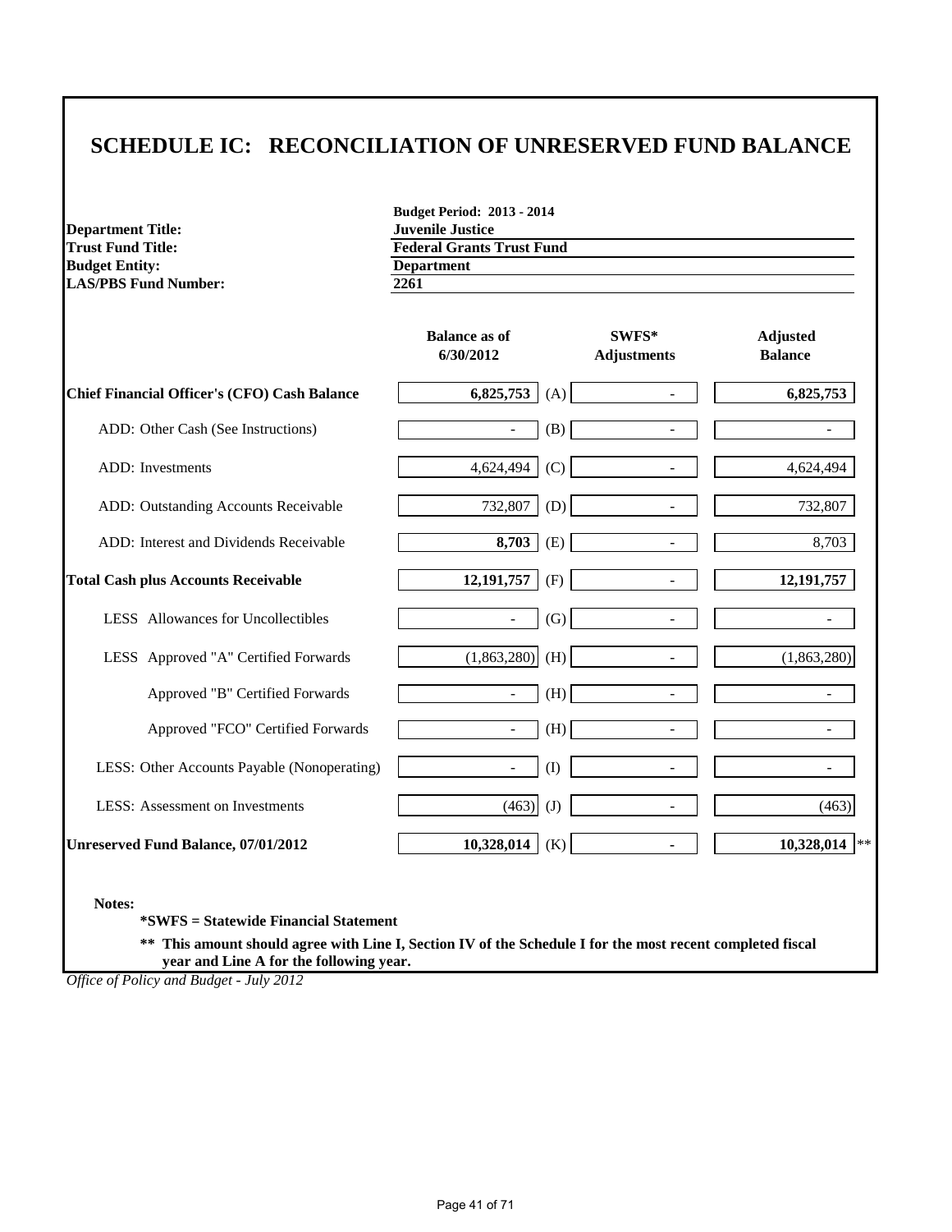# SCHEDULE IC: RECONCILIATION OF UNRESERVED FUND BALANCE

**Budget Period: 2013 - 2014**

| | |
|---|---|
| **Department Title:** | **Juvenile Justice** |
| **Trust Fund Title:** | **Federal Grants Trust Fund** |
| **Budget Entity:** | **Department** |
| **LAS/PBS Fund Number:** | **2261** |

| | Balance as of 6/30/2012 | | SWFS* Adjustments | Adjusted Balance |
|---|---|---|---|---|
| **Chief Financial Officer's (CFO) Cash Balance** | **6,825,753** | (A) | - | **6,825,753** |
| ADD: Other Cash (See Instructions) | - | (B) | - | - |
| ADD: Investments | 4,624,494 | (C) | - | 4,624,494 |
| ADD: Outstanding Accounts Receivable | 732,807 | (D) | - | 732,807 |
| ADD: Interest and Dividends Receivable | **8,703** | (E) | - | 8,703 |
| **Total Cash plus Accounts Receivable** | **12,191,757** | (F) | - | **12,191,757** |
| LESS Allowances for Uncollectibles | - | (G) | - | - |
| LESS Approved "A" Certified Forwards | (1,863,280) | (H) | - | (1,863,280) |
| Approved "B" Certified Forwards | - | (H) | - | - |
| Approved "FCO" Certified Forwards | - | (H) | - | - |
| LESS: Other Accounts Payable (Nonoperating) | - | (I) | - | - |
| LESS: Assessment on Investments | (463) | (J) | - | (463) |
| **Unreserved Fund Balance, 07/01/2012** | **10,328,014** | (K) | **-** | **10,328,014** ** |

**Notes:**

**\*SWFS = Statewide Financial Statement**

**\*\* This amount should agree with Line I, Section IV of the Schedule I for the most recent completed fiscal year and Line A for the following year.**

*Office of Policy and Budget - July 2012*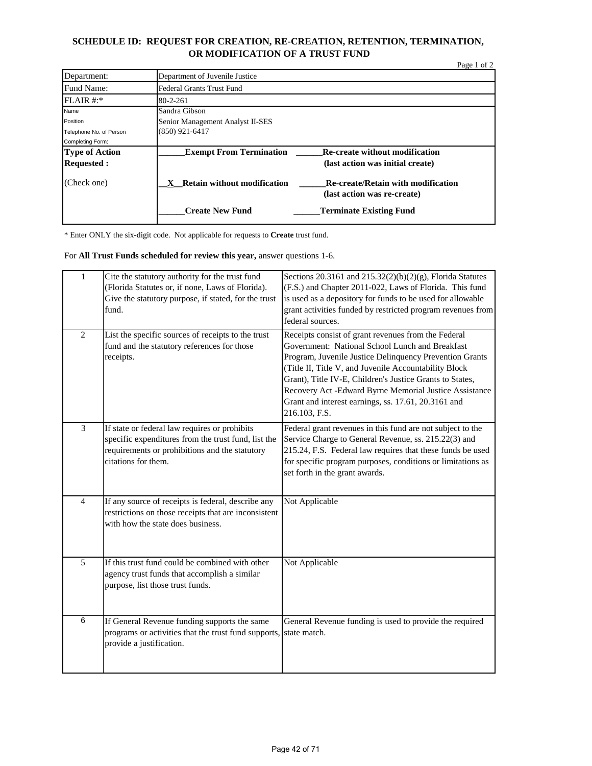# SCHEDULE ID: REQUEST FOR CREATION, RE-CREATION, RETENTION, TERMINATION, OR MODIFICATION OF A TRUST FUND

Page 1 of 2

| | |
|---|---|
| Department: | Department of Juvenile Justice |
| Fund Name: | Federal Grants Trust Fund |
| FLAIR #:* | 80-2-261 |
| Name<br>Position<br>Telephone No. of Person Completing Form: | Sandra Gibson<br>Senior Management Analyst II-SES<br>(850) 921-6417 |
| **Type of Action Requested :**<br><br>(Check one) | **______Exempt From Termination** &nbsp; **______Re-create without modification (last action was initial create)**<br><br>**__X__Retain without modification** &nbsp; **______Re-create/Retain with modification (last action was re-create)**<br><br>**______Create New Fund** &nbsp; **______Terminate Existing Fund** |

\* Enter ONLY the six-digit code. Not applicable for requests to **Create** trust fund.

For **All Trust Funds scheduled for review this year,** answer questions 1-6.

| | | |
|---|---|---|
| 1 | Cite the statutory authority for the trust fund (Florida Statutes or, if none, Laws of Florida). Give the statutory purpose, if stated, for the trust fund. | Sections 20.3161 and 215.32(2)(b)(2)(g), Florida Statutes (F.S.) and Chapter 2011-022, Laws of Florida. This fund is used as a depository for funds to be used for allowable grant activities funded by restricted program revenues from federal sources. |
| 2 | List the specific sources of receipts to the trust fund and the statutory references for those receipts. | Receipts consist of grant revenues from the Federal Government: National School Lunch and Breakfast Program, Juvenile Justice Delinquency Prevention Grants (Title II, Title V, and Juvenile Accountability Block Grant), Title IV-E, Children's Justice Grants to States, Recovery Act -Edward Byrne Memorial Justice Assistance Grant and interest earnings, ss. 17.61, 20.3161 and 216.103, F.S. |
| 3 | If state or federal law requires or prohibits specific expenditures from the trust fund, list the requirements or prohibitions and the statutory citations for them. | Federal grant revenues in this fund are not subject to the Service Charge to General Revenue, ss. 215.22(3) and 215.24, F.S. Federal law requires that these funds be used for specific program purposes, conditions or limitations as set forth in the grant awards. |
| 4 | If any source of receipts is federal, describe any restrictions on those receipts that are inconsistent with how the state does business. | Not Applicable |
| 5 | If this trust fund could be combined with other agency trust funds that accomplish a similar purpose, list those trust funds. | Not Applicable |
| 6 | If General Revenue funding supports the same programs or activities that the trust fund supports, provide a justification. | General Revenue funding is used to provide the required state match. |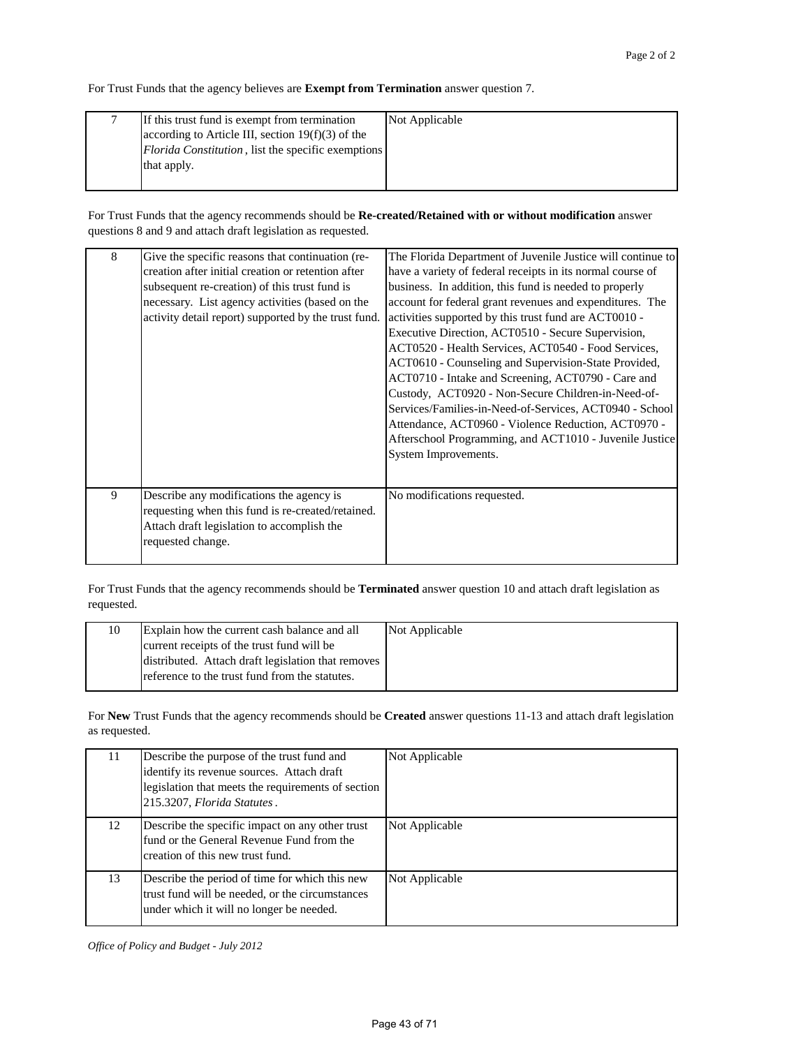For Trust Funds that the agency believes are **Exempt from Termination** answer question 7.

| | | |
|---|---|---|
| 7 | If this trust fund is exempt from termination according to Article III, section 19(f)(3) of the *Florida Constitution*, list the specific exemptions that apply. | Not Applicable |

For Trust Funds that the agency recommends should be **Re-created/Retained with or without modification** answer questions 8 and 9 and attach draft legislation as requested.

| | | |
|---|---|---|
| 8 | Give the specific reasons that continuation (re-creation after initial creation or retention after subsequent re-creation) of this trust fund is necessary. List agency activities (based on the activity detail report) supported by the trust fund. | The Florida Department of Juvenile Justice will continue to have a variety of federal receipts in its normal course of business. In addition, this fund is needed to properly account for federal grant revenues and expenditures. The activities supported by this trust fund are ACT0010 - Executive Direction, ACT0510 - Secure Supervision, ACT0520 - Health Services, ACT0540 - Food Services, ACT0610 - Counseling and Supervision-State Provided, ACT0710 - Intake and Screening, ACT0790 - Care and Custody, ACT0920 - Non-Secure Children-in-Need-of-Services/Families-in-Need-of-Services, ACT0940 - School Attendance, ACT0960 - Violence Reduction, ACT0970 - Afterschool Programming, and ACT1010 - Juvenile Justice System Improvements. |
| 9 | Describe any modifications the agency is requesting when this fund is re-created/retained. Attach draft legislation to accomplish the requested change. | No modifications requested. |

For Trust Funds that the agency recommends should be **Terminated** answer question 10 and attach draft legislation as requested.

| | | |
|---|---|---|
| 10 | Explain how the current cash balance and all current receipts of the trust fund will be distributed. Attach draft legislation that removes reference to the trust fund from the statutes. | Not Applicable |

For **New** Trust Funds that the agency recommends should be **Created** answer questions 11-13 and attach draft legislation as requested.

| | | |
|---|---|---|
| 11 | Describe the purpose of the trust fund and identify its revenue sources. Attach draft legislation that meets the requirements of section 215.3207, *Florida Statutes*. | Not Applicable |
| 12 | Describe the specific impact on any other trust fund or the General Revenue Fund from the creation of this new trust fund. | Not Applicable |
| 13 | Describe the period of time for which this new trust fund will be needed, or the circumstances under which it will no longer be needed. | Not Applicable |

*Office of Policy and Budget - July 2012*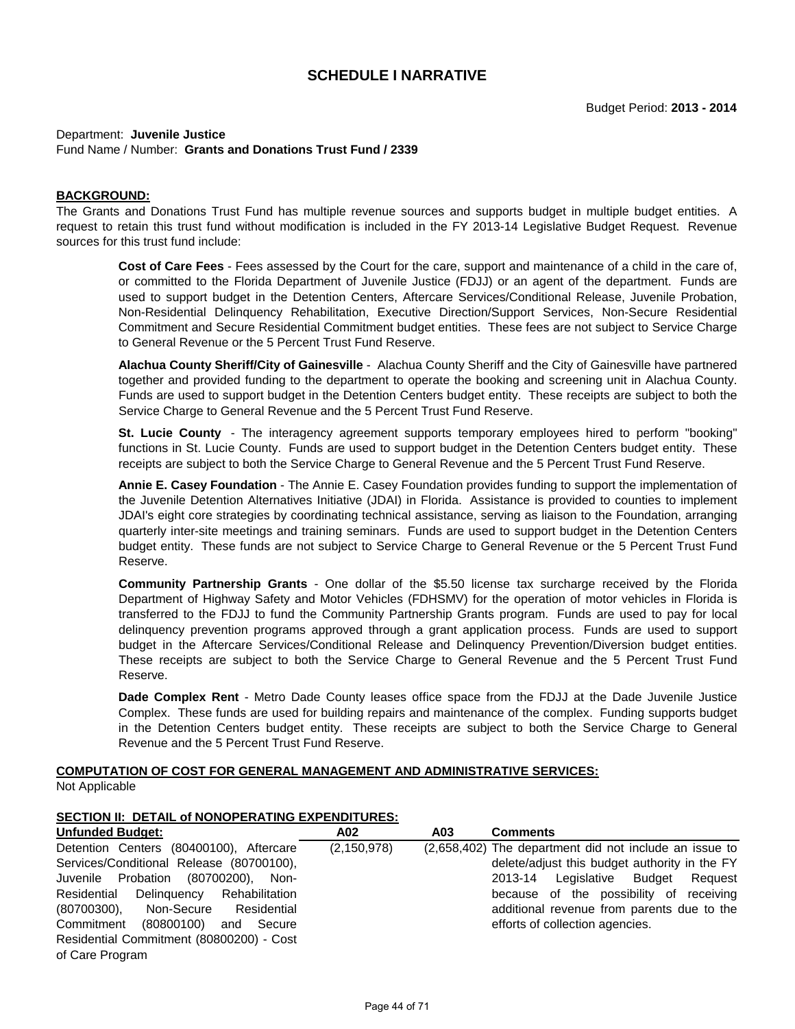# SCHEDULE I NARRATIVE

Budget Period: **2013 - 2014**

Department: **Juvenile Justice**
Fund Name / Number: **Grants and Donations Trust Fund / 2339**

**BACKGROUND:**

The Grants and Donations Trust Fund has multiple revenue sources and supports budget in multiple budget entities. A request to retain this trust fund without modification is included in the FY 2013-14 Legislative Budget Request. Revenue sources for this trust fund include:

> **Cost of Care Fees** - Fees assessed by the Court for the care, support and maintenance of a child in the care of, or committed to the Florida Department of Juvenile Justice (FDJJ) or an agent of the department. Funds are used to support budget in the Detention Centers, Aftercare Services/Conditional Release, Juvenile Probation, Non-Residential Delinquency Rehabilitation, Executive Direction/Support Services, Non-Secure Residential Commitment and Secure Residential Commitment budget entities. These fees are not subject to Service Charge to General Revenue or the 5 Percent Trust Fund Reserve.
>
> **Alachua County Sheriff/City of Gainesville** - Alachua County Sheriff and the City of Gainesville have partnered together and provided funding to the department to operate the booking and screening unit in Alachua County. Funds are used to support budget in the Detention Centers budget entity. These receipts are subject to both the Service Charge to General Revenue and the 5 Percent Trust Fund Reserve.
>
> **St. Lucie County** - The interagency agreement supports temporary employees hired to perform "booking" functions in St. Lucie County. Funds are used to support budget in the Detention Centers budget entity. These receipts are subject to both the Service Charge to General Revenue and the 5 Percent Trust Fund Reserve.
>
> **Annie E. Casey Foundation** - The Annie E. Casey Foundation provides funding to support the implementation of the Juvenile Detention Alternatives Initiative (JDAI) in Florida. Assistance is provided to counties to implement JDAI's eight core strategies by coordinating technical assistance, serving as liaison to the Foundation, arranging quarterly inter-site meetings and training seminars. Funds are used to support budget in the Detention Centers budget entity. These funds are not subject to Service Charge to General Revenue or the 5 Percent Trust Fund Reserve.
>
> **Community Partnership Grants** - One dollar of the $5.50 license tax surcharge received by the Florida Department of Highway Safety and Motor Vehicles (FDHSMV) for the operation of motor vehicles in Florida is transferred to the FDJJ to fund the Community Partnership Grants program. Funds are used to pay for local delinquency prevention programs approved through a grant application process. Funds are used to support budget in the Aftercare Services/Conditional Release and Delinquency Prevention/Diversion budget entities. These receipts are subject to both the Service Charge to General Revenue and the 5 Percent Trust Fund Reserve.
>
> **Dade Complex Rent** - Metro Dade County leases office space from the FDJJ at the Dade Juvenile Justice Complex. These funds are used for building repairs and maintenance of the complex. Funding supports budget in the Detention Centers budget entity. These receipts are subject to both the Service Charge to General Revenue and the 5 Percent Trust Fund Reserve.

**COMPUTATION OF COST FOR GENERAL MANAGEMENT AND ADMINISTRATIVE SERVICES:**

Not Applicable

**SECTION II: DETAIL of NONOPERATING EXPENDITURES:**

| Unfunded Budget: | A02 | A03 | Comments |
|---|---|---|---|
| Detention Centers (80400100), Aftercare Services/Conditional Release (80700100), Juvenile Probation (80700200), Non-Residential Delinquency Rehabilitation (80700300), Non-Secure Residential Commitment (80800100) and Secure Residential Commitment (80800200) - Cost of Care Program | (2,150,978) | (2,658,402) | The department did not include an issue to delete/adjust this budget authority in the FY 2013-14 Legislative Budget Request because of the possibility of receiving additional revenue from parents due to the efforts of collection agencies. |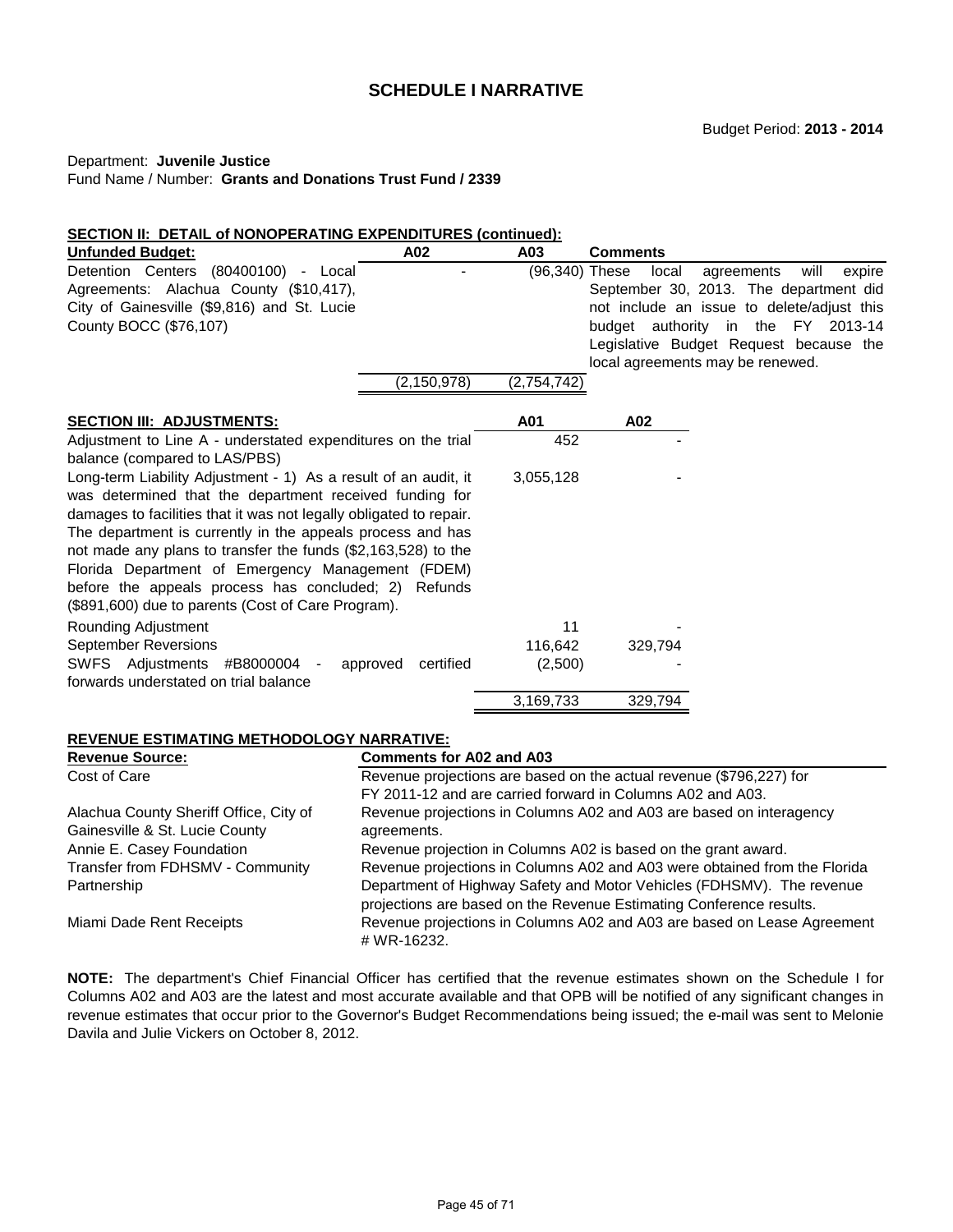## SCHEDULE I NARRATIVE

Budget Period: **2013 - 2014**

Department: **Juvenile Justice**
Fund Name / Number: **Grants and Donations Trust Fund / 2339**

**SECTION II: DETAIL of NONOPERATING EXPENDITURES (continued):**

| Unfunded Budget: | A02 | A03 | Comments |
|---|---|---|---|
| Detention Centers (80400100) - Local Agreements: Alachua County ($10,417), City of Gainesville ($9,816) and St. Lucie County BOCC ($76,107) | - | (96,340) | These local agreements will expire September 30, 2013. The department did not include an issue to delete/adjust this budget authority in the FY 2013-14 Legislative Budget Request because the local agreements may be renewed. |
| | (2,150,978) | (2,754,742) | |

| SECTION III: ADJUSTMENTS: | A01 | A02 |
|---|---|---|
| Adjustment to Line A - understated expenditures on the trial balance (compared to LAS/PBS) | 452 | - |
| Long-term Liability Adjustment - 1) As a result of an audit, it was determined that the department received funding for damages to facilities that it was not legally obligated to repair. The department is currently in the appeals process and has not made any plans to transfer the funds ($2,163,528) to the Florida Department of Emergency Management (FDEM) before the appeals process has concluded; 2) Refunds ($891,600) due to parents (Cost of Care Program). | 3,055,128 | - |
| Rounding Adjustment | 11 | - |
| September Reversions | 116,642 | 329,794 |
| SWFS Adjustments #B8000004 - approved certified forwards understated on trial balance | (2,500) | - |
| | 3,169,733 | 329,794 |

**REVENUE ESTIMATING METHODOLOGY NARRATIVE:**

| Revenue Source: | Comments for A02 and A03 |
|---|---|
| Cost of Care | Revenue projections are based on the actual revenue ($796,227) for FY 2011-12 and are carried forward in Columns A02 and A03. |
| Alachua County Sheriff Office, City of Gainesville & St. Lucie County | Revenue projections in Columns A02 and A03 are based on interagency agreements. |
| Annie E. Casey Foundation | Revenue projection in Columns A02 is based on the grant award. |
| Transfer from FDHSMV - Community Partnership | Revenue projections in Columns A02 and A03 were obtained from the Florida Department of Highway Safety and Motor Vehicles (FDHSMV). The revenue projections are based on the Revenue Estimating Conference results. |
| Miami Dade Rent Receipts | Revenue projections in Columns A02 and A03 are based on Lease Agreement # WR-16232. |

**NOTE:** The department's Chief Financial Officer has certified that the revenue estimates shown on the Schedule I for Columns A02 and A03 are the latest and most accurate available and that OPB will be notified of any significant changes in revenue estimates that occur prior to the Governor's Budget Recommendations being issued; the e-mail was sent to Melonie Davila and Julie Vickers on October 8, 2012.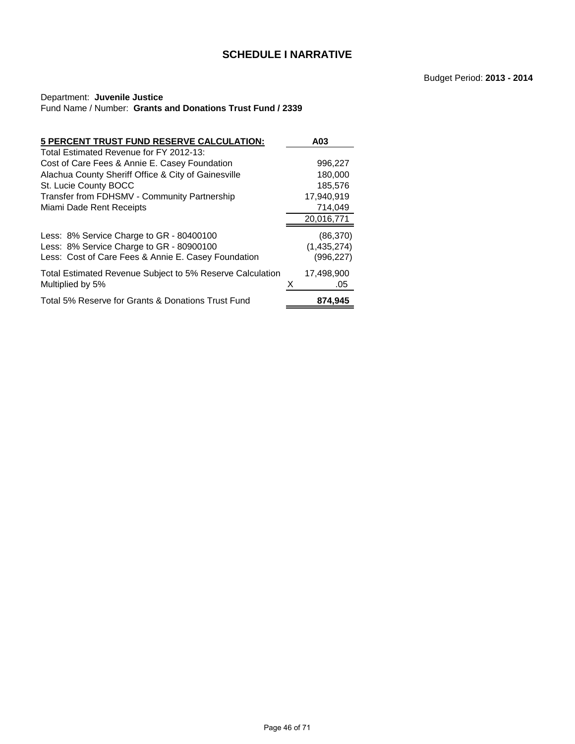# SCHEDULE I NARRATIVE

Budget Period: **2013 - 2014**

Department: **Juvenile Justice**
Fund Name / Number: **Grants and Donations Trust Fund / 2339**

| **5 PERCENT TRUST FUND RESERVE CALCULATION:** | | **A03** |
|---|---|---|
| Total Estimated Revenue for FY 2012-13: | | |
| Cost of Care Fees & Annie E. Casey Foundation | | 996,227 |
| Alachua County Sheriff Office & City of Gainesville | | 180,000 |
| St. Lucie County BOCC | | 185,576 |
| Transfer from FDHSMV - Community Partnership | | 17,940,919 |
| Miami Dade Rent Receipts | | 714,049 |
| | | 20,016,771 |
| Less: 8% Service Charge to GR - 80400100 | | (86,370) |
| Less: 8% Service Charge to GR - 80900100 | | (1,435,274) |
| Less: Cost of Care Fees & Annie E. Casey Foundation | | (996,227) |
| Total Estimated Revenue Subject to 5% Reserve Calculation | | 17,498,900 |
| Multiplied by 5% | X | .05 |
| Total 5% Reserve for Grants & Donations Trust Fund | | **874,945** |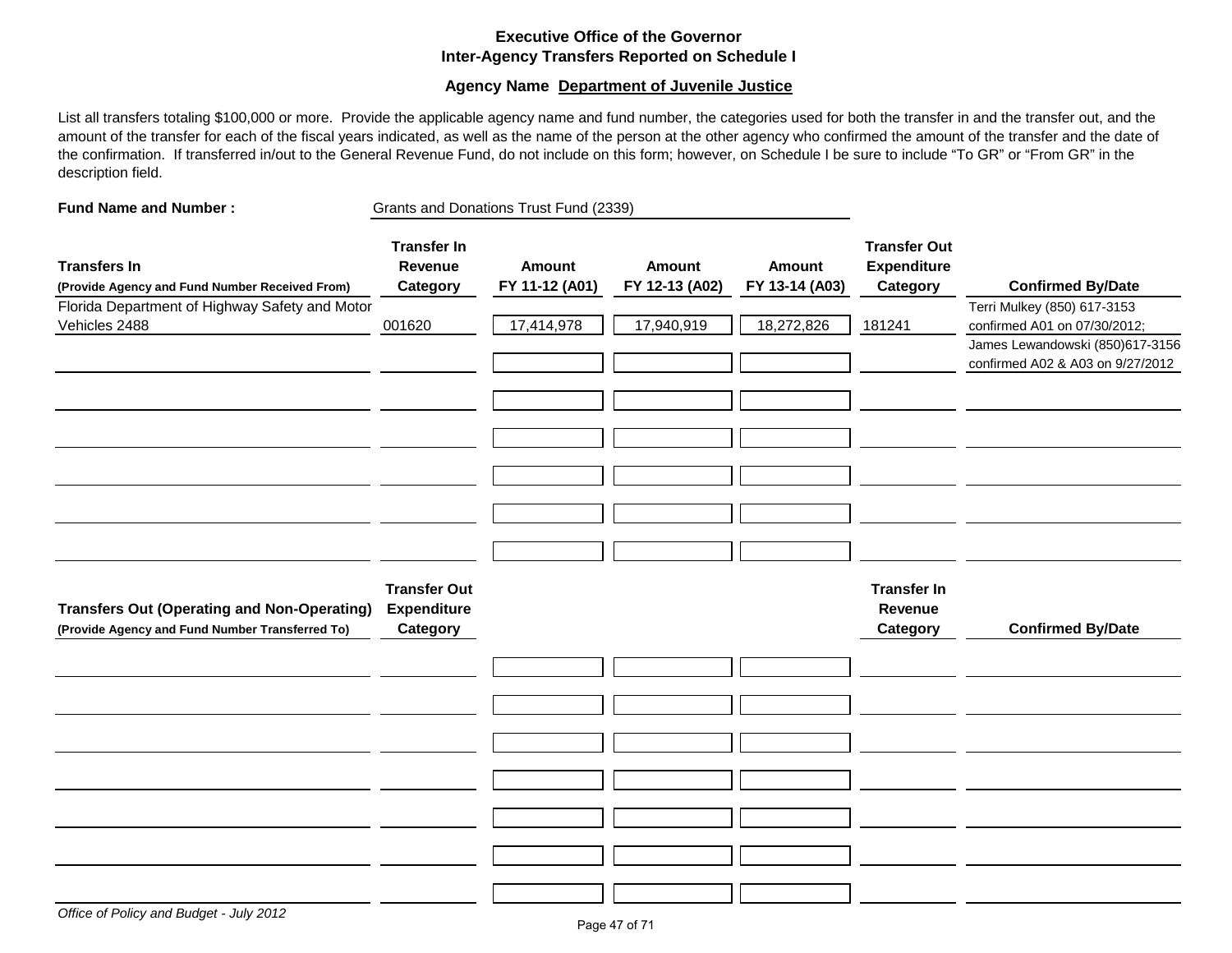## Executive Office of the Governor
## Inter-Agency Transfers Reported on Schedule I

**Agency Name Department of Juvenile Justice**

List all transfers totaling $100,000 or more. Provide the applicable agency name and fund number, the categories used for both the transfer in and the transfer out, and the amount of the transfer for each of the fiscal years indicated, as well as the name of the person at the other agency who confirmed the amount of the transfer and the date of the confirmation. If transferred in/out to the General Revenue Fund, do not include on this form; however, on Schedule I be sure to include "To GR" or "From GR" in the description field.

**Fund Name and Number :** Grants and Donations Trust Fund (2339)

| Transfers In (Provide Agency and Fund Number Received From) | Transfer In Revenue Category | Amount FY 11-12 (A01) | Amount FY 12-13 (A02) | Amount FY 13-14 (A03) | Transfer Out Expenditure Category | Confirmed By/Date |
|---|---|---|---|---|---|---|
| Florida Department of Highway Safety and Motor Vehicles 2488 | 001620 | 17,414,978 | 17,940,919 | 18,272,826 | 181241 | Terri Mulkey (850) 617-3153 confirmed A01 on 07/30/2012; James Lewandowski (850)617-3156 confirmed A02 & A03 on 9/27/2012 |
| | | | | | | |
| | | | | | | |
| | | | | | | |
| | | | | | | |
| | | | | | | |
| | | | | | | |

| Transfers Out (Operating and Non-Operating) (Provide Agency and Fund Number Transferred To) | Transfer Out Expenditure Category | | | | Transfer In Revenue Category | Confirmed By/Date |
|---|---|---|---|---|---|---|
| | | | | | | |
| | | | | | | |
| | | | | | | |
| | | | | | | |
| | | | | | | |
| | | | | | | |
| | | | | | | |

*Office of Policy and Budget - July 2012*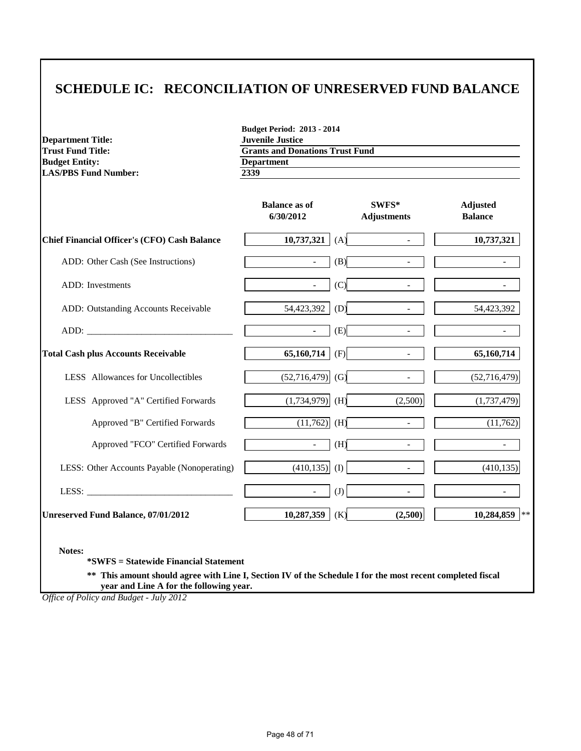# SCHEDULE IC: RECONCILIATION OF UNRESERVED FUND BALANCE

| | |
|---|---|
| | **Budget Period: 2013 - 2014** |
| **Department Title:** | **Juvenile Justice** |
| **Trust Fund Title:** | **Grants and Donations Trust Fund** |
| **Budget Entity:** | **Department** |
| **LAS/PBS Fund Number:** | **2339** |

| | Balance as of 6/30/2012 | | SWFS* Adjustments | Adjusted Balance | |
|---|---|---|---|---|---|
| **Chief Financial Officer's (CFO) Cash Balance** | **10,737,321** | (A) | - | **10,737,321** | |
| ADD: Other Cash (See Instructions) | - | (B) | - | - | |
| ADD: Investments | - | (C) | - | - | |
| ADD: Outstanding Accounts Receivable | 54,423,392 | (D) | - | 54,423,392 | |
| ADD: ______________________________ | - | (E) | - | - | |
| **Total Cash plus Accounts Receivable** | **65,160,714** | (F) | - | **65,160,714** | |
| LESS Allowances for Uncollectibles | (52,716,479) | (G) | - | (52,716,479) | |
| LESS Approved "A" Certified Forwards | (1,734,979) | (H) | (2,500) | (1,737,479) | |
| Approved "B" Certified Forwards | (11,762) | (H) | - | (11,762) | |
| Approved "FCO" Certified Forwards | - | (H) | - | - | |
| LESS: Other Accounts Payable (Nonoperating) | (410,135) | (I) | - | (410,135) | |
| LESS: ______________________________ | - | (J) | - | - | |
| **Unreserved Fund Balance, 07/01/2012** | **10,287,359** | (K) | **(2,500)** | **10,284,859** | ** |

**Notes:**

**\*SWFS = Statewide Financial Statement**

**\*\* This amount should agree with Line I, Section IV of the Schedule I for the most recent completed fiscal year and Line A for the following year.**

*Office of Policy and Budget - July 2012*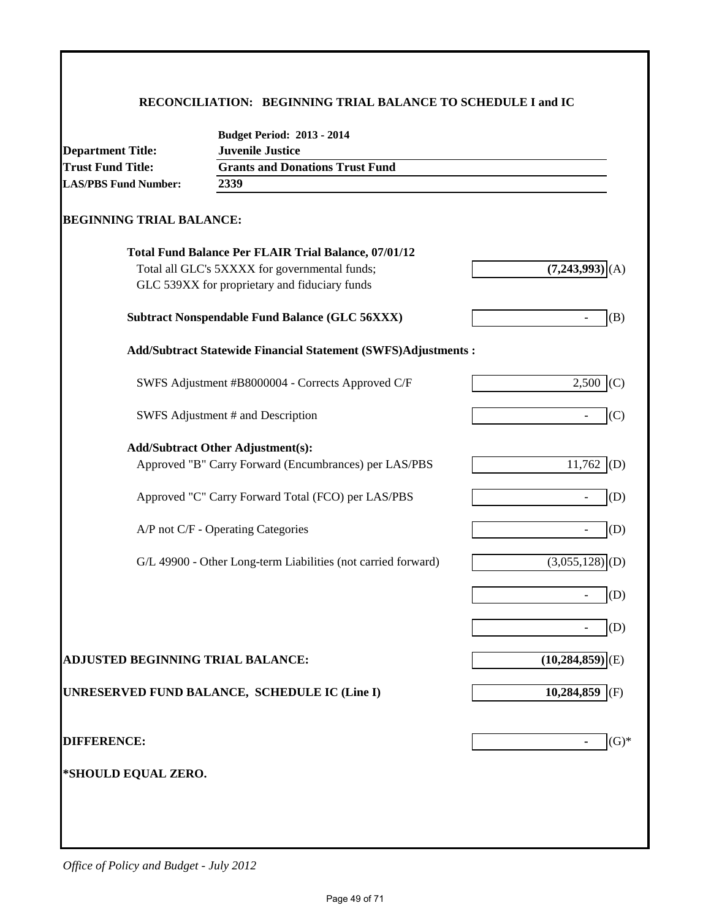## RECONCILIATION: BEGINNING TRIAL BALANCE TO SCHEDULE I and IC

**Budget Period: 2013 - 2014**

| | |
|---|---|
| **Department Title:** | **Juvenile Justice** |
| **Trust Fund Title:** | **Grants and Donations Trust Fund** |
| **LAS/PBS Fund Number:** | **2339** |

**BEGINNING TRIAL BALANCE:**

| | | |
|---|---|---|
| **Total Fund Balance Per FLAIR Trial Balance, 07/01/12** | | |
| Total all GLC's 5XXXX for governmental funds; GLC 539XX for proprietary and fiduciary funds | **(7,243,993)** | (A) |
| **Subtract Nonspendable Fund Balance (GLC 56XXX)** | - | (B) |
| **Add/Subtract Statewide Financial Statement (SWFS)Adjustments :** | | |
| SWFS Adjustment #B8000004 - Corrects Approved C/F | 2,500 | (C) |
| SWFS Adjustment # and Description | - | (C) |
| **Add/Subtract Other Adjustment(s):** | | |
| Approved "B" Carry Forward (Encumbrances) per LAS/PBS | 11,762 | (D) |
| Approved "C" Carry Forward Total (FCO) per LAS/PBS | - | (D) |
| A/P not C/F - Operating Categories | - | (D) |
| G/L 49900 - Other Long-term Liabilities (not carried forward) | (3,055,128) | (D) |
| | - | (D) |
| | - | (D) |
| **ADJUSTED BEGINNING TRIAL BALANCE:** | **(10,284,859)** | (E) |
| **UNRESERVED FUND BALANCE, SCHEDULE IC (Line I)** | **10,284,859** | (F) |
| **DIFFERENCE:** | **-** | (G)* |

**\*SHOULD EQUAL ZERO.**

*Office of Policy and Budget - July 2012*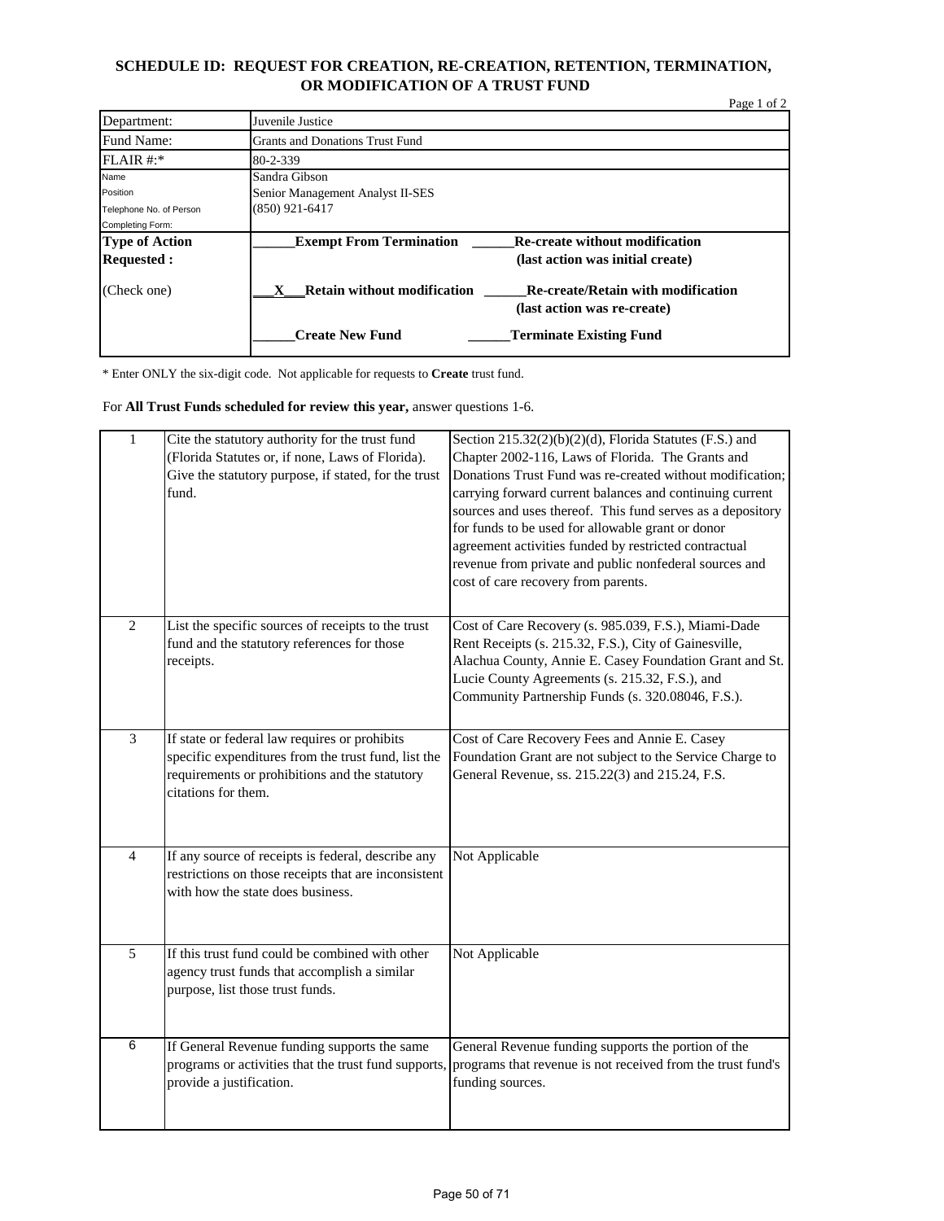## SCHEDULE ID: REQUEST FOR CREATION, RE-CREATION, RETENTION, TERMINATION, OR MODIFICATION OF A TRUST FUND

Page 1 of 2

| | |
|---|---|
| Department: | Juvenile Justice |
| Fund Name: | Grants and Donations Trust Fund |
| FLAIR #:* | 80-2-339 |
| Name<br>Position<br>Telephone No. of Person<br>Completing Form: | Sandra Gibson<br>Senior Management Analyst II-SES<br>(850) 921-6417 |
| **Type of Action Requested :**<br><br>(Check one) | ______**Exempt From Termination** ______**Re-create without modification (last action was initial create)**<br><br>___X___**Retain without modification** ______**Re-create/Retain with modification (last action was re-create)**<br><br>______**Create New Fund** ______**Terminate Existing Fund** |

\* Enter ONLY the six-digit code. Not applicable for requests to **Create** trust fund.

For **All Trust Funds scheduled for review this year,** answer questions 1-6.

| | | |
|---|---|---|
| 1 | Cite the statutory authority for the trust fund (Florida Statutes or, if none, Laws of Florida). Give the statutory purpose, if stated, for the trust fund. | Section 215.32(2)(b)(2)(d), Florida Statutes (F.S.) and Chapter 2002-116, Laws of Florida. The Grants and Donations Trust Fund was re-created without modification; carrying forward current balances and continuing current sources and uses thereof. This fund serves as a depository for funds to be used for allowable grant or donor agreement activities funded by restricted contractual revenue from private and public nonfederal sources and cost of care recovery from parents. |
| 2 | List the specific sources of receipts to the trust fund and the statutory references for those receipts. | Cost of Care Recovery (s. 985.039, F.S.), Miami-Dade Rent Receipts (s. 215.32, F.S.), City of Gainesville, Alachua County, Annie E. Casey Foundation Grant and St. Lucie County Agreements (s. 215.32, F.S.), and Community Partnership Funds (s. 320.08046, F.S.). |
| 3 | If state or federal law requires or prohibits specific expenditures from the trust fund, list the requirements or prohibitions and the statutory citations for them. | Cost of Care Recovery Fees and Annie E. Casey Foundation Grant are not subject to the Service Charge to General Revenue, ss. 215.22(3) and 215.24, F.S. |
| 4 | If any source of receipts is federal, describe any restrictions on those receipts that are inconsistent with how the state does business. | Not Applicable |
| 5 | If this trust fund could be combined with other agency trust funds that accomplish a similar purpose, list those trust funds. | Not Applicable |
| 6 | If General Revenue funding supports the same programs or activities that the trust fund supports, provide a justification. | General Revenue funding supports the portion of the programs that revenue is not received from the trust fund's funding sources. |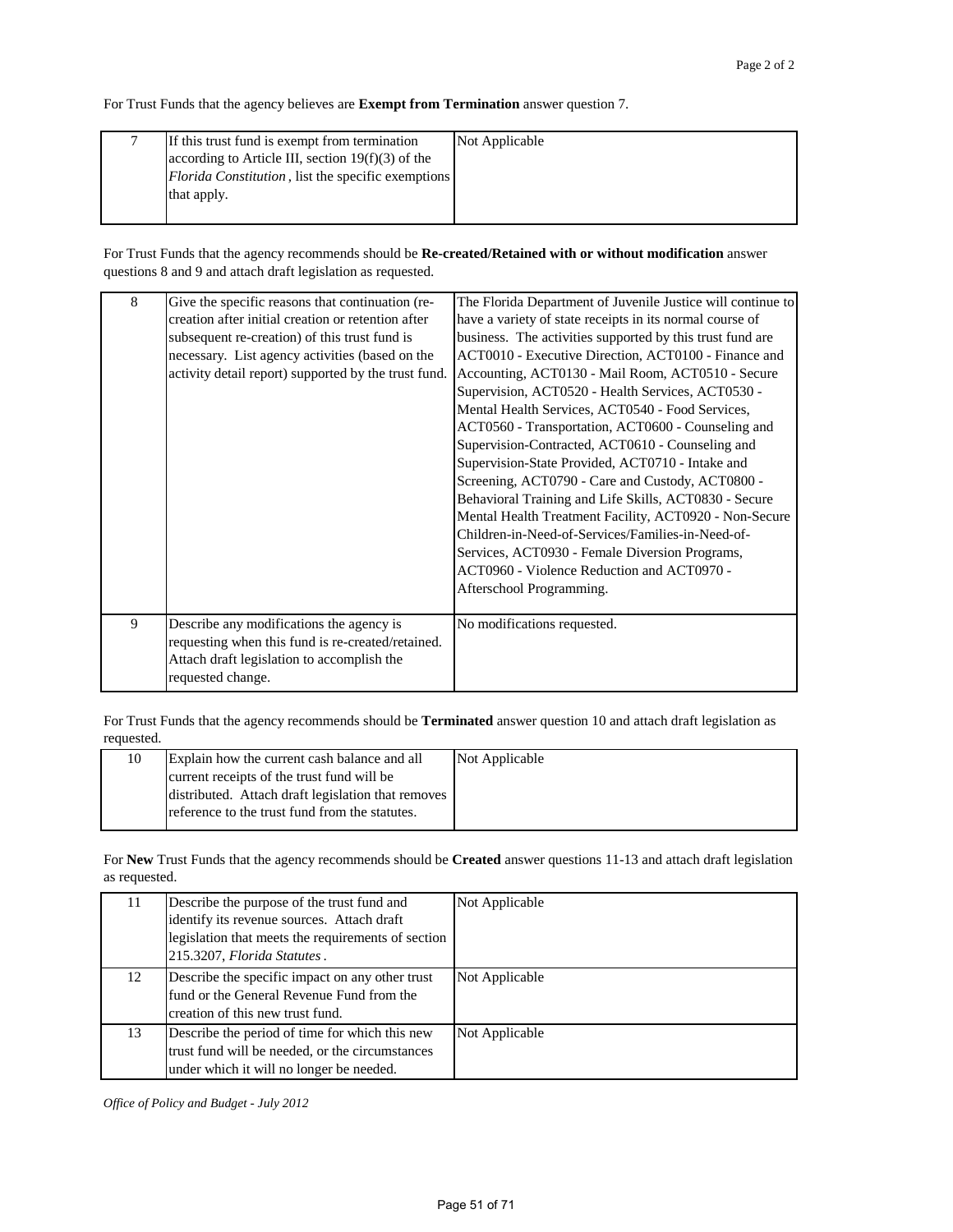For Trust Funds that the agency believes are **Exempt from Termination** answer question 7.

| | | |
|---|---|---|
| 7 | If this trust fund is exempt from termination according to Article III, section 19(f)(3) of the *Florida Constitution*, list the specific exemptions that apply. | Not Applicable |

For Trust Funds that the agency recommends should be **Re-created/Retained with or without modification** answer questions 8 and 9 and attach draft legislation as requested.

| | | |
|---|---|---|
| 8 | Give the specific reasons that continuation (re-creation after initial creation or retention after subsequent re-creation) of this trust fund is necessary. List agency activities (based on the activity detail report) supported by the trust fund. | The Florida Department of Juvenile Justice will continue to have a variety of state receipts in its normal course of business. The activities supported by this trust fund are ACT0010 - Executive Direction, ACT0100 - Finance and Accounting, ACT0130 - Mail Room, ACT0510 - Secure Supervision, ACT0520 - Health Services, ACT0530 - Mental Health Services, ACT0540 - Food Services, ACT0560 - Transportation, ACT0600 - Counseling and Supervision-Contracted, ACT0610 - Counseling and Supervision-State Provided, ACT0710 - Intake and Screening, ACT0790 - Care and Custody, ACT0800 - Behavioral Training and Life Skills, ACT0830 - Secure Mental Health Treatment Facility, ACT0920 - Non-Secure Children-in-Need-of-Services/Families-in-Need-of-Services, ACT0930 - Female Diversion Programs, ACT0960 - Violence Reduction and ACT0970 - Afterschool Programming. |
| 9 | Describe any modifications the agency is requesting when this fund is re-created/retained. Attach draft legislation to accomplish the requested change. | No modifications requested. |

For Trust Funds that the agency recommends should be **Terminated** answer question 10 and attach draft legislation as requested.

| | | |
|---|---|---|
| 10 | Explain how the current cash balance and all current receipts of the trust fund will be distributed. Attach draft legislation that removes reference to the trust fund from the statutes. | Not Applicable |

For **New** Trust Funds that the agency recommends should be **Created** answer questions 11-13 and attach draft legislation as requested.

| | | |
|---|---|---|
| 11 | Describe the purpose of the trust fund and identify its revenue sources. Attach draft legislation that meets the requirements of section 215.3207, *Florida Statutes*. | Not Applicable |
| 12 | Describe the specific impact on any other trust fund or the General Revenue Fund from the creation of this new trust fund. | Not Applicable |
| 13 | Describe the period of time for which this new trust fund will be needed, or the circumstances under which it will no longer be needed. | Not Applicable |

*Office of Policy and Budget - July 2012*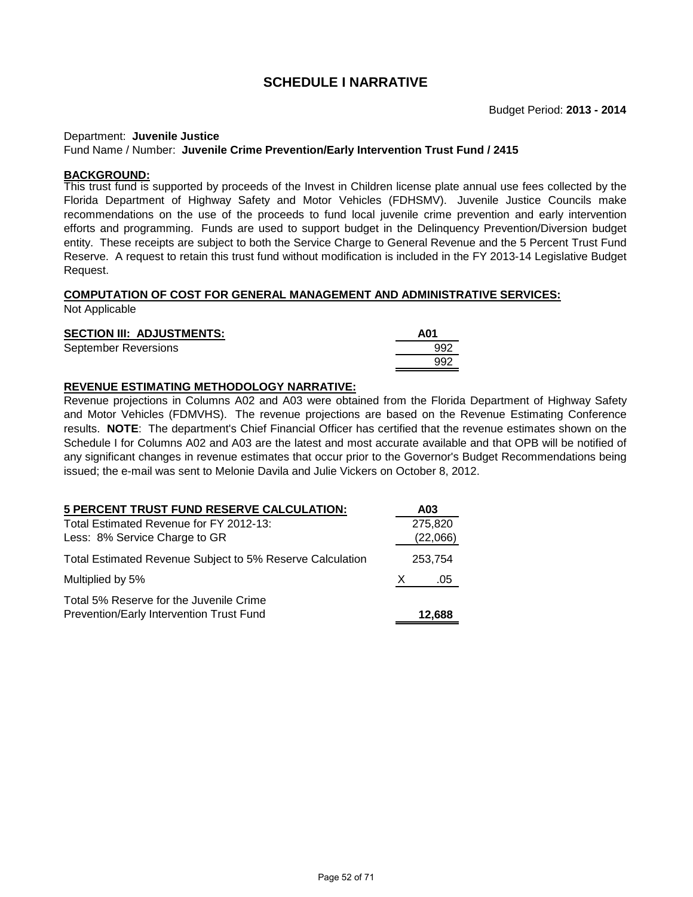# SCHEDULE I NARRATIVE

Budget Period: **2013 - 2014**

Department: **Juvenile Justice**
Fund Name / Number: **Juvenile Crime Prevention/Early Intervention Trust Fund / 2415**

**BACKGROUND:**
This trust fund is supported by proceeds of the Invest in Children license plate annual use fees collected by the Florida Department of Highway Safety and Motor Vehicles (FDHSMV). Juvenile Justice Councils make recommendations on the use of the proceeds to fund local juvenile crime prevention and early intervention efforts and programming. Funds are used to support budget in the Delinquency Prevention/Diversion budget entity. These receipts are subject to both the Service Charge to General Revenue and the 5 Percent Trust Fund Reserve. A request to retain this trust fund without modification is included in the FY 2013-14 Legislative Budget Request.

**COMPUTATION OF COST FOR GENERAL MANAGEMENT AND ADMINISTRATIVE SERVICES:**
Not Applicable

| SECTION III: ADJUSTMENTS: | A01 |
|---|---|
| September Reversions | 992 |
| | 992 |

**REVENUE ESTIMATING METHODOLOGY NARRATIVE:**
Revenue projections in Columns A02 and A03 were obtained from the Florida Department of Highway Safety and Motor Vehicles (FDMVHS). The revenue projections are based on the Revenue Estimating Conference results. **NOTE**: The department's Chief Financial Officer has certified that the revenue estimates shown on the Schedule I for Columns A02 and A03 are the latest and most accurate available and that OPB will be notified of any significant changes in revenue estimates that occur prior to the Governor's Budget Recommendations being issued; the e-mail was sent to Melonie Davila and Julie Vickers on October 8, 2012.

| 5 PERCENT TRUST FUND RESERVE CALCULATION: | A03 |
|---|---|
| Total Estimated Revenue for FY 2012-13: | 275,820 |
| Less: 8% Service Charge to GR | (22,066) |
| Total Estimated Revenue Subject to 5% Reserve Calculation | 253,754 |
| Multiplied by 5% | X .05 |
| Total 5% Reserve for the Juvenile Crime Prevention/Early Intervention Trust Fund | **12,688** |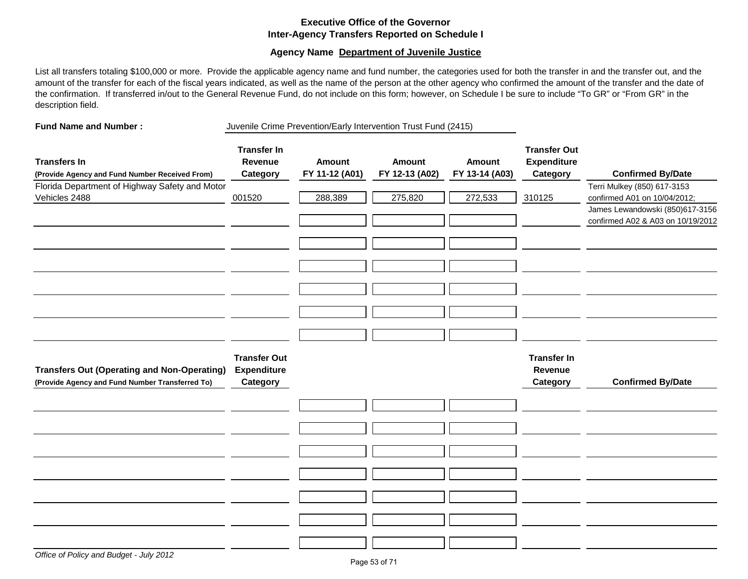**Executive Office of the Governor**
**Inter-Agency Transfers Reported on Schedule I**

**Agency Name Department of Juvenile Justice**

List all transfers totaling $100,000 or more. Provide the applicable agency name and fund number, the categories used for both the transfer in and the transfer out, and the amount of the transfer for each of the fiscal years indicated, as well as the name of the person at the other agency who confirmed the amount of the transfer and the date of the confirmation. If transferred in/out to the General Revenue Fund, do not include on this form; however, on Schedule I be sure to include "To GR" or "From GR" in the description field.

**Fund Name and Number :** Juvenile Crime Prevention/Early Intervention Trust Fund (2415)

| **Transfers In** (Provide Agency and Fund Number Received From) | **Transfer In Revenue Category** | **Amount FY 11-12 (A01)** | **Amount FY 12-13 (A02)** | **Amount FY 13-14 (A03)** | **Transfer Out Expenditure Category** | **Confirmed By/Date** |
|---|---|---|---|---|---|---|
| Florida Department of Highway Safety and Motor Vehicles 2488 | 001520 | 288,389 | 275,820 | 272,533 | 310125 | Terri Mulkey (850) 617-3153 confirmed A01 on 10/04/2012; James Lewandowski (850)617-3156 confirmed A02 & A03 on 10/19/2012 |
| | | | | | | |
| | | | | | | |
| | | | | | | |
| | | | | | | |
| | | | | | | |
| | | | | | | |

| **Transfers Out (Operating and Non-Operating)** (Provide Agency and Fund Number Transferred To) | **Transfer Out Expenditure Category** | | | | **Transfer In Revenue Category** | **Confirmed By/Date** |
|---|---|---|---|---|---|---|
| | | | | | | |
| | | | | | | |
| | | | | | | |
| | | | | | | |
| | | | | | | |
| | | | | | | |
| | | | | | | |

*Office of Policy and Budget - July 2012*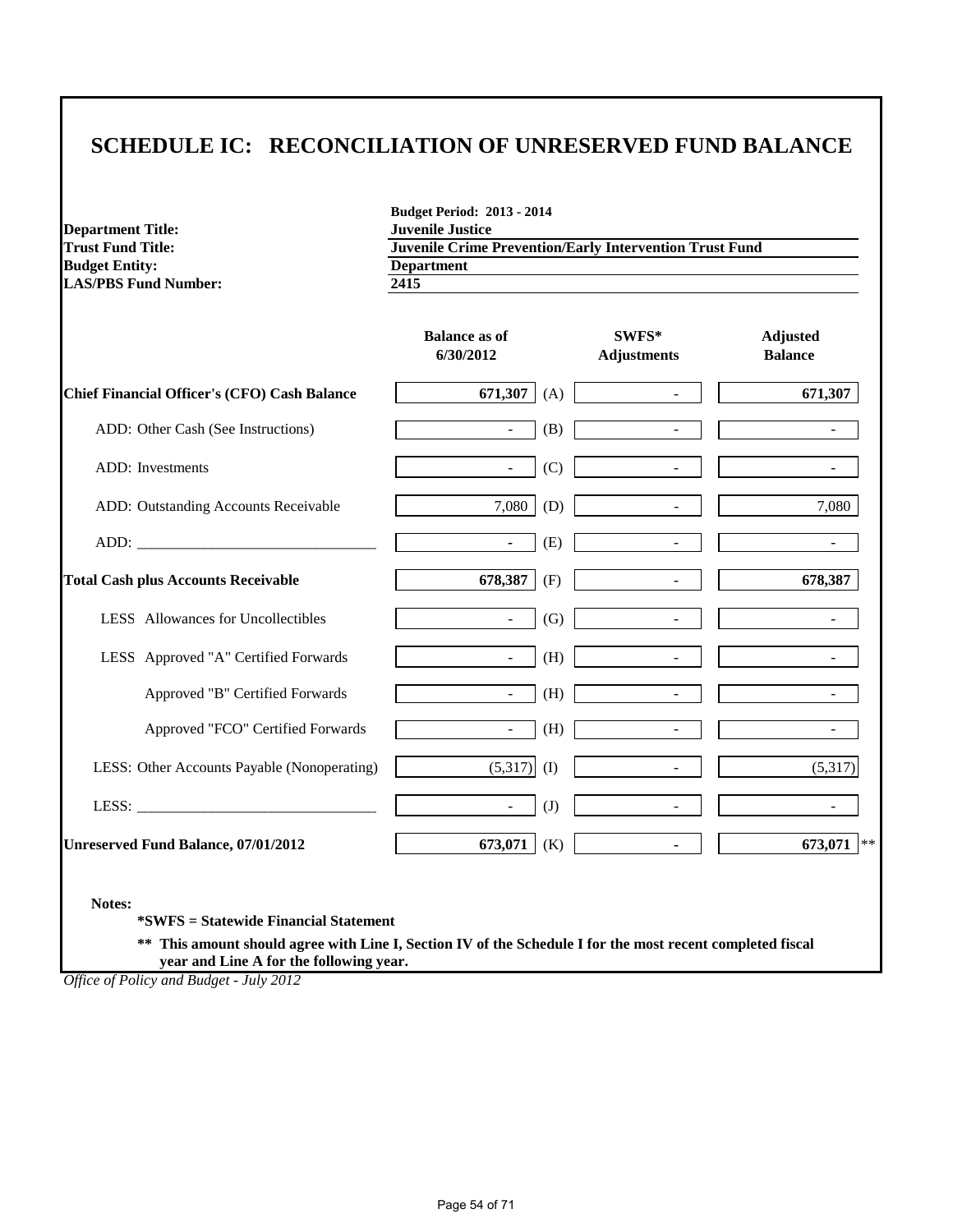# SCHEDULE IC: RECONCILIATION OF UNRESERVED FUND BALANCE

**Budget Period: 2013 - 2014**

| | |
|---|---|
| **Department Title:** | **Juvenile Justice** |
| **Trust Fund Title:** | **Juvenile Crime Prevention/Early Intervention Trust Fund** |
| **Budget Entity:** | **Department** |
| **LAS/PBS Fund Number:** | **2415** |

| | Balance as of 6/30/2012 | | SWFS* Adjustments | Adjusted Balance |
|---|---|---|---|---|
| **Chief Financial Officer's (CFO) Cash Balance** | **671,307** | (A) | - | **671,307** |
| ADD: Other Cash (See Instructions) | - | (B) | - | - |
| ADD: Investments | - | (C) | - | - |
| ADD: Outstanding Accounts Receivable | 7,080 | (D) | - | 7,080 |
| ADD: ________________________________ | - | (E) | - | - |
| **Total Cash plus Accounts Receivable** | **678,387** | (F) | - | **678,387** |
| LESS Allowances for Uncollectibles | - | (G) | - | - |
| LESS Approved "A" Certified Forwards | - | (H) | - | - |
| Approved "B" Certified Forwards | - | (H) | - | - |
| Approved "FCO" Certified Forwards | - | (H) | - | - |
| LESS: Other Accounts Payable (Nonoperating) | (5,317) | (I) | - | (5,317) |
| LESS: ________________________________ | - | (J) | - | - |
| **Unreserved Fund Balance, 07/01/2012** | **673,071** | (K) | - | **673,071** ** |

**Notes:**

**\*SWFS = Statewide Financial Statement**

**\*\* This amount should agree with Line I, Section IV of the Schedule I for the most recent completed fiscal year and Line A for the following year.**

*Office of Policy and Budget - July 2012*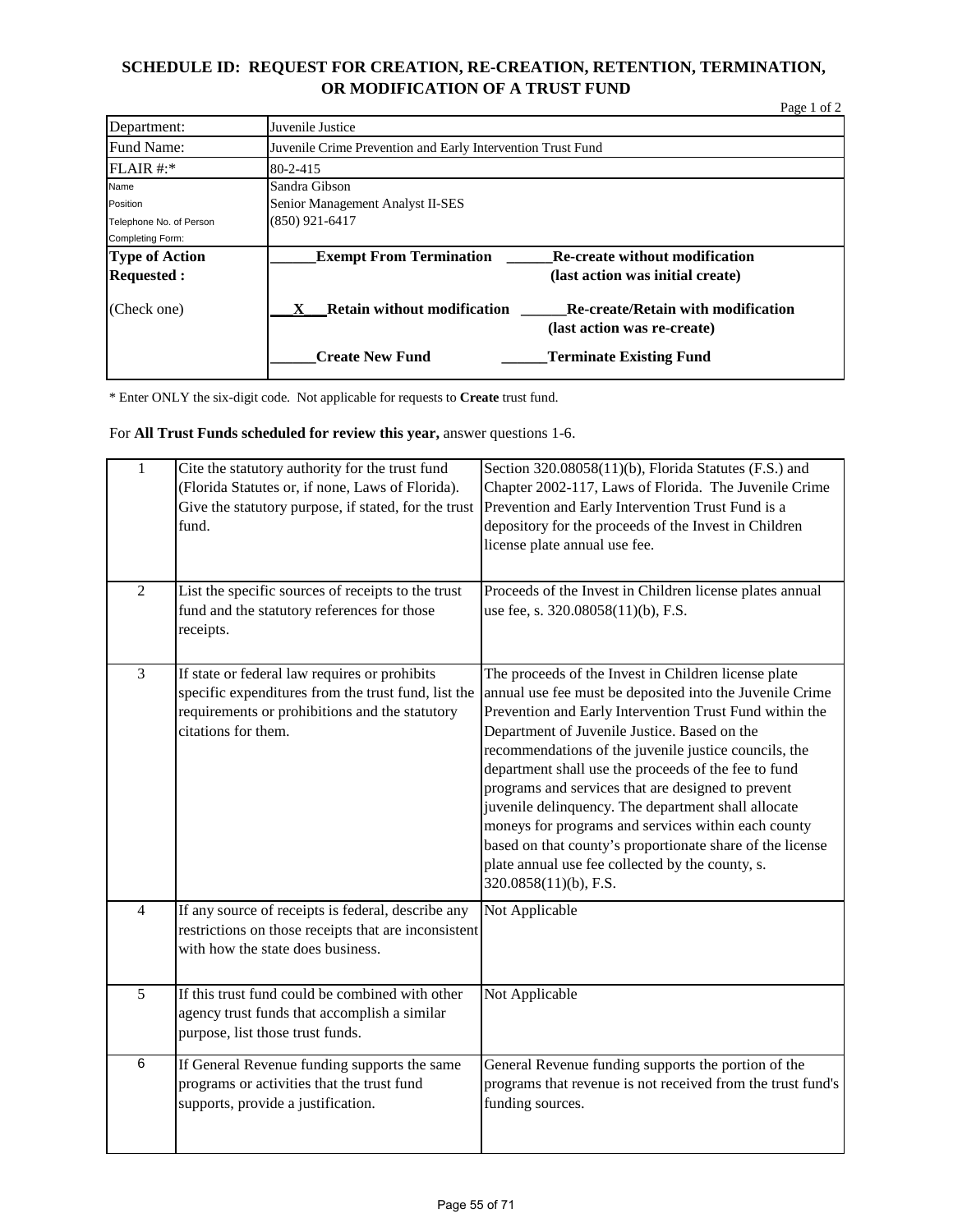## SCHEDULE ID: REQUEST FOR CREATION, RE-CREATION, RETENTION, TERMINATION, OR MODIFICATION OF A TRUST FUND

Page 1 of 2

| | |
|---|---|
| Department: | Juvenile Justice |
| Fund Name: | Juvenile Crime Prevention and Early Intervention Trust Fund |
| FLAIR #:* | 80-2-415 |
| Name<br>Position<br>Telephone No. of Person Completing Form: | Sandra Gibson<br>Senior Management Analyst II-SES<br>(850) 921-6417 |
| **Type of Action Requested :**<br><br>(Check one) | ______**Exempt From Termination** ______**Re-create without modification (last action was initial create)**<br><br>___X___**Retain without modification** ______**Re-create/Retain with modification (last action was re-create)**<br><br>______**Create New Fund** ______**Terminate Existing Fund** |

\* Enter ONLY the six-digit code. Not applicable for requests to **Create** trust fund.

For **All Trust Funds scheduled for review this year,** answer questions 1-6.

| | | |
|---|---|---|
| 1 | Cite the statutory authority for the trust fund (Florida Statutes or, if none, Laws of Florida). Give the statutory purpose, if stated, for the trust fund. | Section 320.08058(11)(b), Florida Statutes (F.S.) and Chapter 2002-117, Laws of Florida. The Juvenile Crime Prevention and Early Intervention Trust Fund is a depository for the proceeds of the Invest in Children license plate annual use fee. |
| 2 | List the specific sources of receipts to the trust fund and the statutory references for those receipts. | Proceeds of the Invest in Children license plates annual use fee, s. 320.08058(11)(b), F.S. |
| 3 | If state or federal law requires or prohibits specific expenditures from the trust fund, list the requirements or prohibitions and the statutory citations for them. | The proceeds of the Invest in Children license plate annual use fee must be deposited into the Juvenile Crime Prevention and Early Intervention Trust Fund within the Department of Juvenile Justice. Based on the recommendations of the juvenile justice councils, the department shall use the proceeds of the fee to fund programs and services that are designed to prevent juvenile delinquency. The department shall allocate moneys for programs and services within each county based on that county's proportionate share of the license plate annual use fee collected by the county, s. 320.0858(11)(b), F.S. |
| 4 | If any source of receipts is federal, describe any restrictions on those receipts that are inconsistent with how the state does business. | Not Applicable |
| 5 | If this trust fund could be combined with other agency trust funds that accomplish a similar purpose, list those trust funds. | Not Applicable |
| 6 | If General Revenue funding supports the same programs or activities that the trust fund supports, provide a justification. | General Revenue funding supports the portion of the programs that revenue is not received from the trust fund's funding sources. |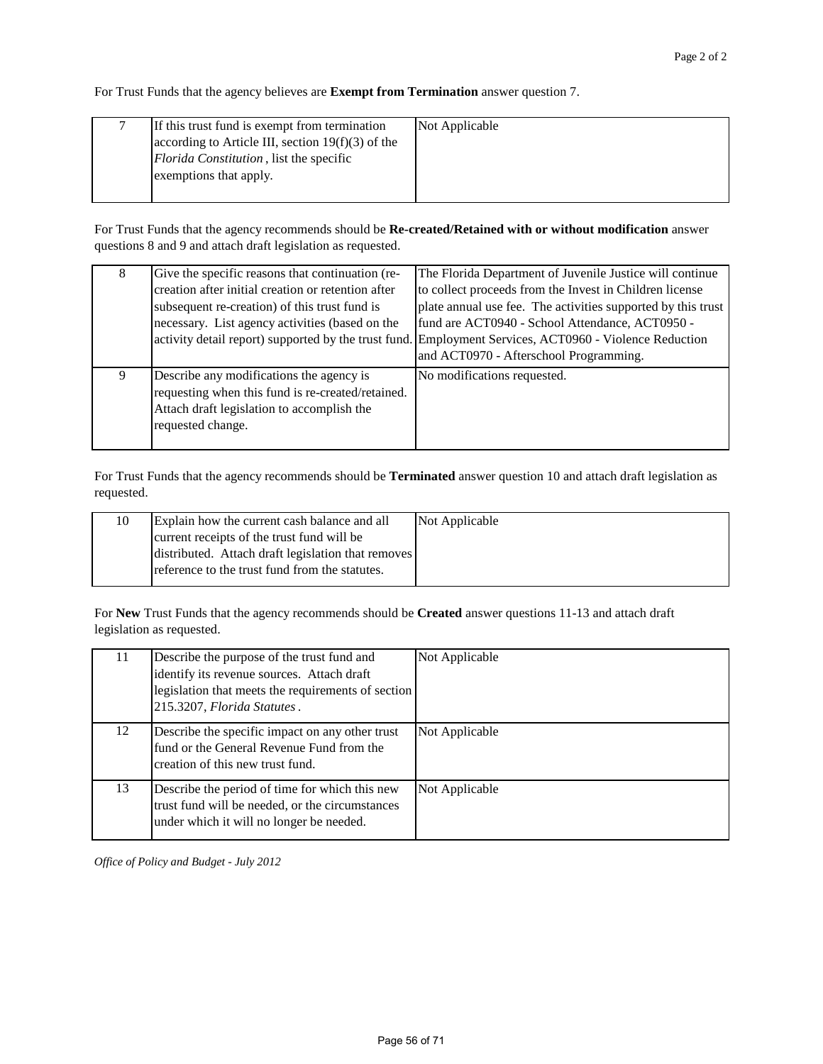For Trust Funds that the agency believes are **Exempt from Termination** answer question 7.

| | | |
|---|---|---|
| 7 | If this trust fund is exempt from termination according to Article III, section 19(f)(3) of the *Florida Constitution*, list the specific exemptions that apply. | Not Applicable |

For Trust Funds that the agency recommends should be **Re-created/Retained with or without modification** answer questions 8 and 9 and attach draft legislation as requested.

| | | |
|---|---|---|
| 8 | Give the specific reasons that continuation (re-creation after initial creation or retention after subsequent re-creation) of this trust fund is necessary. List agency activities (based on the activity detail report) supported by the trust fund. | The Florida Department of Juvenile Justice will continue to collect proceeds from the Invest in Children license plate annual use fee. The activities supported by this trust fund are ACT0940 - School Attendance, ACT0950 - Employment Services, ACT0960 - Violence Reduction and ACT0970 - Afterschool Programming. |
| 9 | Describe any modifications the agency is requesting when this fund is re-created/retained. Attach draft legislation to accomplish the requested change. | No modifications requested. |

For Trust Funds that the agency recommends should be **Terminated** answer question 10 and attach draft legislation as requested.

| | | |
|---|---|---|
| 10 | Explain how the current cash balance and all current receipts of the trust fund will be distributed. Attach draft legislation that removes reference to the trust fund from the statutes. | Not Applicable |

For **New** Trust Funds that the agency recommends should be **Created** answer questions 11-13 and attach draft legislation as requested.

| | | |
|---|---|---|
| 11 | Describe the purpose of the trust fund and identify its revenue sources. Attach draft legislation that meets the requirements of section 215.3207, *Florida Statutes*. | Not Applicable |
| 12 | Describe the specific impact on any other trust fund or the General Revenue Fund from the creation of this new trust fund. | Not Applicable |
| 13 | Describe the period of time for which this new trust fund will be needed, or the circumstances under which it will no longer be needed. | Not Applicable |

*Office of Policy and Budget - July 2012*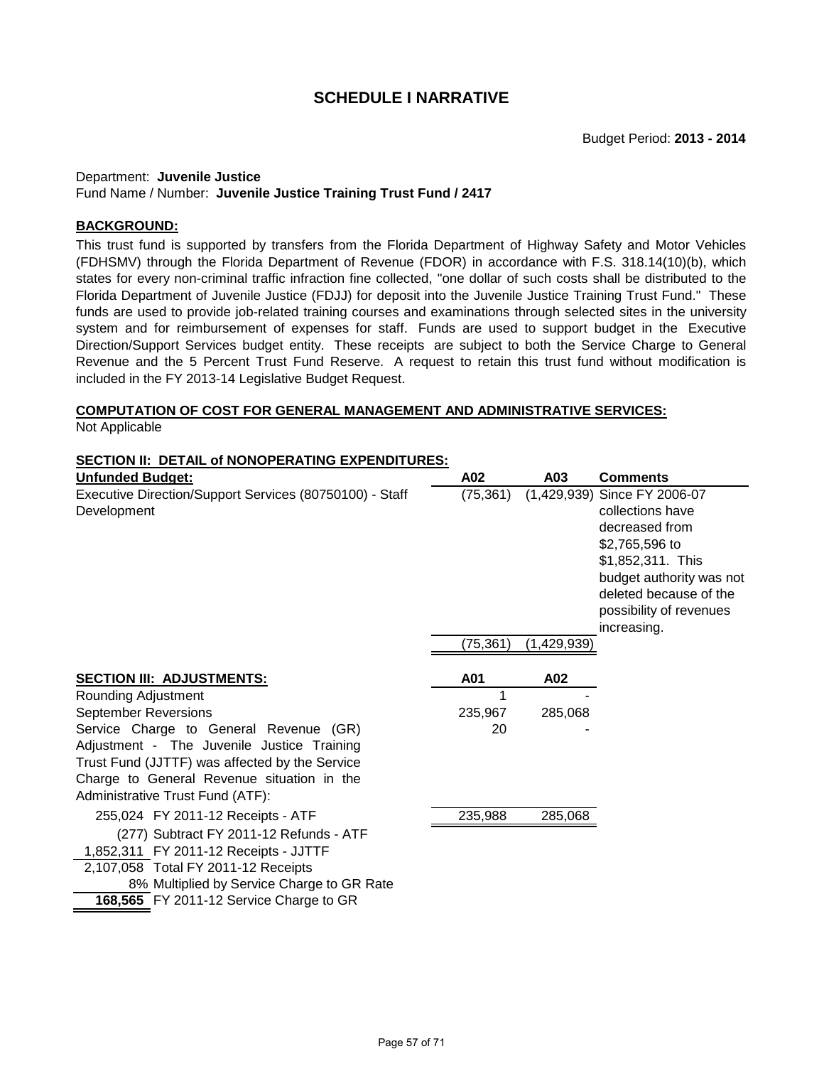# SCHEDULE I NARRATIVE

Budget Period: **2013 - 2014**

Department: **Juvenile Justice**
Fund Name / Number: **Juvenile Justice Training Trust Fund / 2417**

## BACKGROUND:

This trust fund is supported by transfers from the Florida Department of Highway Safety and Motor Vehicles (FDHSMV) through the Florida Department of Revenue (FDOR) in accordance with F.S. 318.14(10)(b), which states for every non-criminal traffic infraction fine collected, "one dollar of such costs shall be distributed to the Florida Department of Juvenile Justice (FDJJ) for deposit into the Juvenile Justice Training Trust Fund." These funds are used to provide job-related training courses and examinations through selected sites in the university system and for reimbursement of expenses for staff. Funds are used to support budget in the Executive Direction/Support Services budget entity. These receipts are subject to both the Service Charge to General Revenue and the 5 Percent Trust Fund Reserve. A request to retain this trust fund without modification is included in the FY 2013-14 Legislative Budget Request.

## COMPUTATION OF COST FOR GENERAL MANAGEMENT AND ADMINISTRATIVE SERVICES:

Not Applicable

## SECTION II: DETAIL of NONOPERATING EXPENDITURES:

| Unfunded Budget: | A02 | A03 | Comments |
|---|---|---|---|
| Executive Direction/Support Services (80750100) - Staff Development | (75,361) | (1,429,939) | Since FY 2006-07 collections have decreased from \$2,765,596 to \$1,852,311. This budget authority was not deleted because of the possibility of revenues increasing. |
| | (75,361) | (1,429,939) | |

## SECTION III: ADJUSTMENTS:

| | A01 | A02 |
|---|---|---|
| Rounding Adjustment | 1 | - |
| September Reversions | 235,967 | 285,068 |
| Service Charge to General Revenue (GR) Adjustment - The Juvenile Justice Training Trust Fund (JJTTF) was affected by the Service Charge to General Revenue situation in the Administrative Trust Fund (ATF): | 20 | - |
| | 235,988 | 285,068 |

| | |
|---|---|
| 255,024 | FY 2011-12 Receipts - ATF |
| (277) | Subtract FY 2011-12 Refunds - ATF |
| 1,852,311 | FY 2011-12 Receipts - JJTTF |
| 2,107,058 | Total FY 2011-12 Receipts |
| 8% | Multiplied by Service Charge to GR Rate |
| **168,565** | FY 2011-12 Service Charge to GR |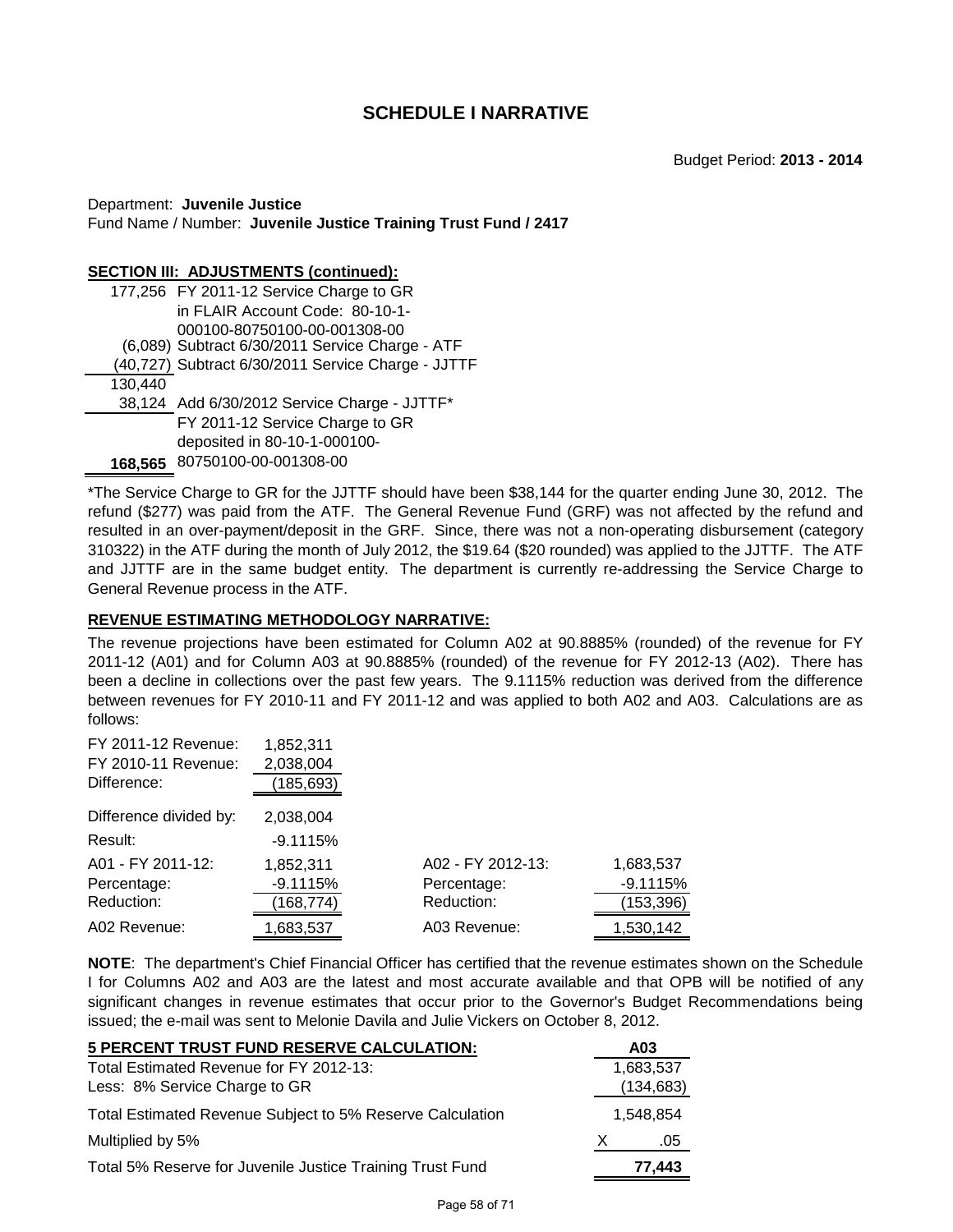## SCHEDULE I NARRATIVE

Budget Period: **2013 - 2014**

Department: **Juvenile Justice**
Fund Name / Number: **Juvenile Justice Training Trust Fund / 2417**

**SECTION III: ADJUSTMENTS (continued):**

| | |
|---|---|
| 177,256 | FY 2011-12 Service Charge to GR in FLAIR Account Code: 80-10-1-000100-80750100-00-001308-00 |
| (6,089) | Subtract 6/30/2011 Service Charge - ATF |
| (40,727) | Subtract 6/30/2011 Service Charge - JJTTF |
| 130,440 | |
| 38,124 | Add 6/30/2012 Service Charge - JJTTF* |
| **168,565** | FY 2011-12 Service Charge to GR deposited in 80-10-1-000100-80750100-00-001308-00 |

*The Service Charge to GR for the JJTTF should have been $38,144 for the quarter ending June 30, 2012. The refund ($277) was paid from the ATF. The General Revenue Fund (GRF) was not affected by the refund and resulted in an over-payment/deposit in the GRF. Since, there was not a non-operating disbursement (category 310322) in the ATF during the month of July 2012, the $19.64 ($20 rounded) was applied to the JJTTF. The ATF and JJTTF are in the same budget entity. The department is currently re-addressing the Service Charge to General Revenue process in the ATF.

**REVENUE ESTIMATING METHODOLOGY NARRATIVE:**

The revenue projections have been estimated for Column A02 at 90.8885% (rounded) of the revenue for FY 2011-12 (A01) and for Column A03 at 90.8885% (rounded) of the revenue for FY 2012-13 (A02). There has been a decline in collections over the past few years. The 9.1115% reduction was derived from the difference between revenues for FY 2010-11 and FY 2011-12 and was applied to both A02 and A03. Calculations are as follows:

| | |
|---|---|
| FY 2011-12 Revenue: | 1,852,311 |
| FY 2010-11 Revenue: | 2,038,004 |
| Difference: | (185,693) |
| Difference divided by: | 2,038,004 |
| Result: | -9.1115% |

| | | | |
|---|---|---|---|
| A01 - FY 2011-12: | 1,852,311 | A02 - FY 2012-13: | 1,683,537 |
| Percentage: | -9.1115% | Percentage: | -9.1115% |
| Reduction: | (168,774) | Reduction: | (153,396) |
| A02 Revenue: | 1,683,537 | A03 Revenue: | 1,530,142 |

**NOTE**: The department's Chief Financial Officer has certified that the revenue estimates shown on the Schedule I for Columns A02 and A03 are the latest and most accurate available and that OPB will be notified of any significant changes in revenue estimates that occur prior to the Governor's Budget Recommendations being issued; the e-mail was sent to Melonie Davila and Julie Vickers on October 8, 2012.

| **5 PERCENT TRUST FUND RESERVE CALCULATION:** | **A03** |
|---|---|
| Total Estimated Revenue for FY 2012-13: | 1,683,537 |
| Less: 8% Service Charge to GR | (134,683) |
| Total Estimated Revenue Subject to 5% Reserve Calculation | 1,548,854 |
| Multiplied by 5% | X .05 |
| Total 5% Reserve for Juvenile Justice Training Trust Fund | **77,443** |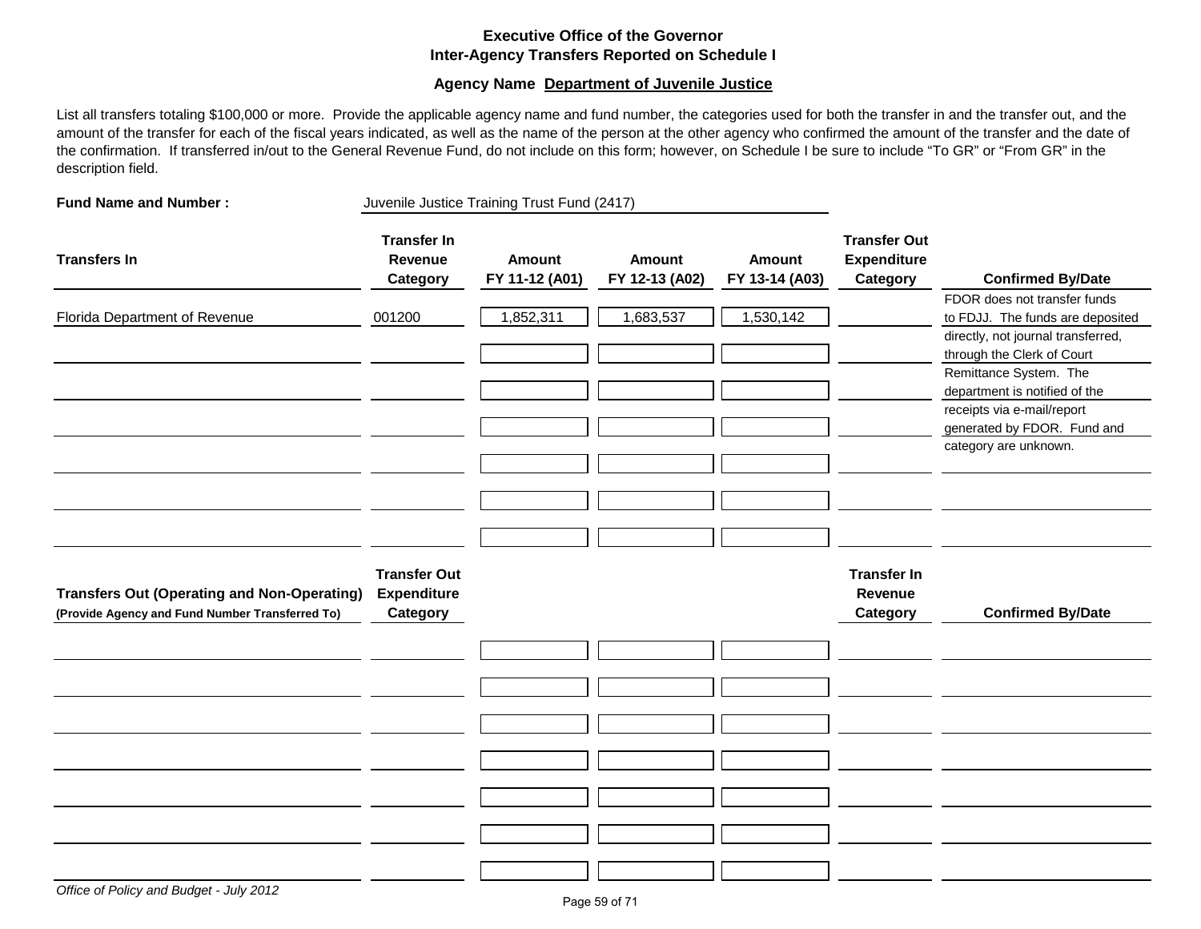## Executive Office of the Governor
## Inter-Agency Transfers Reported on Schedule I

### Agency Name Department of Juvenile Justice

List all transfers totaling $100,000 or more. Provide the applicable agency name and fund number, the categories used for both the transfer in and the transfer out, and the amount of the transfer for each of the fiscal years indicated, as well as the name of the person at the other agency who confirmed the amount of the transfer and the date of the confirmation. If transferred in/out to the General Revenue Fund, do not include on this form; however, on Schedule I be sure to include "To GR" or "From GR" in the description field.

**Fund Name and Number :** Juvenile Justice Training Trust Fund (2417)

| Transfers In | Transfer In Revenue Category | Amount FY 11-12 (A01) | Amount FY 12-13 (A02) | Amount FY 13-14 (A03) | Transfer Out Expenditure Category | Confirmed By/Date |
|---|---|---|---|---|---|---|
| Florida Department of Revenue | 001200 | 1,852,311 | 1,683,537 | 1,530,142 | | FDOR does not transfer funds to FDJJ. The funds are deposited directly, not journal transferred, through the Clerk of Court Remittance System. The department is notified of the receipts via e-mail/report generated by FDOR. Fund and category are unknown. |
| | | | | | | |
| | | | | | | |
| | | | | | | |
| | | | | | | |
| | | | | | | |
| | | | | | | |

| Transfers Out (Operating and Non-Operating) (Provide Agency and Fund Number Transferred To) | Transfer Out Expenditure Category | | | | Transfer In Revenue Category | Confirmed By/Date |
|---|---|---|---|---|---|---|
| | | | | | | |
| | | | | | | |
| | | | | | | |
| | | | | | | |
| | | | | | | |
| | | | | | | |
| | | | | | | |

*Office of Policy and Budget - July 2012*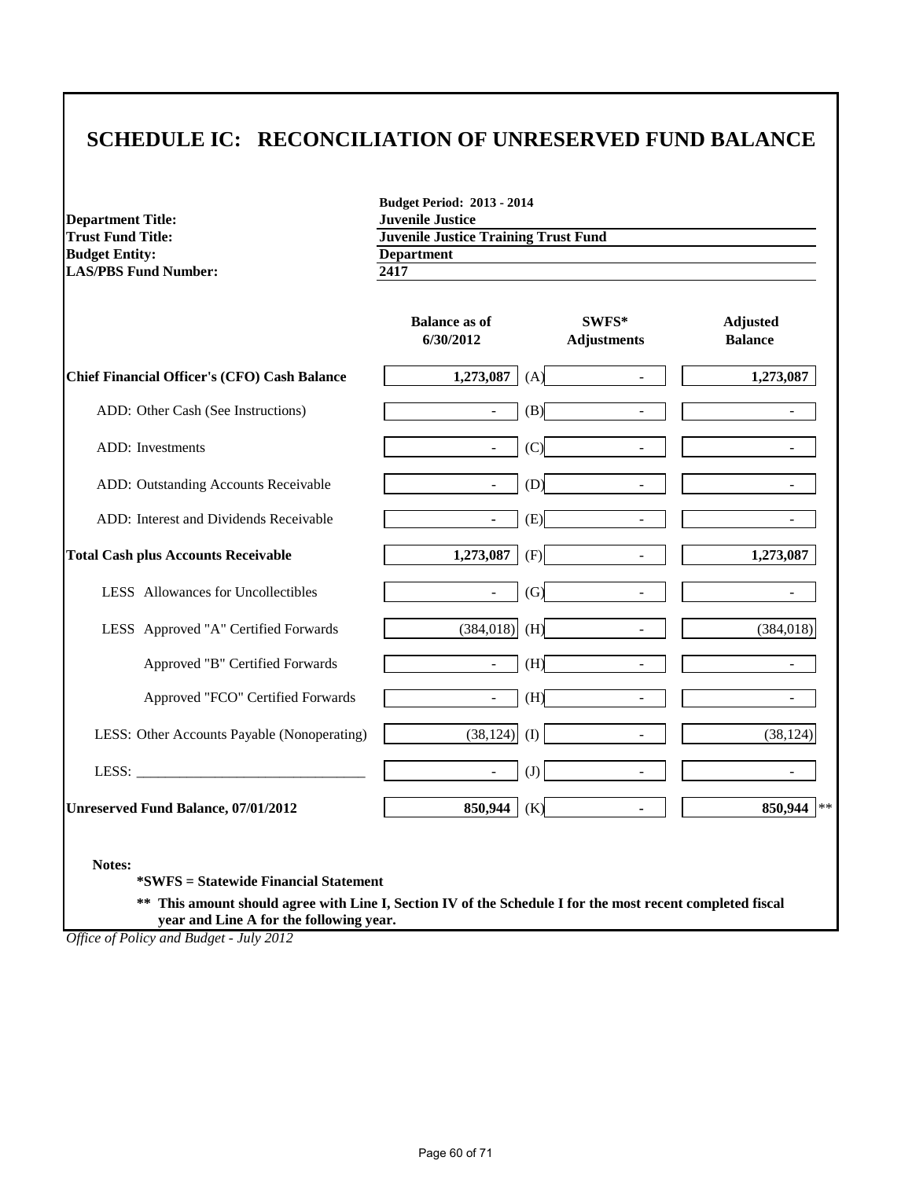# SCHEDULE IC: RECONCILIATION OF UNRESERVED FUND BALANCE

**Budget Period: 2013 - 2014**

| | |
|---|---|
| **Department Title:** | **Juvenile Justice** |
| **Trust Fund Title:** | **Juvenile Justice Training Trust Fund** |
| **Budget Entity:** | **Department** |
| **LAS/PBS Fund Number:** | **2417** |

| | Balance as of 6/30/2012 | | SWFS* Adjustments | Adjusted Balance |
|---|---|---|---|---|
| **Chief Financial Officer's (CFO) Cash Balance** | **1,273,087** | (A) | - | **1,273,087** |
| ADD: Other Cash (See Instructions) | - | (B) | - | - |
| ADD: Investments | - | (C) | - | - |
| ADD: Outstanding Accounts Receivable | - | (D) | - | - |
| ADD: Interest and Dividends Receivable | - | (E) | - | - |
| **Total Cash plus Accounts Receivable** | **1,273,087** | (F) | - | **1,273,087** |
| LESS Allowances for Uncollectibles | - | (G) | - | - |
| LESS Approved "A" Certified Forwards | (384,018) | (H) | - | (384,018) |
| Approved "B" Certified Forwards | - | (H) | - | - |
| Approved "FCO" Certified Forwards | - | (H) | - | - |
| LESS: Other Accounts Payable (Nonoperating) | (38,124) | (I) | - | (38,124) |
| LESS: _______________________________ | - | (J) | - | - |
| **Unreserved Fund Balance, 07/01/2012** | **850,944** | (K) | **-** | **850,944** ** |

**Notes:**

**\*SWFS = Statewide Financial Statement**

**\*\* This amount should agree with Line I, Section IV of the Schedule I for the most recent completed fiscal year and Line A for the following year.**

*Office of Policy and Budget - July 2012*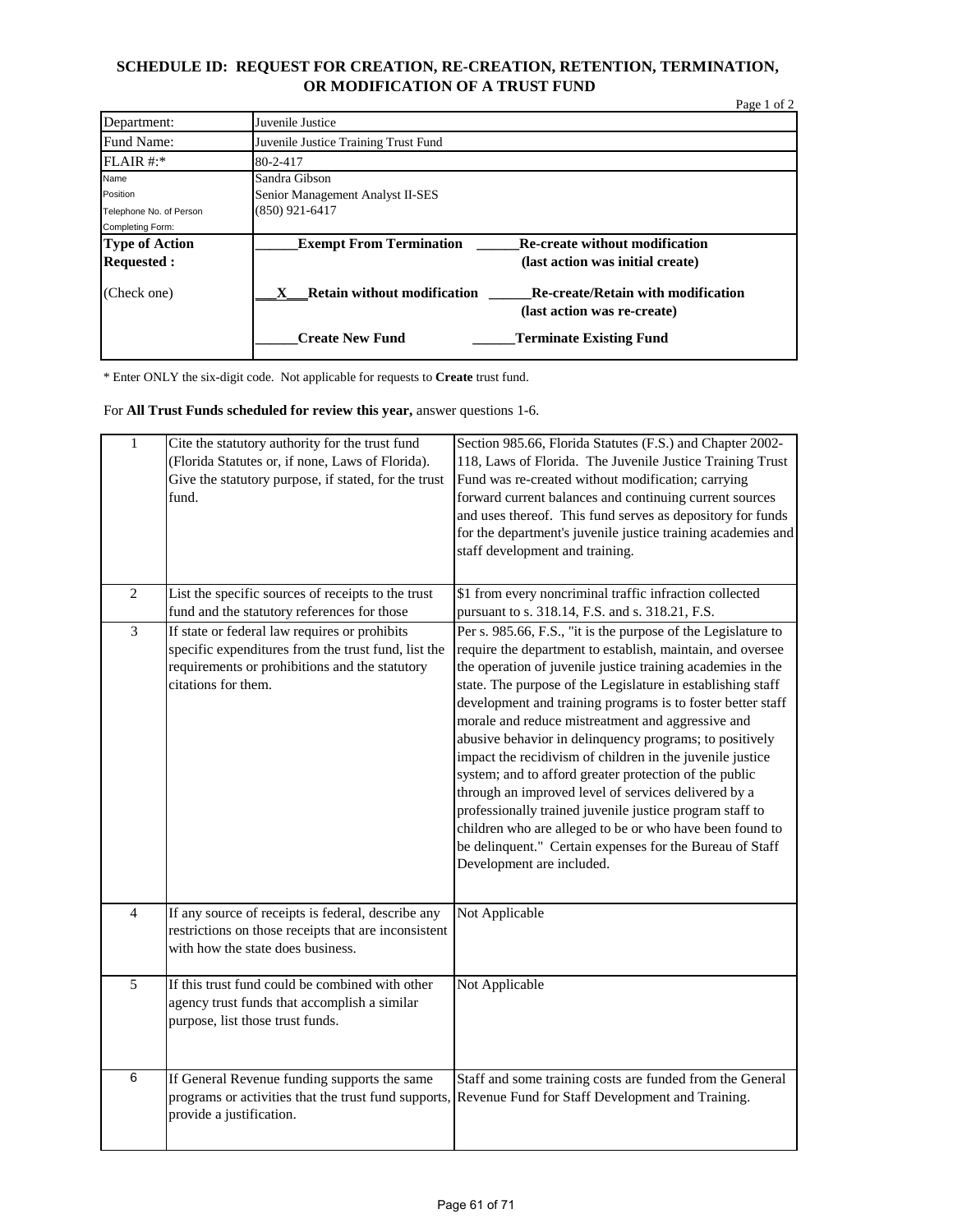# SCHEDULE ID: REQUEST FOR CREATION, RE-CREATION, RETENTION, TERMINATION, OR MODIFICATION OF A TRUST FUND

Page 1 of 2

| | |
|---|---|
| Department: | Juvenile Justice |
| Fund Name: | Juvenile Justice Training Trust Fund |
| FLAIR #:* | 80-2-417 |
| Name<br>Position<br>Telephone No. of Person Completing Form: | Sandra Gibson<br>Senior Management Analyst II-SES<br>(850) 921-6417 |
| **Type of Action Requested :**<br><br>(Check one) | ______**Exempt From Termination** ______**Re-create without modification (last action was initial create)**<br><br>___X___**Retain without modification** ______**Re-create/Retain with modification (last action was re-create)**<br><br>______**Create New Fund** ______**Terminate Existing Fund** |

* Enter ONLY the six-digit code. Not applicable for requests to **Create** trust fund.

For **All Trust Funds scheduled for review this year,** answer questions 1-6.

| | | |
|---|---|---|
| 1 | Cite the statutory authority for the trust fund (Florida Statutes or, if none, Laws of Florida). Give the statutory purpose, if stated, for the trust fund. | Section 985.66, Florida Statutes (F.S.) and Chapter 2002-118, Laws of Florida. The Juvenile Justice Training Trust Fund was re-created without modification; carrying forward current balances and continuing current sources and uses thereof. This fund serves as depository for funds for the department's juvenile justice training academies and staff development and training. |
| 2 | List the specific sources of receipts to the trust fund and the statutory references for those | $1 from every noncriminal traffic infraction collected pursuant to s. 318.14, F.S. and s. 318.21, F.S. |
| 3 | If state or federal law requires or prohibits specific expenditures from the trust fund, list the requirements or prohibitions and the statutory citations for them. | Per s. 985.66, F.S., "it is the purpose of the Legislature to require the department to establish, maintain, and oversee the operation of juvenile justice training academies in the state. The purpose of the Legislature in establishing staff development and training programs is to foster better staff morale and reduce mistreatment and aggressive and abusive behavior in delinquency programs; to positively impact the recidivism of children in the juvenile justice system; and to afford greater protection of the public through an improved level of services delivered by a professionally trained juvenile justice program staff to children who are alleged to be or who have been found to be delinquent." Certain expenses for the Bureau of Staff Development are included. |
| 4 | If any source of receipts is federal, describe any restrictions on those receipts that are inconsistent with how the state does business. | Not Applicable |
| 5 | If this trust fund could be combined with other agency trust funds that accomplish a similar purpose, list those trust funds. | Not Applicable |
| 6 | If General Revenue funding supports the same programs or activities that the trust fund supports, provide a justification. | Staff and some training costs are funded from the General Revenue Fund for Staff Development and Training. |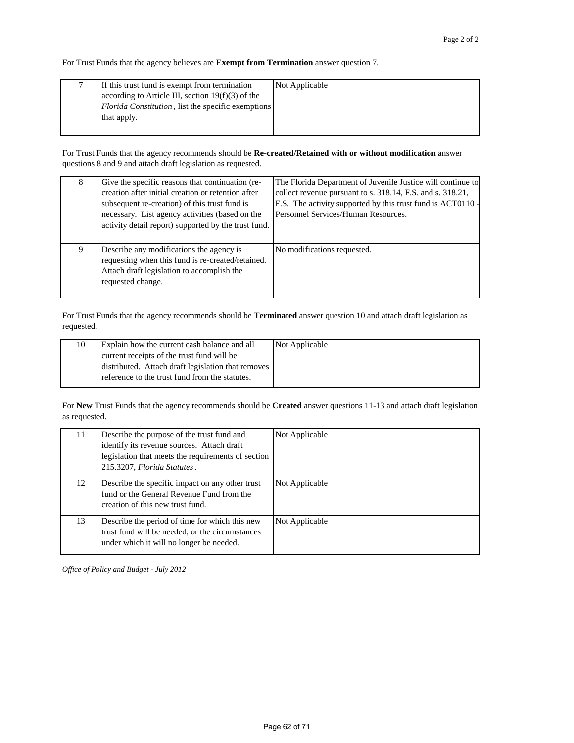For Trust Funds that the agency believes are **Exempt from Termination** answer question 7.

| | | |
|---|---|---|
| 7 | If this trust fund is exempt from termination according to Article III, section 19(f)(3) of the *Florida Constitution*, list the specific exemptions that apply. | Not Applicable |

For Trust Funds that the agency recommends should be **Re-created/Retained with or without modification** answer questions 8 and 9 and attach draft legislation as requested.

| | | |
|---|---|---|
| 8 | Give the specific reasons that continuation (re-creation after initial creation or retention after subsequent re-creation) of this trust fund is necessary. List agency activities (based on the activity detail report) supported by the trust fund. | The Florida Department of Juvenile Justice will continue to collect revenue pursuant to s. 318.14, F.S. and s. 318.21, F.S. The activity supported by this trust fund is ACT0110 - Personnel Services/Human Resources. |
| 9 | Describe any modifications the agency is requesting when this fund is re-created/retained. Attach draft legislation to accomplish the requested change. | No modifications requested. |

For Trust Funds that the agency recommends should be **Terminated** answer question 10 and attach draft legislation as requested.

| | | |
|---|---|---|
| 10 | Explain how the current cash balance and all current receipts of the trust fund will be distributed. Attach draft legislation that removes reference to the trust fund from the statutes. | Not Applicable |

For **New** Trust Funds that the agency recommends should be **Created** answer questions 11-13 and attach draft legislation as requested.

| | | |
|---|---|---|
| 11 | Describe the purpose of the trust fund and identify its revenue sources. Attach draft legislation that meets the requirements of section 215.3207, *Florida Statutes*. | Not Applicable |
| 12 | Describe the specific impact on any other trust fund or the General Revenue Fund from the creation of this new trust fund. | Not Applicable |
| 13 | Describe the period of time for which this new trust fund will be needed, or the circumstances under which it will no longer be needed. | Not Applicable |

*Office of Policy and Budget - July 2012*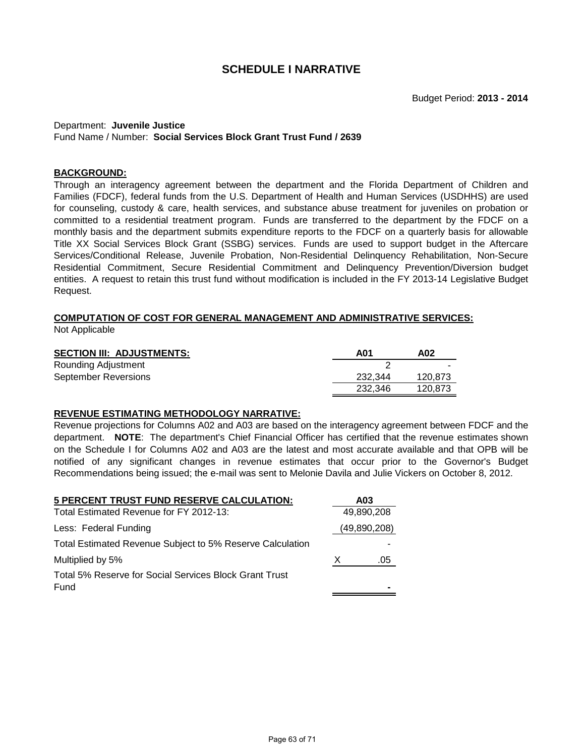# SCHEDULE I NARRATIVE

Budget Period: **2013 - 2014**

Department: **Juvenile Justice**
Fund Name / Number: **Social Services Block Grant Trust Fund / 2639**

**BACKGROUND:**

Through an interagency agreement between the department and the Florida Department of Children and Families (FDCF), federal funds from the U.S. Department of Health and Human Services (USDHHS) are used for counseling, custody & care, health services, and substance abuse treatment for juveniles on probation or committed to a residential treatment program. Funds are transferred to the department by the FDCF on a monthly basis and the department submits expenditure reports to the FDCF on a quarterly basis for allowable Title XX Social Services Block Grant (SSBG) services. Funds are used to support budget in the Aftercare Services/Conditional Release, Juvenile Probation, Non-Residential Delinquency Rehabilitation, Non-Secure Residential Commitment, Secure Residential Commitment and Delinquency Prevention/Diversion budget entities. A request to retain this trust fund without modification is included in the FY 2013-14 Legislative Budget Request.

**COMPUTATION OF COST FOR GENERAL MANAGEMENT AND ADMINISTRATIVE SERVICES:**

Not Applicable

| SECTION III: ADJUSTMENTS: | A01 | A02 |
|---|---|---|
| Rounding Adjustment | 2 | - |
| September Reversions | 232,344 | 120,873 |
| | 232,346 | 120,873 |

**REVENUE ESTIMATING METHODOLOGY NARRATIVE:**

Revenue projections for Columns A02 and A03 are based on the interagency agreement between FDCF and the department. **NOTE**: The department's Chief Financial Officer has certified that the revenue estimates shown on the Schedule I for Columns A02 and A03 are the latest and most accurate available and that OPB will be notified of any significant changes in revenue estimates that occur prior to the Governor's Budget Recommendations being issued; the e-mail was sent to Melonie Davila and Julie Vickers on October 8, 2012.

| 5 PERCENT TRUST FUND RESERVE CALCULATION: | A03 |
|---|---|
| Total Estimated Revenue for FY 2012-13: | 49,890,208 |
| Less: Federal Funding | (49,890,208) |
| Total Estimated Revenue Subject to 5% Reserve Calculation | - |
| Multiplied by 5% | X .05 |
| Total 5% Reserve for Social Services Block Grant Trust Fund | - |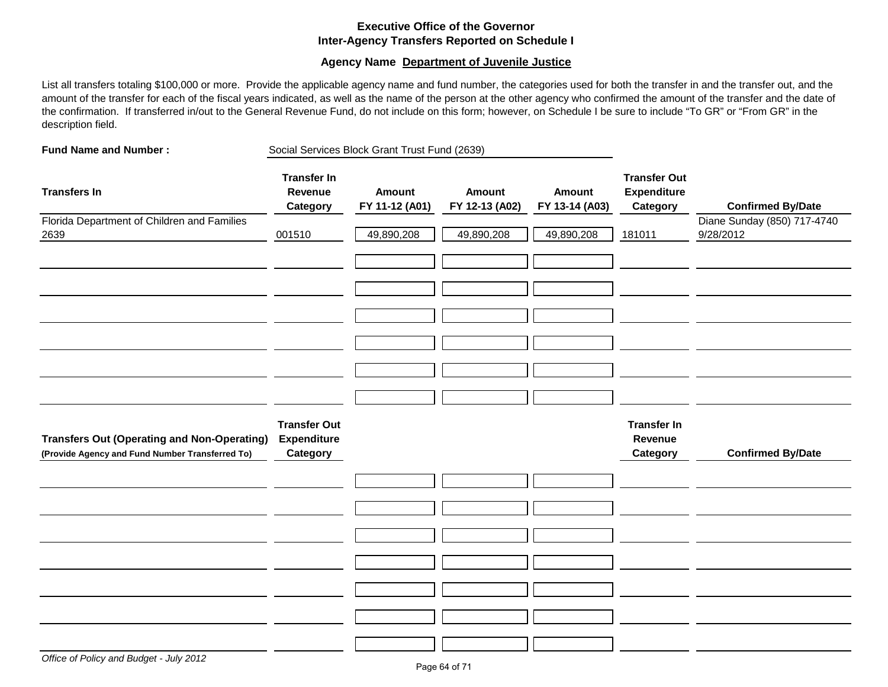**Executive Office of the Governor**
**Inter-Agency Transfers Reported on Schedule I**

**Agency Name Department of Juvenile Justice**

List all transfers totaling $100,000 or more. Provide the applicable agency name and fund number, the categories used for both the transfer in and the transfer out, and the amount of the transfer for each of the fiscal years indicated, as well as the name of the person at the other agency who confirmed the amount of the transfer and the date of the confirmation. If transferred in/out to the General Revenue Fund, do not include on this form; however, on Schedule I be sure to include "To GR" or "From GR" in the description field.

**Fund Name and Number :** Social Services Block Grant Trust Fund (2639)

| Transfers In | Transfer In Revenue Category | Amount FY 11-12 (A01) | Amount FY 12-13 (A02) | Amount FY 13-14 (A03) | Transfer Out Expenditure Category | Confirmed By/Date |
|---|---|---|---|---|---|---|
| Florida Department of Children and Families 2639 | 001510 | 49,890,208 | 49,890,208 | 49,890,208 | 181011 | Diane Sunday (850) 717-4740 9/28/2012 |
| | | | | | | |
| | | | | | | |
| | | | | | | |
| | | | | | | |
| | | | | | | |
| | | | | | | |

| Transfers Out (Operating and Non-Operating) (Provide Agency and Fund Number Transferred To) | Transfer Out Expenditure Category | | | | Transfer In Revenue Category | Confirmed By/Date |
|---|---|---|---|---|---|---|
| | | | | | | |
| | | | | | | |
| | | | | | | |
| | | | | | | |
| | | | | | | |
| | | | | | | |
| | | | | | | |

*Office of Policy and Budget - July 2012*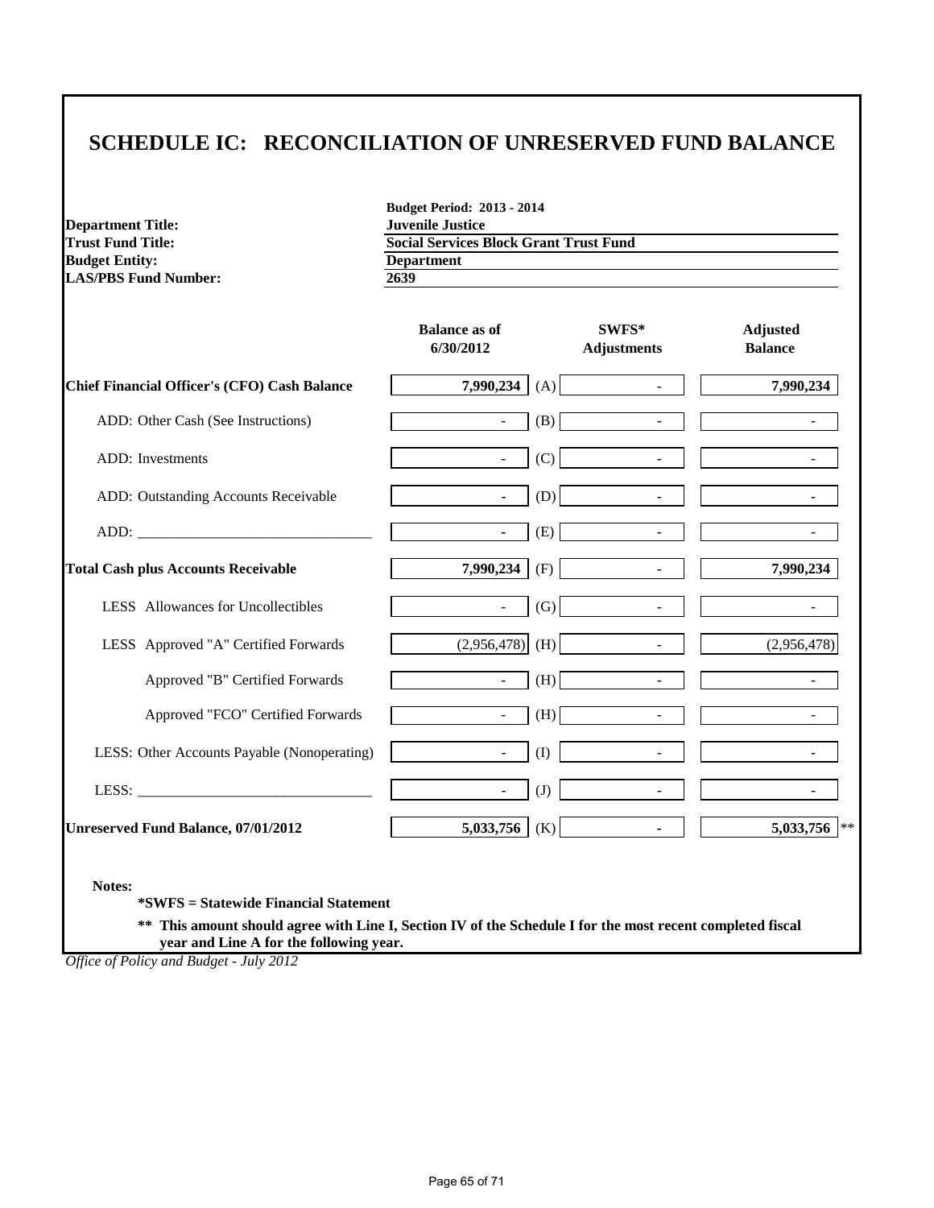# SCHEDULE IC: RECONCILIATION OF UNRESERVED FUND BALANCE

**Budget Period: 2013 - 2014**

| | |
|---|---|
| **Department Title:** | **Juvenile Justice** |
| **Trust Fund Title:** | **Social Services Block Grant Trust Fund** |
| **Budget Entity:** | **Department** |
| **LAS/PBS Fund Number:** | **2639** |

| | Balance as of 6/30/2012 | | SWFS* Adjustments | Adjusted Balance |
|---|---|---|---|---|
| **Chief Financial Officer's (CFO) Cash Balance** | **7,990,234** | (A) | - | **7,990,234** |
| ADD: Other Cash (See Instructions) | - | (B) | - | - |
| ADD: Investments | - | (C) | - | - |
| ADD: Outstanding Accounts Receivable | - | (D) | - | - |
| ADD: _______________________________ | - | (E) | - | - |
| **Total Cash plus Accounts Receivable** | **7,990,234** | (F) | - | **7,990,234** |
| LESS Allowances for Uncollectibles | - | (G) | - | - |
| LESS Approved "A" Certified Forwards | (2,956,478) | (H) | - | (2,956,478) |
| Approved "B" Certified Forwards | - | (H) | - | - |
| Approved "FCO" Certified Forwards | - | (H) | - | - |
| LESS: Other Accounts Payable (Nonoperating) | - | (I) | - | - |
| LESS: _______________________________ | - | (J) | - | - |
| **Unreserved Fund Balance, 07/01/2012** | **5,033,756** | (K) | **-** | **5,033,756** ** |

**Notes:**

**\*SWFS = Statewide Financial Statement**

**\*\* This amount should agree with Line I, Section IV of the Schedule I for the most recent completed fiscal year and Line A for the following year.**

*Office of Policy and Budget - July 2012*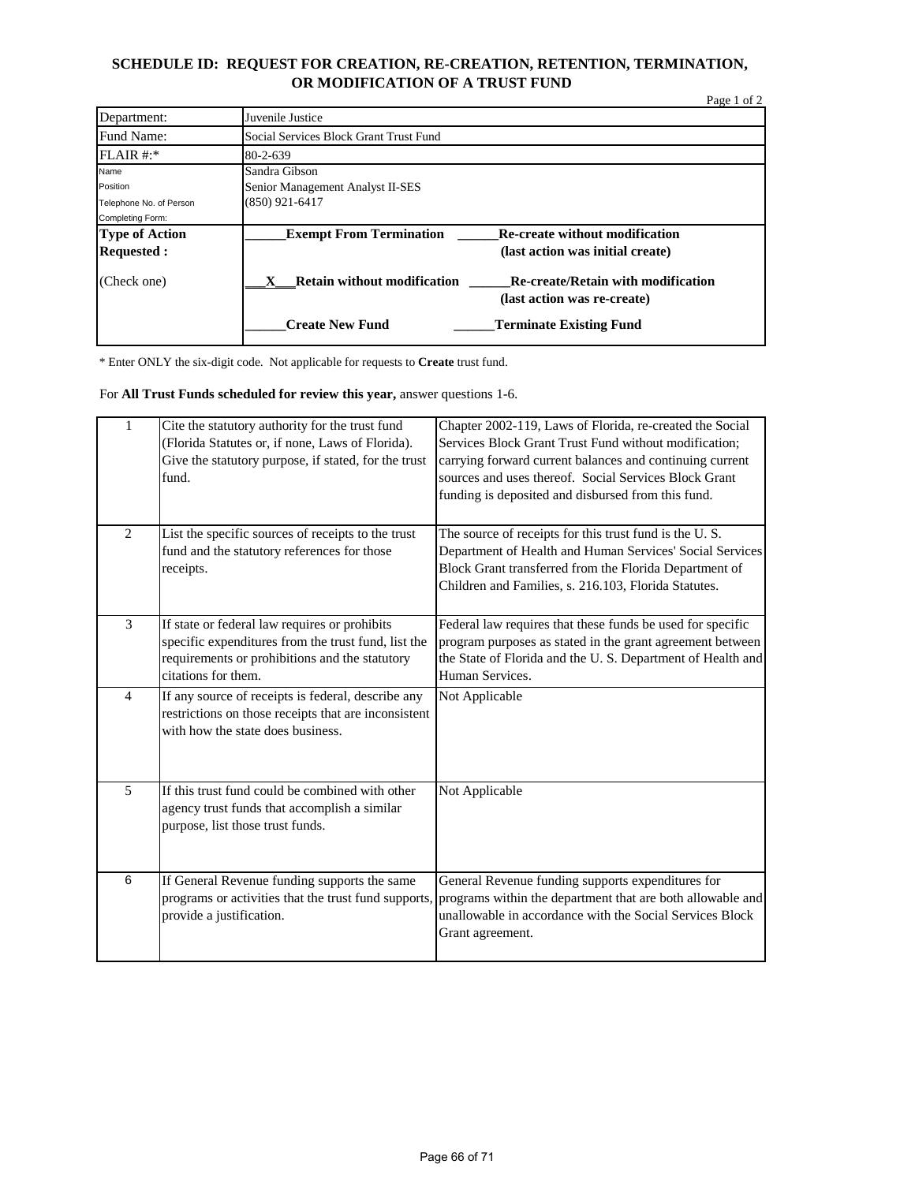## SCHEDULE ID: REQUEST FOR CREATION, RE-CREATION, RETENTION, TERMINATION, OR MODIFICATION OF A TRUST FUND

Page 1 of 2

| | |
|---|---|
| Department: | Juvenile Justice |
| Fund Name: | Social Services Block Grant Trust Fund |
| FLAIR #:* | 80-2-639 |
| Name<br>Position<br>Telephone No. of Person<br>Completing Form: | Sandra Gibson<br>Senior Management Analyst II-SES<br>(850) 921-6417 |
| **Type of Action Requested :**<br><br>(Check one) | ______**Exempt From Termination** ______**Re-create without modification (last action was initial create)**<br><br>___X___**Retain without modification** ______**Re-create/Retain with modification (last action was re-create)**<br><br>______**Create New Fund** ______**Terminate Existing Fund** |

* Enter ONLY the six-digit code. Not applicable for requests to **Create** trust fund.

For **All Trust Funds scheduled for review this year,** answer questions 1-6.

| | | |
|---|---|---|
| 1 | Cite the statutory authority for the trust fund (Florida Statutes or, if none, Laws of Florida). Give the statutory purpose, if stated, for the trust fund. | Chapter 2002-119, Laws of Florida, re-created the Social Services Block Grant Trust Fund without modification; carrying forward current balances and continuing current sources and uses thereof. Social Services Block Grant funding is deposited and disbursed from this fund. |
| 2 | List the specific sources of receipts to the trust fund and the statutory references for those receipts. | The source of receipts for this trust fund is the U. S. Department of Health and Human Services' Social Services Block Grant transferred from the Florida Department of Children and Families, s. 216.103, Florida Statutes. |
| 3 | If state or federal law requires or prohibits specific expenditures from the trust fund, list the requirements or prohibitions and the statutory citations for them. | Federal law requires that these funds be used for specific program purposes as stated in the grant agreement between the State of Florida and the U. S. Department of Health and Human Services. |
| 4 | If any source of receipts is federal, describe any restrictions on those receipts that are inconsistent with how the state does business. | Not Applicable |
| 5 | If this trust fund could be combined with other agency trust funds that accomplish a similar purpose, list those trust funds. | Not Applicable |
| 6 | If General Revenue funding supports the same programs or activities that the trust fund supports, provide a justification. | General Revenue funding supports expenditures for programs within the department that are both allowable and unallowable in accordance with the Social Services Block Grant agreement. |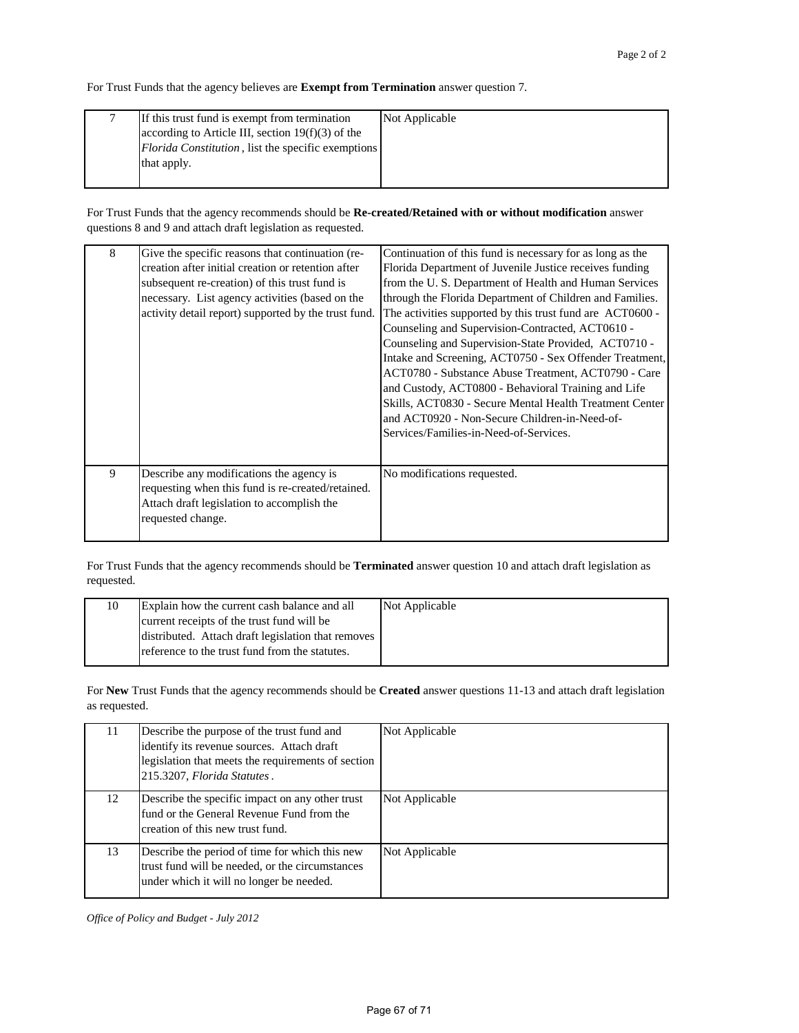For Trust Funds that the agency believes are **Exempt from Termination** answer question 7.

| | | |
|---|---|---|
| 7 | If this trust fund is exempt from termination according to Article III, section 19(f)(3) of the *Florida Constitution*, list the specific exemptions that apply. | Not Applicable |

For Trust Funds that the agency recommends should be **Re-created/Retained with or without modification** answer questions 8 and 9 and attach draft legislation as requested.

| | | |
|---|---|---|
| 8 | Give the specific reasons that continuation (re-creation after initial creation or retention after subsequent re-creation) of this trust fund is necessary. List agency activities (based on the activity detail report) supported by the trust fund. | Continuation of this fund is necessary for as long as the Florida Department of Juvenile Justice receives funding from the U. S. Department of Health and Human Services through the Florida Department of Children and Families. The activities supported by this trust fund are ACT0600 - Counseling and Supervision-Contracted, ACT0610 - Counseling and Supervision-State Provided, ACT0710 - Intake and Screening, ACT0750 - Sex Offender Treatment, ACT0780 - Substance Abuse Treatment, ACT0790 - Care and Custody, ACT0800 - Behavioral Training and Life Skills, ACT0830 - Secure Mental Health Treatment Center and ACT0920 - Non-Secure Children-in-Need-of-Services/Families-in-Need-of-Services. |
| 9 | Describe any modifications the agency is requesting when this fund is re-created/retained. Attach draft legislation to accomplish the requested change. | No modifications requested. |

For Trust Funds that the agency recommends should be **Terminated** answer question 10 and attach draft legislation as requested.

| | | |
|---|---|---|
| 10 | Explain how the current cash balance and all current receipts of the trust fund will be distributed. Attach draft legislation that removes reference to the trust fund from the statutes. | Not Applicable |

For **New** Trust Funds that the agency recommends should be **Created** answer questions 11-13 and attach draft legislation as requested.

| | | |
|---|---|---|
| 11 | Describe the purpose of the trust fund and identify its revenue sources. Attach draft legislation that meets the requirements of section 215.3207, *Florida Statutes*. | Not Applicable |
| 12 | Describe the specific impact on any other trust fund or the General Revenue Fund from the creation of this new trust fund. | Not Applicable |
| 13 | Describe the period of time for which this new trust fund will be needed, or the circumstances under which it will no longer be needed. | Not Applicable |

*Office of Policy and Budget - July 2012*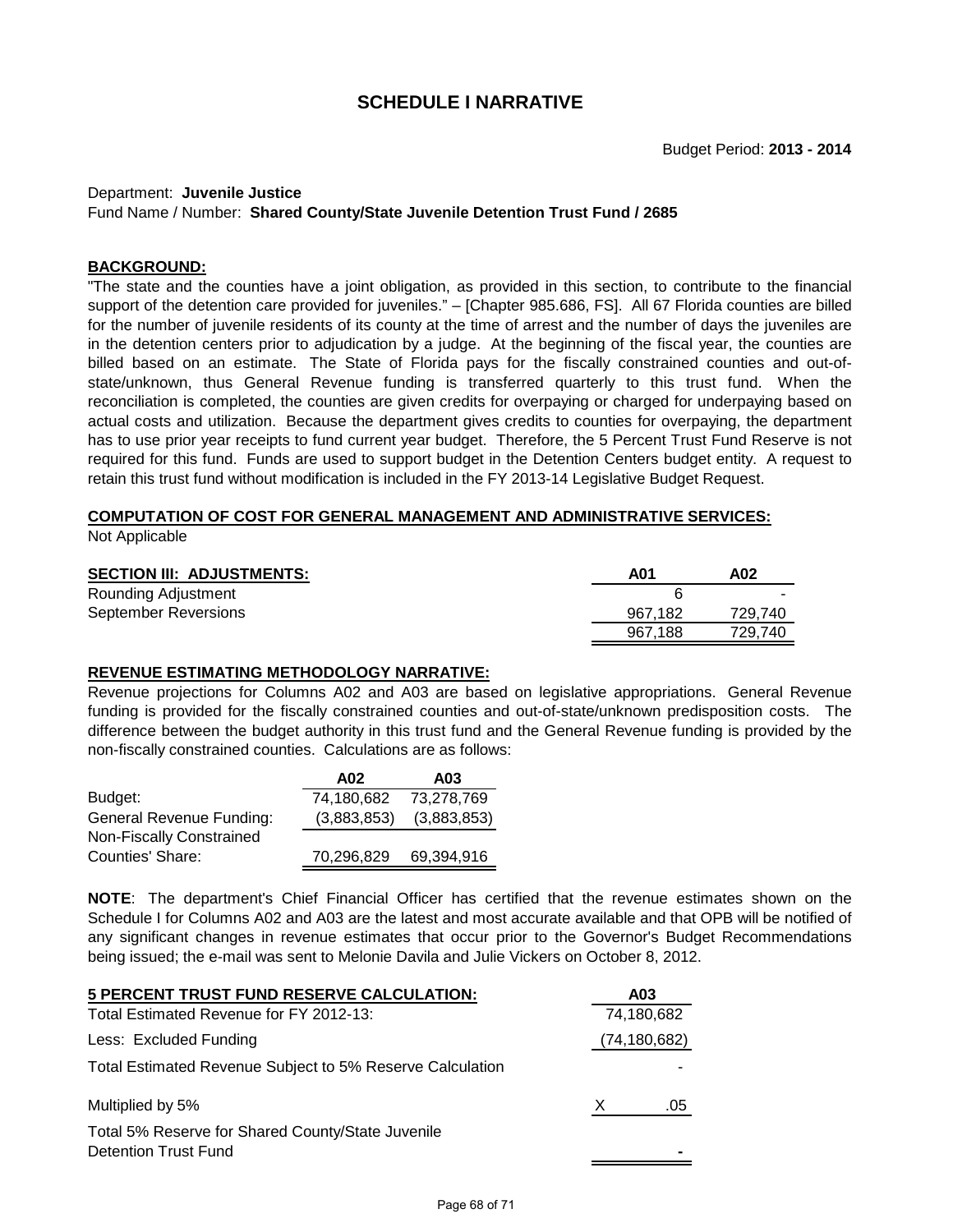# SCHEDULE I NARRATIVE

Budget Period: **2013 - 2014**

Department: **Juvenile Justice**
Fund Name / Number: **Shared County/State Juvenile Detention Trust Fund / 2685**

**BACKGROUND:**

"The state and the counties have a joint obligation, as provided in this section, to contribute to the financial support of the detention care provided for juveniles." – [Chapter 985.686, FS]. All 67 Florida counties are billed for the number of juvenile residents of its county at the time of arrest and the number of days the juveniles are in the detention centers prior to adjudication by a judge. At the beginning of the fiscal year, the counties are billed based on an estimate. The State of Florida pays for the fiscally constrained counties and out-of-state/unknown, thus General Revenue funding is transferred quarterly to this trust fund. When the reconciliation is completed, the counties are given credits for overpaying or charged for underpaying based on actual costs and utilization. Because the department gives credits to counties for overpaying, the department has to use prior year receipts to fund current year budget. Therefore, the 5 Percent Trust Fund Reserve is not required for this fund. Funds are used to support budget in the Detention Centers budget entity. A request to retain this trust fund without modification is included in the FY 2013-14 Legislative Budget Request.

**COMPUTATION OF COST FOR GENERAL MANAGEMENT AND ADMINISTRATIVE SERVICES:**

Not Applicable

| **SECTION III: ADJUSTMENTS:** | **A01** | **A02** |
|---|---|---|
| Rounding Adjustment | 6 | - |
| September Reversions | 967,182 | 729,740 |
| | 967,188 | 729,740 |

**REVENUE ESTIMATING METHODOLOGY NARRATIVE:**

Revenue projections for Columns A02 and A03 are based on legislative appropriations. General Revenue funding is provided for the fiscally constrained counties and out-of-state/unknown predisposition costs. The difference between the budget authority in this trust fund and the General Revenue funding is provided by the non-fiscally constrained counties. Calculations are as follows:

| | **A02** | **A03** |
|---|---|---|
| Budget: | 74,180,682 | 73,278,769 |
| General Revenue Funding: | (3,883,853) | (3,883,853) |
| Non-Fiscally Constrained Counties' Share: | 70,296,829 | 69,394,916 |

**NOTE**: The department's Chief Financial Officer has certified that the revenue estimates shown on the Schedule I for Columns A02 and A03 are the latest and most accurate available and that OPB will be notified of any significant changes in revenue estimates that occur prior to the Governor's Budget Recommendations being issued; the e-mail was sent to Melonie Davila and Julie Vickers on October 8, 2012.

| **5 PERCENT TRUST FUND RESERVE CALCULATION:** | **A03** |
|---|---|
| Total Estimated Revenue for FY 2012-13: | 74,180,682 |
| Less: Excluded Funding | (74,180,682) |
| Total Estimated Revenue Subject to 5% Reserve Calculation | - |
| Multiplied by 5% | X .05 |
| Total 5% Reserve for Shared County/State Juvenile Detention Trust Fund | **-** |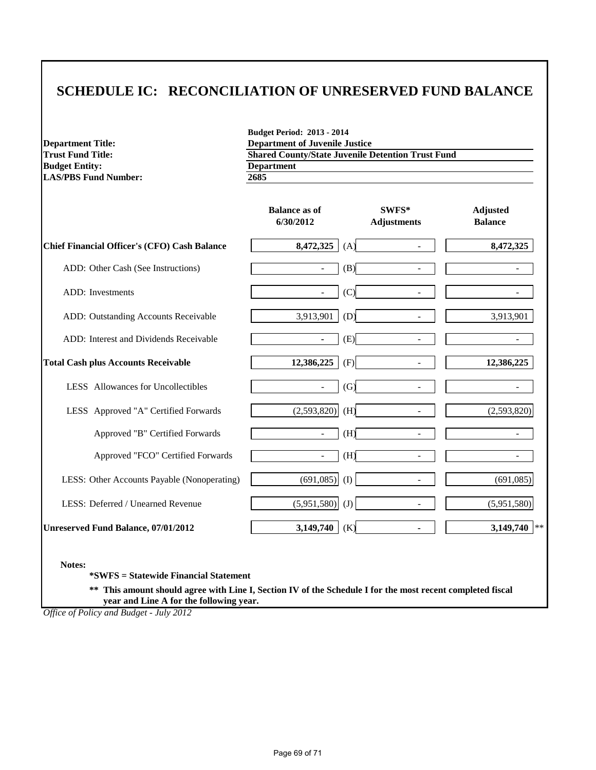# SCHEDULE IC: RECONCILIATION OF UNRESERVED FUND BALANCE

**Budget Period: 2013 - 2014**

| | |
|---|---|
| **Department Title:** | **Department of Juvenile Justice** |
| **Trust Fund Title:** | **Shared County/State Juvenile Detention Trust Fund** |
| **Budget Entity:** | **Department** |
| **LAS/PBS Fund Number:** | **2685** |

| | Balance as of 6/30/2012 | | SWFS* Adjustments | Adjusted Balance |
|---|---|---|---|---|
| **Chief Financial Officer's (CFO) Cash Balance** | **8,472,325** | (A) | - | **8,472,325** |
| ADD: Other Cash (See Instructions) | - | (B) | - | - |
| ADD: Investments | - | (C) | - | - |
| ADD: Outstanding Accounts Receivable | 3,913,901 | (D) | - | 3,913,901 |
| ADD: Interest and Dividends Receivable | - | (E) | - | - |
| **Total Cash plus Accounts Receivable** | **12,386,225** | (F) | - | **12,386,225** |
| LESS Allowances for Uncollectibles | - | (G) | - | - |
| LESS Approved "A" Certified Forwards | (2,593,820) | (H) | - | (2,593,820) |
| Approved "B" Certified Forwards | - | (H) | - | - |
| Approved "FCO" Certified Forwards | - | (H) | - | - |
| LESS: Other Accounts Payable (Nonoperating) | (691,085) | (I) | - | (691,085) |
| LESS: Deferred / Unearned Revenue | (5,951,580) | (J) | - | (5,951,580) |
| **Unreserved Fund Balance, 07/01/2012** | **3,149,740** | (K) | - | **3,149,740** ** |

**Notes:**

**\*SWFS = Statewide Financial Statement**

**\*\* This amount should agree with Line I, Section IV of the Schedule I for the most recent completed fiscal year and Line A for the following year.**

*Office of Policy and Budget - July 2012*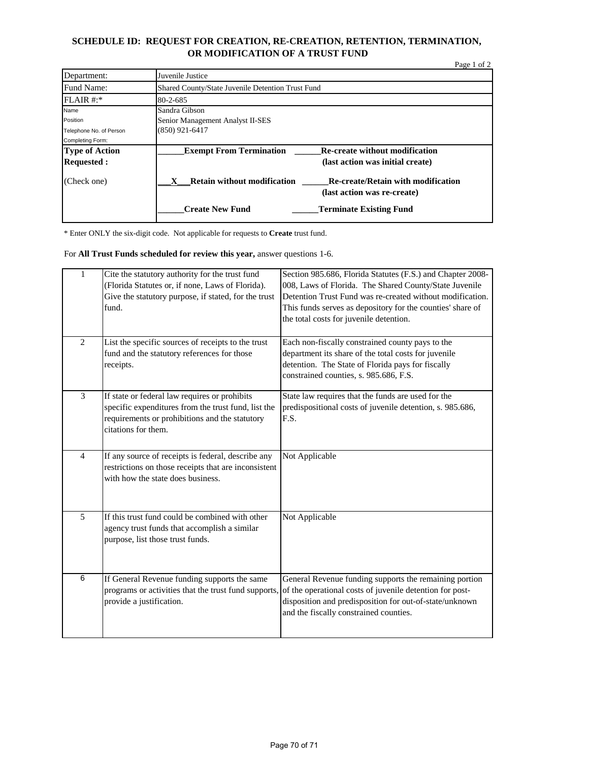# SCHEDULE ID: REQUEST FOR CREATION, RE-CREATION, RETENTION, TERMINATION, OR MODIFICATION OF A TRUST FUND

Page 1 of 2

| | |
|---|---|
| Department: | Juvenile Justice |
| Fund Name: | Shared County/State Juvenile Detention Trust Fund |
| FLAIR #:* | 80-2-685 |
| Name<br>Position<br>Telephone No. of Person Completing Form: | Sandra Gibson<br>Senior Management Analyst II-SES<br>(850) 921-6417 |
| **Type of Action Requested :**<br><br>(Check one) | ______**Exempt From Termination** ______**Re-create without modification (last action was initial create)**<br><br>___X___**Retain without modification** ______**Re-create/Retain with modification (last action was re-create)**<br><br>______**Create New Fund** ______**Terminate Existing Fund** |

\* Enter ONLY the six-digit code. Not applicable for requests to **Create** trust fund.

For **All Trust Funds scheduled for review this year,** answer questions 1-6.

| | | |
|---|---|---|
| 1 | Cite the statutory authority for the trust fund (Florida Statutes or, if none, Laws of Florida). Give the statutory purpose, if stated, for the trust fund. | Section 985.686, Florida Statutes (F.S.) and Chapter 2008-008, Laws of Florida. The Shared County/State Juvenile Detention Trust Fund was re-created without modification. This funds serves as depository for the counties' share of the total costs for juvenile detention. |
| 2 | List the specific sources of receipts to the trust fund and the statutory references for those receipts. | Each non-fiscally constrained county pays to the department its share of the total costs for juvenile detention. The State of Florida pays for fiscally constrained counties, s. 985.686, F.S. |
| 3 | If state or federal law requires or prohibits specific expenditures from the trust fund, list the requirements or prohibitions and the statutory citations for them. | State law requires that the funds are used for the predispositional costs of juvenile detention, s. 985.686, F.S. |
| 4 | If any source of receipts is federal, describe any restrictions on those receipts that are inconsistent with how the state does business. | Not Applicable |
| 5 | If this trust fund could be combined with other agency trust funds that accomplish a similar purpose, list those trust funds. | Not Applicable |
| 6 | If General Revenue funding supports the same programs or activities that the trust fund supports, provide a justification. | General Revenue funding supports the remaining portion of the operational costs of juvenile detention for post-disposition and predisposition for out-of-state/unknown and the fiscally constrained counties. |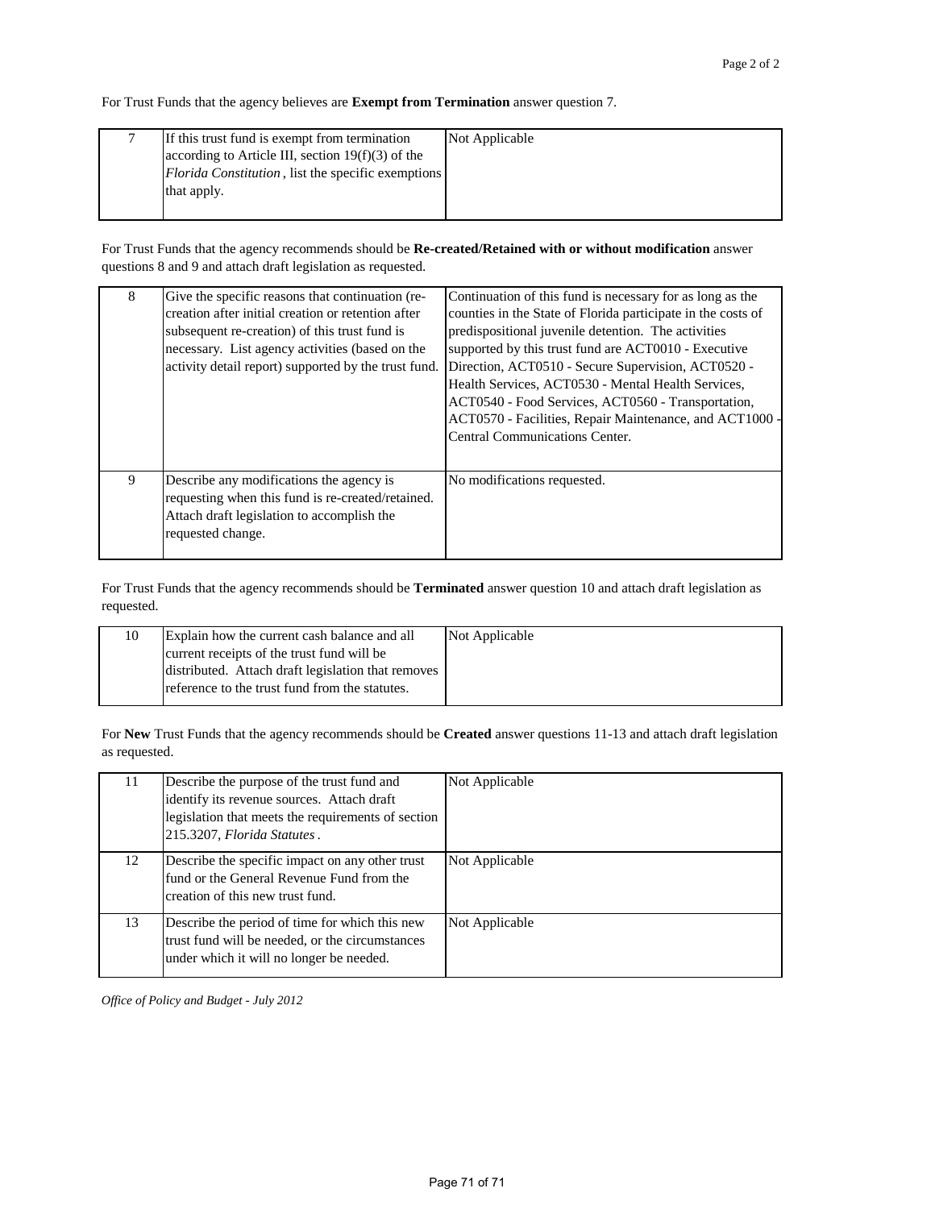For Trust Funds that the agency believes are **Exempt from Termination** answer question 7.

| | | |
|---|---|---|
| 7 | If this trust fund is exempt from termination according to Article III, section 19(f)(3) of the *Florida Constitution*, list the specific exemptions that apply. | Not Applicable |

For Trust Funds that the agency recommends should be **Re-created/Retained with or without modification** answer questions 8 and 9 and attach draft legislation as requested.

| | | |
|---|---|---|
| 8 | Give the specific reasons that continuation (re-creation after initial creation or retention after subsequent re-creation) of this trust fund is necessary. List agency activities (based on the activity detail report) supported by the trust fund. | Continuation of this fund is necessary for as long as the counties in the State of Florida participate in the costs of predispositional juvenile detention. The activities supported by this trust fund are ACT0010 - Executive Direction, ACT0510 - Secure Supervision, ACT0520 - Health Services, ACT0530 - Mental Health Services, ACT0540 - Food Services, ACT0560 - Transportation, ACT0570 - Facilities, Repair Maintenance, and ACT1000 - Central Communications Center. |
| 9 | Describe any modifications the agency is requesting when this fund is re-created/retained. Attach draft legislation to accomplish the requested change. | No modifications requested. |

For Trust Funds that the agency recommends should be **Terminated** answer question 10 and attach draft legislation as requested.

| | | |
|---|---|---|
| 10 | Explain how the current cash balance and all current receipts of the trust fund will be distributed. Attach draft legislation that removes reference to the trust fund from the statutes. | Not Applicable |

For **New** Trust Funds that the agency recommends should be **Created** answer questions 11-13 and attach draft legislation as requested.

| | | |
|---|---|---|
| 11 | Describe the purpose of the trust fund and identify its revenue sources. Attach draft legislation that meets the requirements of section 215.3207, *Florida Statutes*. | Not Applicable |
| 12 | Describe the specific impact on any other trust fund or the General Revenue Fund from the creation of this new trust fund. | Not Applicable |
| 13 | Describe the period of time for which this new trust fund will be needed, or the circumstances under which it will no longer be needed. | Not Applicable |

*Office of Policy and Budget - July 2012*